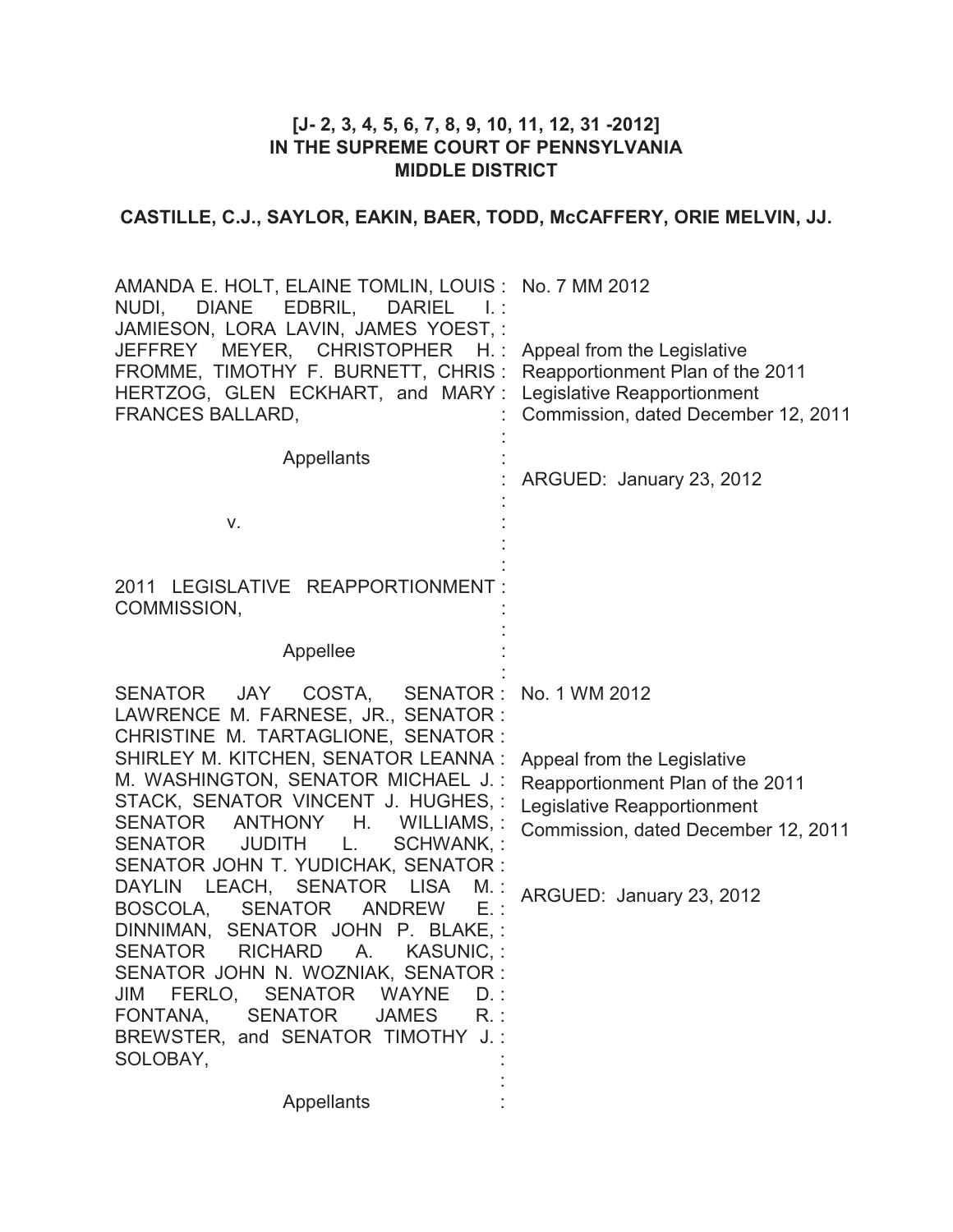**[J- 2, 3, 4, 5, 6, 7, 8, 9, 10, 11, 12, 31 -2012]**
**IN THE SUPREME COURT OF PENNSYLVANIA**
**MIDDLE DISTRICT**

**CASTILLE, C.J., SAYLOR, EAKIN, BAER, TODD, McCAFFERY, ORIE MELVIN, JJ.**

| | |
|---|---|
| AMANDA E. HOLT, ELAINE TOMLIN, LOUIS NUDI, DIANE EDBRIL, DARIEL I. JAMIESON, LORA LAVIN, JAMES YOEST, JEFFREY MEYER, CHRISTOPHER H. FROMME, TIMOTHY F. BURNETT, CHRIS HERTZOG, GLEN ECKHART, and MARY FRANCES BALLARD, | No. 7 MM 2012 |
| Appellants | Appeal from the Legislative Reapportionment Plan of the 2011 Legislative Reapportionment Commission, dated December 12, 2011 |
| v. | ARGUED: January 23, 2012 |
| 2011 LEGISLATIVE REAPPORTIONMENT COMMISSION, | |
| Appellee | |
| SENATOR JAY COSTA, SENATOR LAWRENCE M. FARNESE, JR., SENATOR CHRISTINE M. TARTAGLIONE, SENATOR SHIRLEY M. KITCHEN, SENATOR LEANNA M. WASHINGTON, SENATOR MICHAEL J. STACK, SENATOR VINCENT J. HUGHES, SENATOR ANTHONY H. WILLIAMS, SENATOR JUDITH L. SCHWANK, SENATOR JOHN T. YUDICHAK, SENATOR DAYLIN LEACH, SENATOR LISA M. BOSCOLA, SENATOR ANDREW E. DINNIMAN, SENATOR JOHN P. BLAKE, SENATOR RICHARD A. KASUNIC, SENATOR JOHN N. WOZNIAK, SENATOR JIM FERLO, SENATOR WAYNE D. FONTANA, SENATOR JAMES R. BREWSTER, and SENATOR TIMOTHY J. SOLOBAY, | No. 1 WM 2012<br><br>Appeal from the Legislative Reapportionment Plan of the 2011 Legislative Reapportionment Commission, dated December 12, 2011<br><br>ARGUED: January 23, 2012 |
| Appellants | |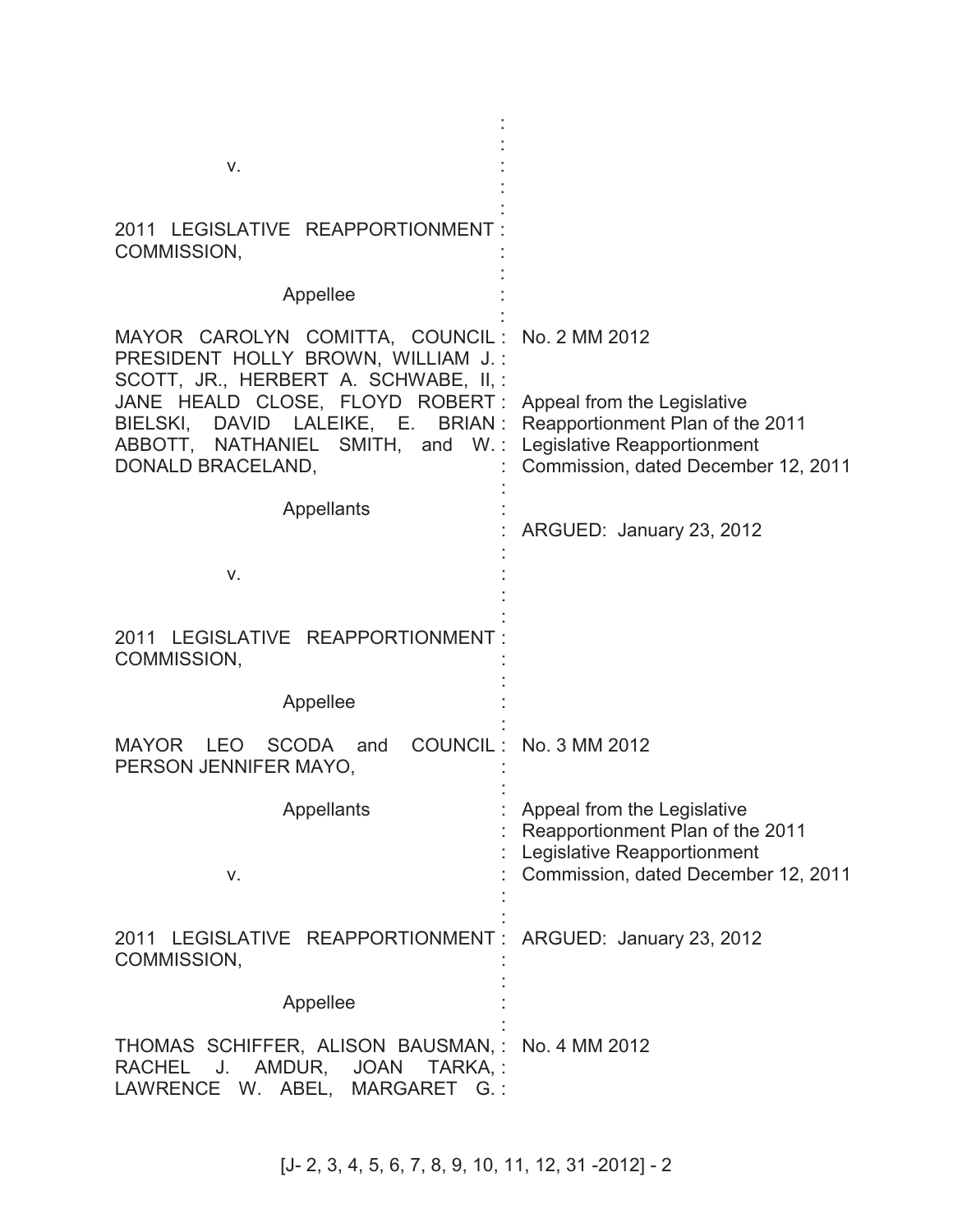v.

2011 LEGISLATIVE REAPPORTIONMENT COMMISSION,

Appellee

MAYOR CAROLYN COMITTA, COUNCIL PRESIDENT HOLLY BROWN, WILLIAM J. SCOTT, JR., HERBERT A. SCHWABE, II, JANE HEALD CLOSE, FLOYD ROBERT BIELSKI, DAVID LALEIKE, E. BRIAN ABBOTT, NATHANIEL SMITH, and W. DONALD BRACELAND,

Appellants

v.

2011 LEGISLATIVE REAPPORTIONMENT COMMISSION,

Appellee

No. 2 MM 2012

Appeal from the Legislative Reapportionment Plan of the 2011 Legislative Reapportionment Commission, dated December 12, 2011

ARGUED: January 23, 2012

MAYOR LEO SCODA and COUNCIL PERSON JENNIFER MAYO,

Appellants

v.

2011 LEGISLATIVE REAPPORTIONMENT COMMISSION,

Appellee

No. 3 MM 2012

Appeal from the Legislative Reapportionment Plan of the 2011 Legislative Reapportionment Commission, dated December 12, 2011

ARGUED: January 23, 2012

THOMAS SCHIFFER, ALISON BAUSMAN, RACHEL J. AMDUR, JOAN TARKA, LAWRENCE W. ABEL, MARGARET G.

No. 4 MM 2012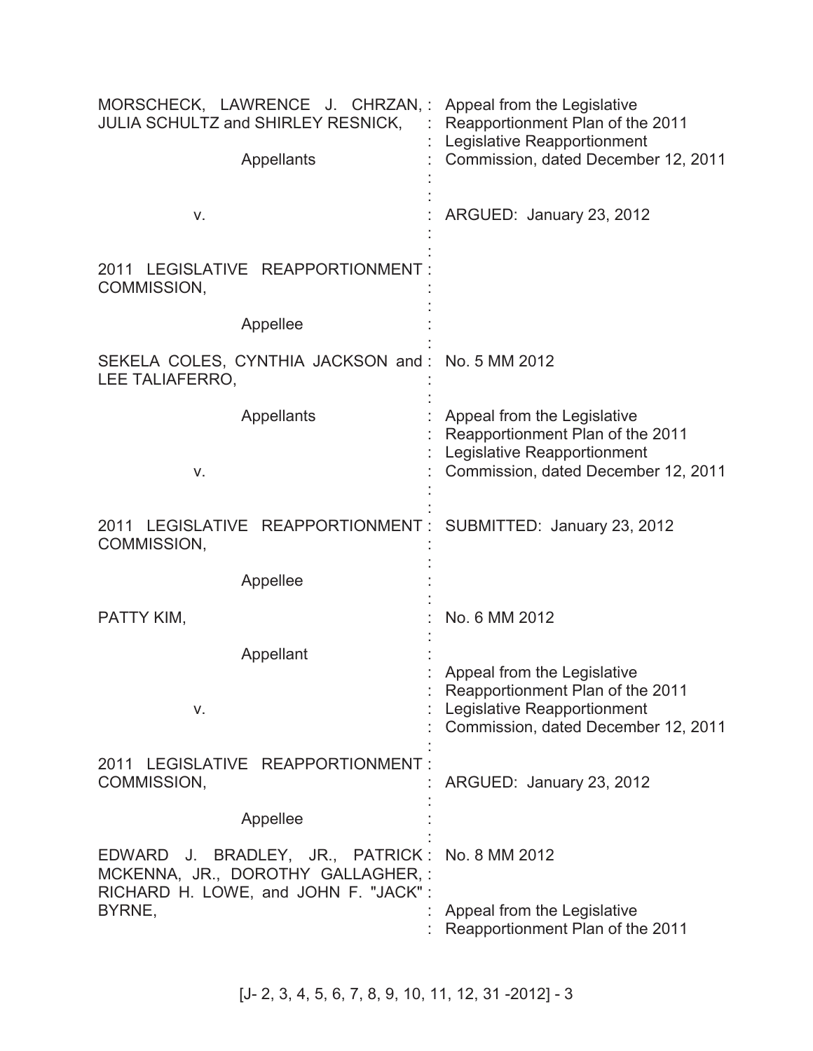MORSCHECK, LAWRENCE J. CHRZAN, JULIA SCHULTZ and SHIRLEY RESNICK,

Appellants

v.

2011 LEGISLATIVE REAPPORTIONMENT COMMISSION,

Appellee

: Appeal from the Legislative Reapportionment Plan of the 2011 Legislative Reapportionment Commission, dated December 12, 2011

: ARGUED: January 23, 2012

SEKELA COLES, CYNTHIA JACKSON and LEE TALIAFERRO,

Appellants

v.

2011 LEGISLATIVE REAPPORTIONMENT COMMISSION,

Appellee

: No. 5 MM 2012

: Appeal from the Legislative Reapportionment Plan of the 2011 Legislative Reapportionment Commission, dated December 12, 2011

: SUBMITTED: January 23, 2012

PATTY KIM,

Appellant

v.

2011 LEGISLATIVE REAPPORTIONMENT COMMISSION,

Appellee

: No. 6 MM 2012

: Appeal from the Legislative Reapportionment Plan of the 2011 Legislative Reapportionment Commission, dated December 12, 2011

: ARGUED: January 23, 2012

EDWARD J. BRADLEY, JR., PATRICK MCKENNA, JR., DOROTHY GALLAGHER, RICHARD H. LOWE, and JOHN F. "JACK" BYRNE,

: No. 8 MM 2012

: Appeal from the Legislative Reapportionment Plan of the 2011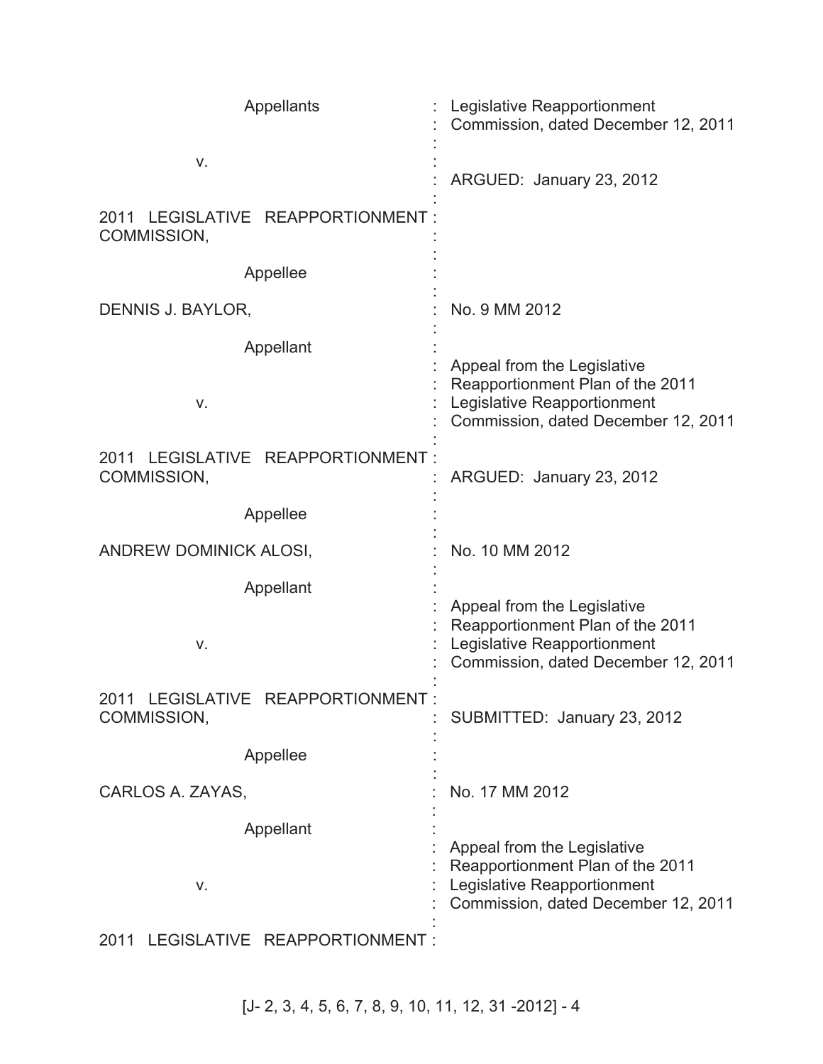| | | |
|---|---|---|
| Appellants | : | Legislative Reapportionment Commission, dated December 12, 2011 |
| v. | : | ARGUED: January 23, 2012 |
| 2011 LEGISLATIVE REAPPORTIONMENT COMMISSION, | : | |
| Appellee | : | |
| DENNIS J. BAYLOR, | : | No. 9 MM 2012 |
| Appellant | : | |
| v. | : | Appeal from the Legislative Reapportionment Plan of the 2011 Legislative Reapportionment Commission, dated December 12, 2011 |
| 2011 LEGISLATIVE REAPPORTIONMENT COMMISSION, | : | ARGUED: January 23, 2012 |
| Appellee | : | |
| ANDREW DOMINICK ALOSI, | : | No. 10 MM 2012 |
| Appellant | : | |
| v. | : | Appeal from the Legislative Reapportionment Plan of the 2011 Legislative Reapportionment Commission, dated December 12, 2011 |
| 2011 LEGISLATIVE REAPPORTIONMENT COMMISSION, | : | SUBMITTED: January 23, 2012 |
| Appellee | : | |
| CARLOS A. ZAYAS, | : | No. 17 MM 2012 |
| Appellant | : | |
| v. | : | Appeal from the Legislative Reapportionment Plan of the 2011 Legislative Reapportionment Commission, dated December 12, 2011 |
| 2011 LEGISLATIVE REAPPORTIONMENT | : | |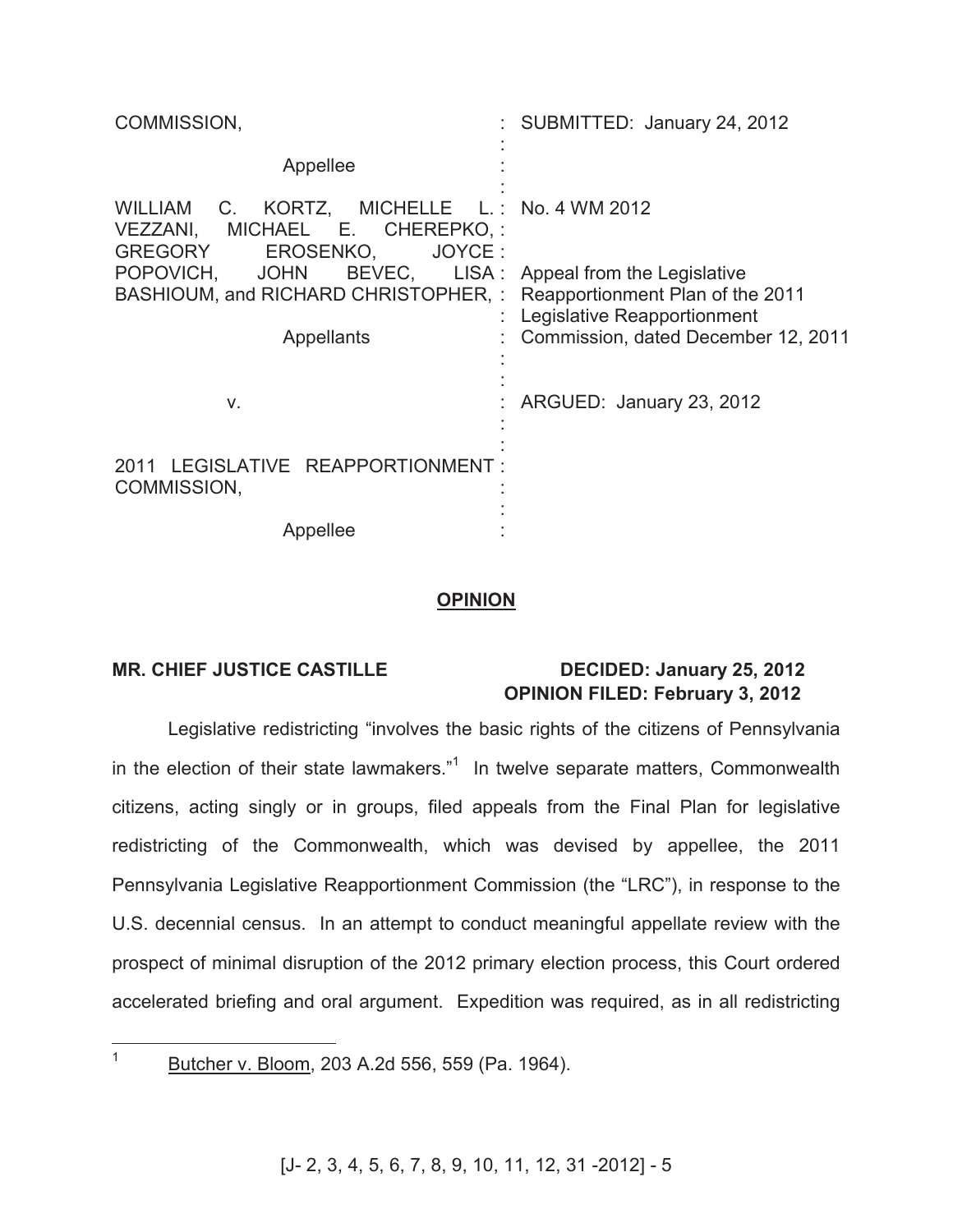| | |
|---|---|
| COMMISSION, | SUBMITTED: January 24, 2012 |
| Appellee | |
| WILLIAM C. KORTZ, MICHELLE L. VEZZANI, MICHAEL E. CHEREPKO, GREGORY EROSENKO, JOYCE POPOVICH, JOHN BEVEC, LISA BASHIOUM, and RICHARD CHRISTOPHER, | No. 4 WM 2012 |
| Appellants | Appeal from the Legislative Reapportionment Plan of the 2011 Legislative Reapportionment Commission, dated December 12, 2011 |
| v. | ARGUED: January 23, 2012 |
| 2011 LEGISLATIVE REAPPORTIONMENT COMMISSION, | |
| Appellee | |

## OPINION

**MR. CHIEF JUSTICE CASTILLE** **DECIDED: January 25, 2012**
**OPINION FILED: February 3, 2012**

Legislative redistricting "involves the basic rights of the citizens of Pennsylvania in the election of their state lawmakers."[1] In twelve separate matters, Commonwealth citizens, acting singly or in groups, filed appeals from the Final Plan for legislative redistricting of the Commonwealth, which was devised by appellee, the 2011 Pennsylvania Legislative Reapportionment Commission (the "LRC"), in response to the U.S. decennial census. In an attempt to conduct meaningful appellate review with the prospect of minimal disruption of the 2012 primary election process, this Court ordered accelerated briefing and oral argument. Expedition was required, as in all redistricting

[1] Butcher v. Bloom, 203 A.2d 556, 559 (Pa. 1964).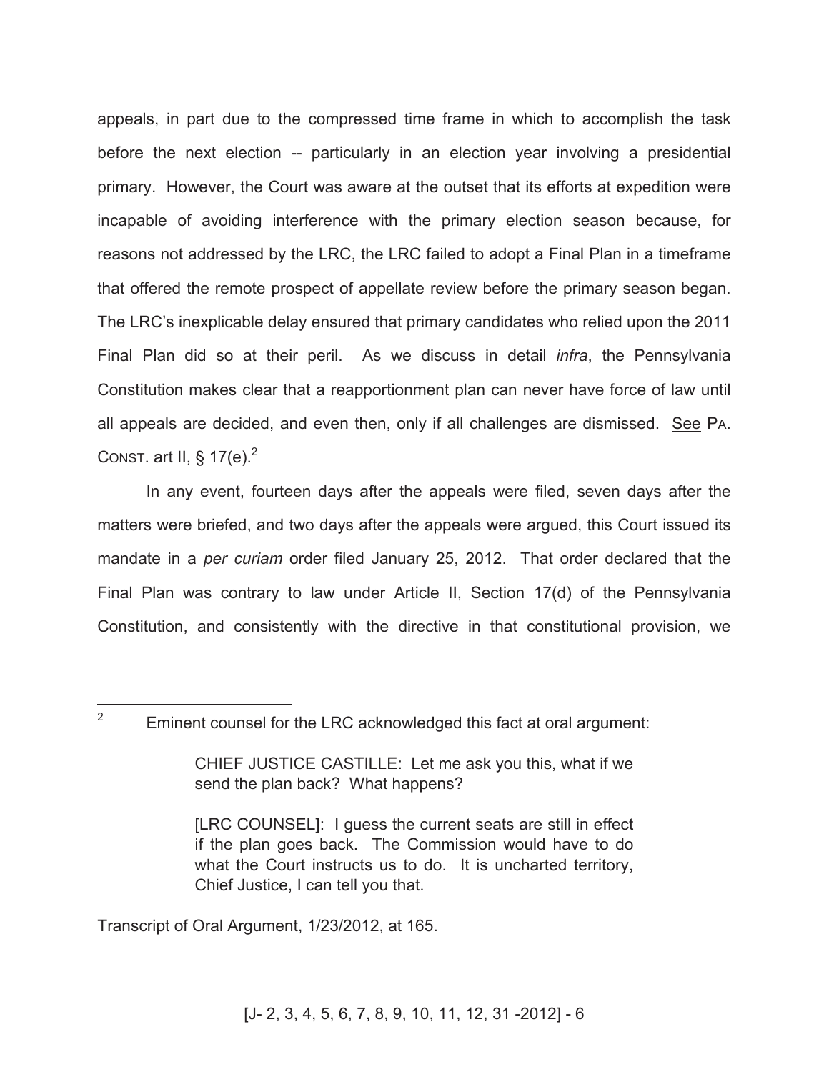appeals, in part due to the compressed time frame in which to accomplish the task before the next election -- particularly in an election year involving a presidential primary. However, the Court was aware at the outset that its efforts at expedition were incapable of avoiding interference with the primary election season because, for reasons not addressed by the LRC, the LRC failed to adopt a Final Plan in a timeframe that offered the remote prospect of appellate review before the primary season began. The LRC's inexplicable delay ensured that primary candidates who relied upon the 2011 Final Plan did so at their peril. As we discuss in detail *infra*, the Pennsylvania Constitution makes clear that a reapportionment plan can never have force of law until all appeals are decided, and even then, only if all challenges are dismissed. See PA. CONST. art II, § 17(e).[2]

In any event, fourteen days after the appeals were filed, seven days after the matters were briefed, and two days after the appeals were argued, this Court issued its mandate in a *per curiam* order filed January 25, 2012. That order declared that the Final Plan was contrary to law under Article II, Section 17(d) of the Pennsylvania Constitution, and consistently with the directive in that constitutional provision, we

---

[2] Eminent counsel for the LRC acknowledged this fact at oral argument:

> CHIEF JUSTICE CASTILLE: Let me ask you this, what if we send the plan back? What happens?
>
> [LRC COUNSEL]: I guess the current seats are still in effect if the plan goes back. The Commission would have to do what the Court instructs us to do. It is uncharted territory, Chief Justice, I can tell you that.

Transcript of Oral Argument, 1/23/2012, at 165.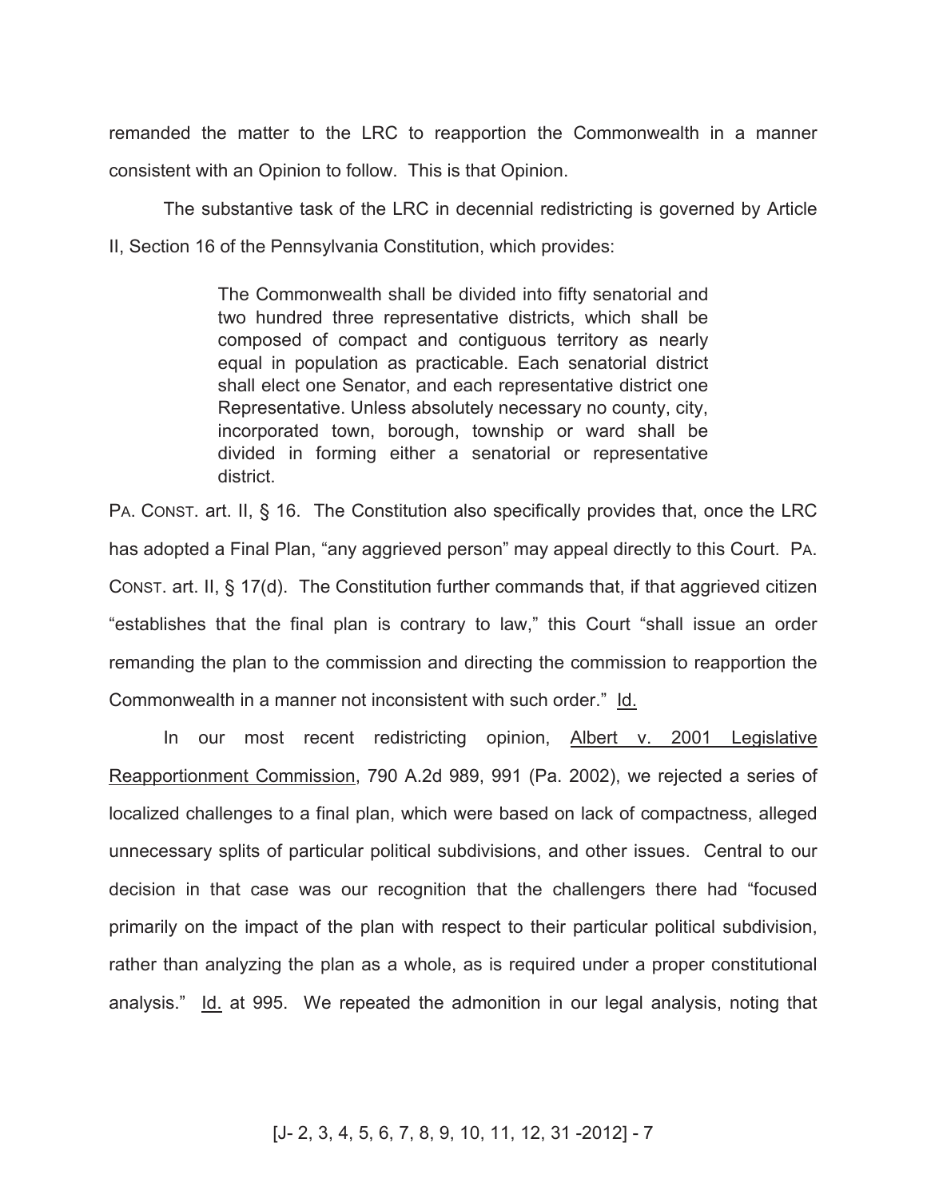remanded the matter to the LRC to reapportion the Commonwealth in a manner consistent with an Opinion to follow. This is that Opinion.

The substantive task of the LRC in decennial redistricting is governed by Article II, Section 16 of the Pennsylvania Constitution, which provides:

> The Commonwealth shall be divided into fifty senatorial and two hundred three representative districts, which shall be composed of compact and contiguous territory as nearly equal in population as practicable. Each senatorial district shall elect one Senator, and each representative district one Representative. Unless absolutely necessary no county, city, incorporated town, borough, township or ward shall be divided in forming either a senatorial or representative district.

PA. CONST. art. II, § 16. The Constitution also specifically provides that, once the LRC has adopted a Final Plan, "any aggrieved person" may appeal directly to this Court. PA. CONST. art. II, § 17(d). The Constitution further commands that, if that aggrieved citizen "establishes that the final plan is contrary to law," this Court "shall issue an order remanding the plan to the commission and directing the commission to reapportion the Commonwealth in a manner not inconsistent with such order." Id.

In our most recent redistricting opinion, Albert v. 2001 Legislative Reapportionment Commission, 790 A.2d 989, 991 (Pa. 2002), we rejected a series of localized challenges to a final plan, which were based on lack of compactness, alleged unnecessary splits of particular political subdivisions, and other issues. Central to our decision in that case was our recognition that the challengers there had "focused primarily on the impact of the plan with respect to their particular political subdivision, rather than analyzing the plan as a whole, as is required under a proper constitutional analysis." Id. at 995. We repeated the admonition in our legal analysis, noting that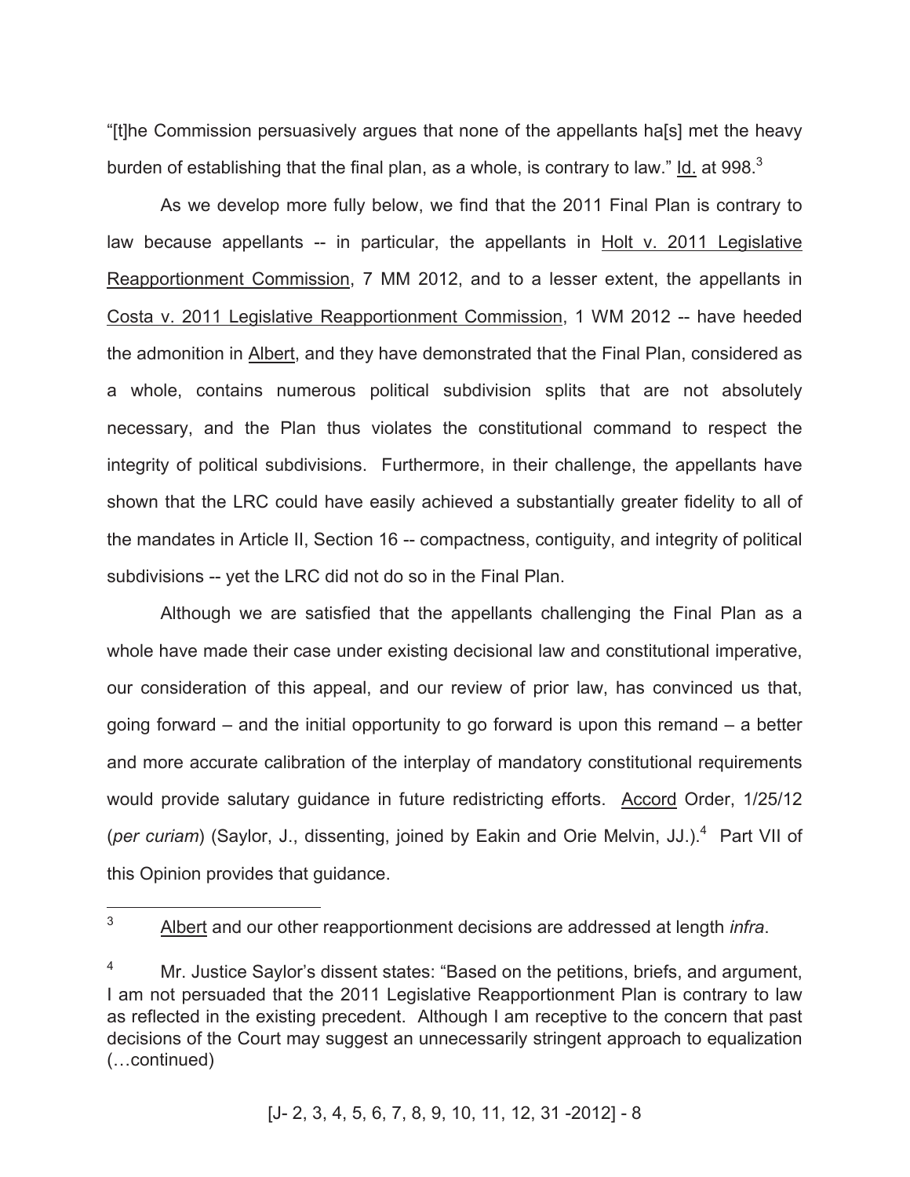"[t]he Commission persuasively argues that none of the appellants ha[s] met the heavy burden of establishing that the final plan, as a whole, is contrary to law." Id. at 998.[3]

As we develop more fully below, we find that the 2011 Final Plan is contrary to law because appellants -- in particular, the appellants in Holt v. 2011 Legislative Reapportionment Commission, 7 MM 2012, and to a lesser extent, the appellants in Costa v. 2011 Legislative Reapportionment Commission, 1 WM 2012 -- have heeded the admonition in Albert, and they have demonstrated that the Final Plan, considered as a whole, contains numerous political subdivision splits that are not absolutely necessary, and the Plan thus violates the constitutional command to respect the integrity of political subdivisions. Furthermore, in their challenge, the appellants have shown that the LRC could have easily achieved a substantially greater fidelity to all of the mandates in Article II, Section 16 -- compactness, contiguity, and integrity of political subdivisions -- yet the LRC did not do so in the Final Plan.

Although we are satisfied that the appellants challenging the Final Plan as a whole have made their case under existing decisional law and constitutional imperative, our consideration of this appeal, and our review of prior law, has convinced us that, going forward – and the initial opportunity to go forward is upon this remand – a better and more accurate calibration of the interplay of mandatory constitutional requirements would provide salutary guidance in future redistricting efforts. Accord Order, 1/25/12 (*per curiam*) (Saylor, J., dissenting, joined by Eakin and Orie Melvin, JJ.).[4] Part VII of this Opinion provides that guidance.

---

[3] Albert and our other reapportionment decisions are addressed at length *infra*.

[4] Mr. Justice Saylor's dissent states: "Based on the petitions, briefs, and argument, I am not persuaded that the 2011 Legislative Reapportionment Plan is contrary to law as reflected in the existing precedent. Although I am receptive to the concern that past decisions of the Court may suggest an unnecessarily stringent approach to equalization (…continued)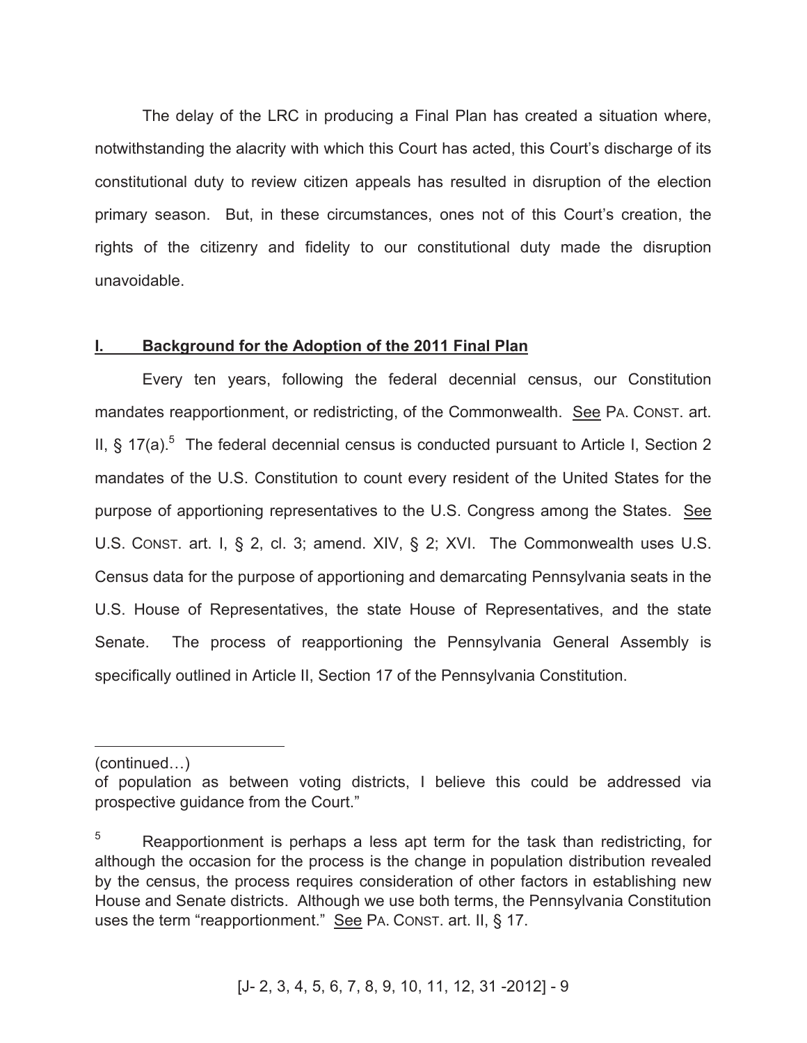The delay of the LRC in producing a Final Plan has created a situation where, notwithstanding the alacrity with which this Court has acted, this Court's discharge of its constitutional duty to review citizen appeals has resulted in disruption of the election primary season. But, in these circumstances, ones not of this Court's creation, the rights of the citizenry and fidelity to our constitutional duty made the disruption unavoidable.

## I. Background for the Adoption of the 2011 Final Plan

Every ten years, following the federal decennial census, our Constitution mandates reapportionment, or redistricting, of the Commonwealth. See PA. CONST. art. II, § 17(a).[5] The federal decennial census is conducted pursuant to Article I, Section 2 mandates of the U.S. Constitution to count every resident of the United States for the purpose of apportioning representatives to the U.S. Congress among the States. See U.S. CONST. art. I, § 2, cl. 3; amend. XIV, § 2; XVI. The Commonwealth uses U.S. Census data for the purpose of apportioning and demarcating Pennsylvania seats in the U.S. House of Representatives, the state House of Representatives, and the state Senate. The process of reapportioning the Pennsylvania General Assembly is specifically outlined in Article II, Section 17 of the Pennsylvania Constitution.

---

(continued…)

of population as between voting districts, I believe this could be addressed via prospective guidance from the Court."

[5] Reapportionment is perhaps a less apt term for the task than redistricting, for although the occasion for the process is the change in population distribution revealed by the census, the process requires consideration of other factors in establishing new House and Senate districts. Although we use both terms, the Pennsylvania Constitution uses the term "reapportionment." See PA. CONST. art. II, § 17.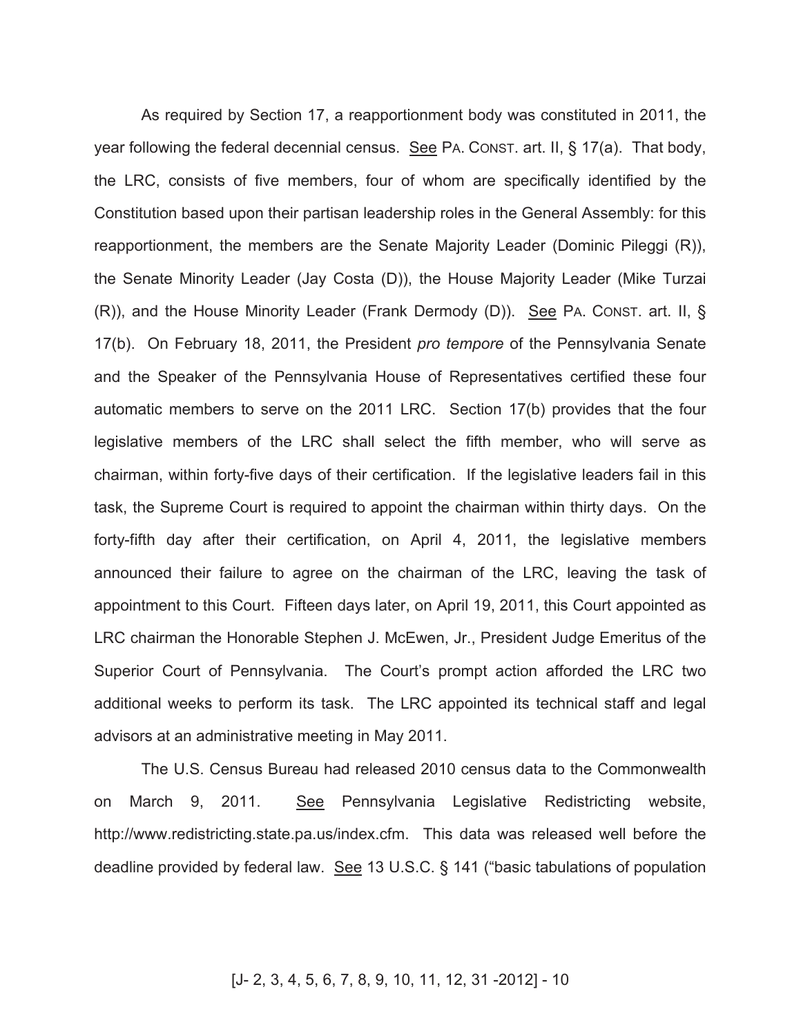As required by Section 17, a reapportionment body was constituted in 2011, the year following the federal decennial census. See PA. CONST. art. II, § 17(a). That body, the LRC, consists of five members, four of whom are specifically identified by the Constitution based upon their partisan leadership roles in the General Assembly: for this reapportionment, the members are the Senate Majority Leader (Dominic Pileggi (R)), the Senate Minority Leader (Jay Costa (D)), the House Majority Leader (Mike Turzai (R)), and the House Minority Leader (Frank Dermody (D)). See PA. CONST. art. II, § 17(b). On February 18, 2011, the President *pro tempore* of the Pennsylvania Senate and the Speaker of the Pennsylvania House of Representatives certified these four automatic members to serve on the 2011 LRC. Section 17(b) provides that the four legislative members of the LRC shall select the fifth member, who will serve as chairman, within forty-five days of their certification. If the legislative leaders fail in this task, the Supreme Court is required to appoint the chairman within thirty days. On the forty-fifth day after their certification, on April 4, 2011, the legislative members announced their failure to agree on the chairman of the LRC, leaving the task of appointment to this Court. Fifteen days later, on April 19, 2011, this Court appointed as LRC chairman the Honorable Stephen J. McEwen, Jr., President Judge Emeritus of the Superior Court of Pennsylvania. The Court's prompt action afforded the LRC two additional weeks to perform its task. The LRC appointed its technical staff and legal advisors at an administrative meeting in May 2011.

The U.S. Census Bureau had released 2010 census data to the Commonwealth on March 9, 2011. See Pennsylvania Legislative Redistricting website, http://www.redistricting.state.pa.us/index.cfm. This data was released well before the deadline provided by federal law. See 13 U.S.C. § 141 ("basic tabulations of population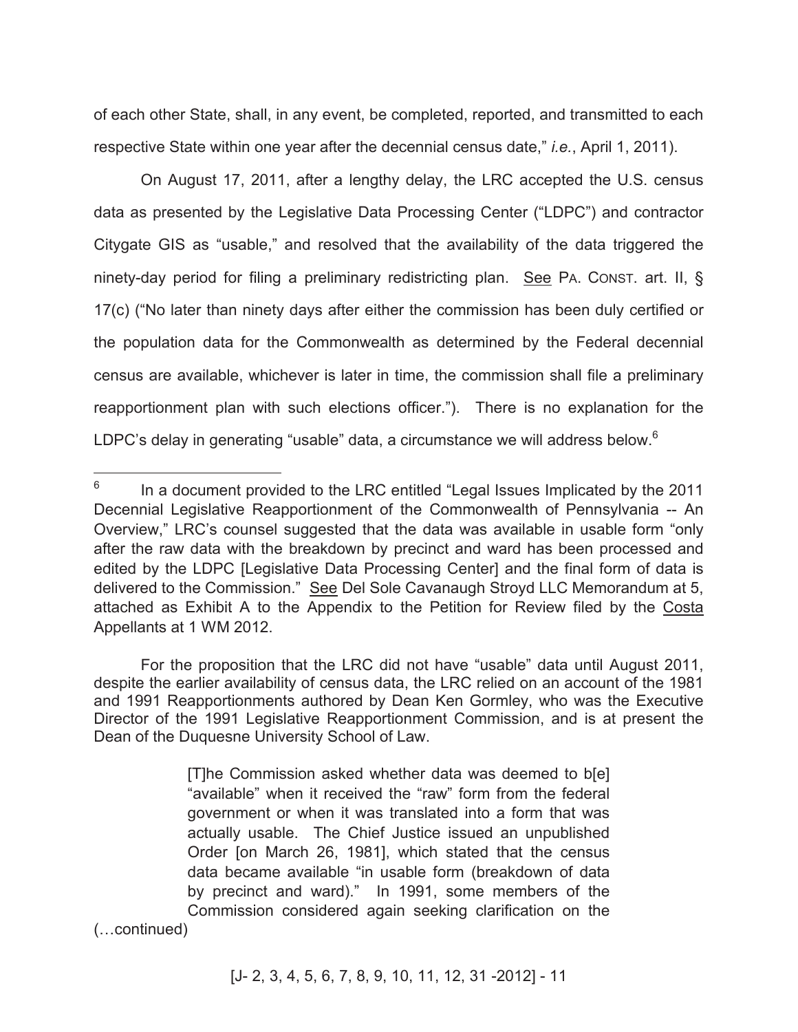of each other State, shall, in any event, be completed, reported, and transmitted to each respective State within one year after the decennial census date," *i.e.*, April 1, 2011).

On August 17, 2011, after a lengthy delay, the LRC accepted the U.S. census data as presented by the Legislative Data Processing Center ("LDPC") and contractor Citygate GIS as "usable," and resolved that the availability of the data triggered the ninety-day period for filing a preliminary redistricting plan. See PA. CONST. art. II, § 17(c) ("No later than ninety days after either the commission has been duly certified or the population data for the Commonwealth as determined by the Federal decennial census are available, whichever is later in time, the commission shall file a preliminary reapportionment plan with such elections officer."). There is no explanation for the LDPC's delay in generating "usable" data, a circumstance we will address below.[6]

---

[6] In a document provided to the LRC entitled "Legal Issues Implicated by the 2011 Decennial Legislative Reapportionment of the Commonwealth of Pennsylvania -- An Overview," LRC's counsel suggested that the data was available in usable form "only after the raw data with the breakdown by precinct and ward has been processed and edited by the LDPC [Legislative Data Processing Center] and the final form of data is delivered to the Commission." See Del Sole Cavanaugh Stroyd LLC Memorandum at 5, attached as Exhibit A to the Appendix to the Petition for Review filed by the Costa Appellants at 1 WM 2012.

For the proposition that the LRC did not have "usable" data until August 2011, despite the earlier availability of census data, the LRC relied on an account of the 1981 and 1991 Reapportionments authored by Dean Ken Gormley, who was the Executive Director of the 1991 Legislative Reapportionment Commission, and is at present the Dean of the Duquesne University School of Law.

> [T]he Commission asked whether data was deemed to b[e] "available" when it received the "raw" form from the federal government or when it was translated into a form that was actually usable. The Chief Justice issued an unpublished Order [on March 26, 1981], which stated that the census data became available "in usable form (breakdown of data by precinct and ward)." In 1991, some members of the Commission considered again seeking clarification on the

(…continued)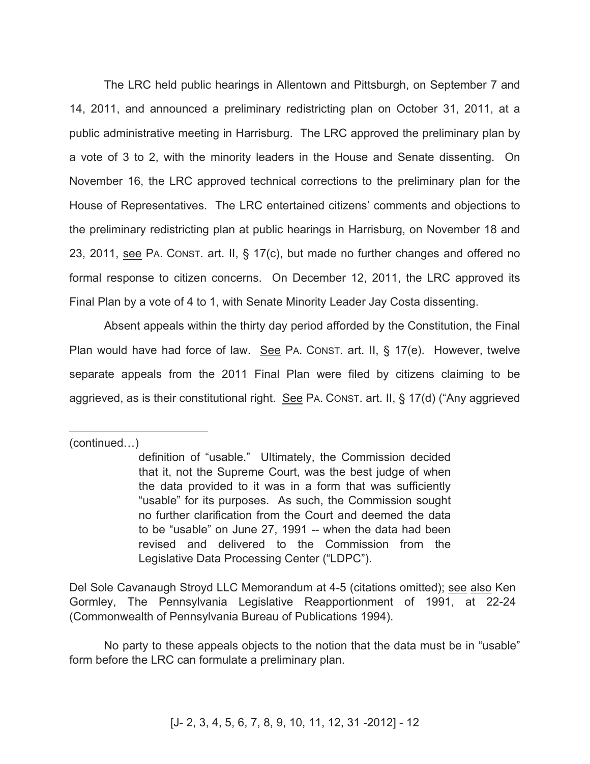The LRC held public hearings in Allentown and Pittsburgh, on September 7 and 14, 2011, and announced a preliminary redistricting plan on October 31, 2011, at a public administrative meeting in Harrisburg. The LRC approved the preliminary plan by a vote of 3 to 2, with the minority leaders in the House and Senate dissenting. On November 16, the LRC approved technical corrections to the preliminary plan for the House of Representatives. The LRC entertained citizens' comments and objections to the preliminary redistricting plan at public hearings in Harrisburg, on November 18 and 23, 2011, see PA. CONST. art. II, § 17(c), but made no further changes and offered no formal response to citizen concerns. On December 12, 2011, the LRC approved its Final Plan by a vote of 4 to 1, with Senate Minority Leader Jay Costa dissenting.

Absent appeals within the thirty day period afforded by the Constitution, the Final Plan would have had force of law. See PA. CONST. art. II, § 17(e). However, twelve separate appeals from the 2011 Final Plan were filed by citizens claiming to be aggrieved, as is their constitutional right. See PA. CONST. art. II, § 17(d) ("Any aggrieved

---

(continued…)

> definition of "usable." Ultimately, the Commission decided that it, not the Supreme Court, was the best judge of when the data provided to it was in a form that was sufficiently "usable" for its purposes. As such, the Commission sought no further clarification from the Court and deemed the data to be "usable" on June 27, 1991 -- when the data had been revised and delivered to the Commission from the Legislative Data Processing Center ("LDPC").

Del Sole Cavanaugh Stroyd LLC Memorandum at 4-5 (citations omitted); see also Ken Gormley, The Pennsylvania Legislative Reapportionment of 1991, at 22-24 (Commonwealth of Pennsylvania Bureau of Publications 1994).

No party to these appeals objects to the notion that the data must be in "usable" form before the LRC can formulate a preliminary plan.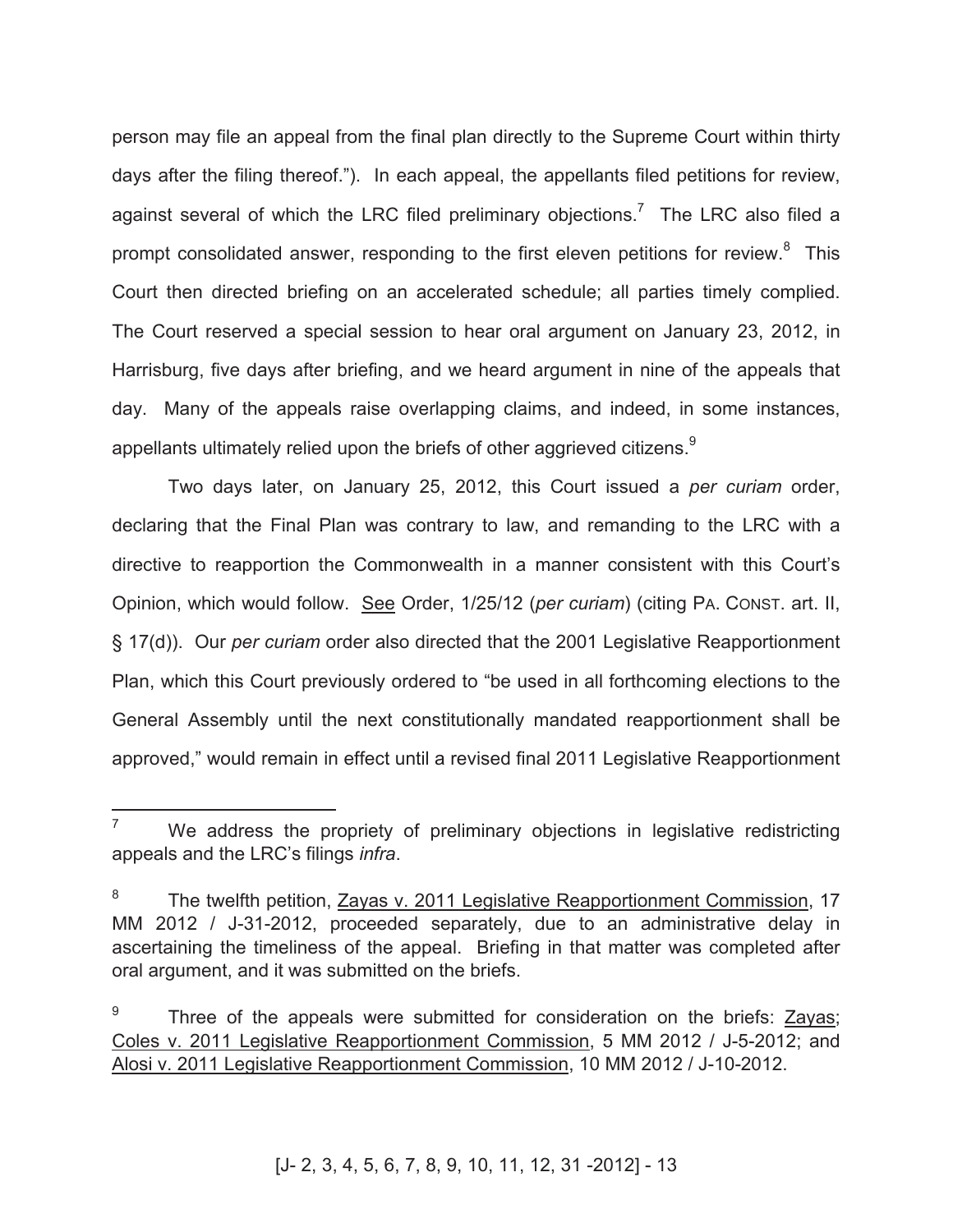person may file an appeal from the final plan directly to the Supreme Court within thirty days after the filing thereof."). In each appeal, the appellants filed petitions for review, against several of which the LRC filed preliminary objections.[7] The LRC also filed a prompt consolidated answer, responding to the first eleven petitions for review.[8] This Court then directed briefing on an accelerated schedule; all parties timely complied. The Court reserved a special session to hear oral argument on January 23, 2012, in Harrisburg, five days after briefing, and we heard argument in nine of the appeals that day. Many of the appeals raise overlapping claims, and indeed, in some instances, appellants ultimately relied upon the briefs of other aggrieved citizens.[9]

Two days later, on January 25, 2012, this Court issued a *per curiam* order, declaring that the Final Plan was contrary to law, and remanding to the LRC with a directive to reapportion the Commonwealth in a manner consistent with this Court's Opinion, which would follow. See Order, 1/25/12 (*per curiam*) (citing PA. CONST. art. II, § 17(d)). Our *per curiam* order also directed that the 2001 Legislative Reapportionment Plan, which this Court previously ordered to "be used in all forthcoming elections to the General Assembly until the next constitutionally mandated reapportionment shall be approved," would remain in effect until a revised final 2011 Legislative Reapportionment

---

[7] We address the propriety of preliminary objections in legislative redistricting appeals and the LRC's filings *infra*.

[8] The twelfth petition, Zayas v. 2011 Legislative Reapportionment Commission, 17 MM 2012 / J-31-2012, proceeded separately, due to an administrative delay in ascertaining the timeliness of the appeal. Briefing in that matter was completed after oral argument, and it was submitted on the briefs.

[9] Three of the appeals were submitted for consideration on the briefs: Zayas; Coles v. 2011 Legislative Reapportionment Commission, 5 MM 2012 / J-5-2012; and Alosi v. 2011 Legislative Reapportionment Commission, 10 MM 2012 / J-10-2012.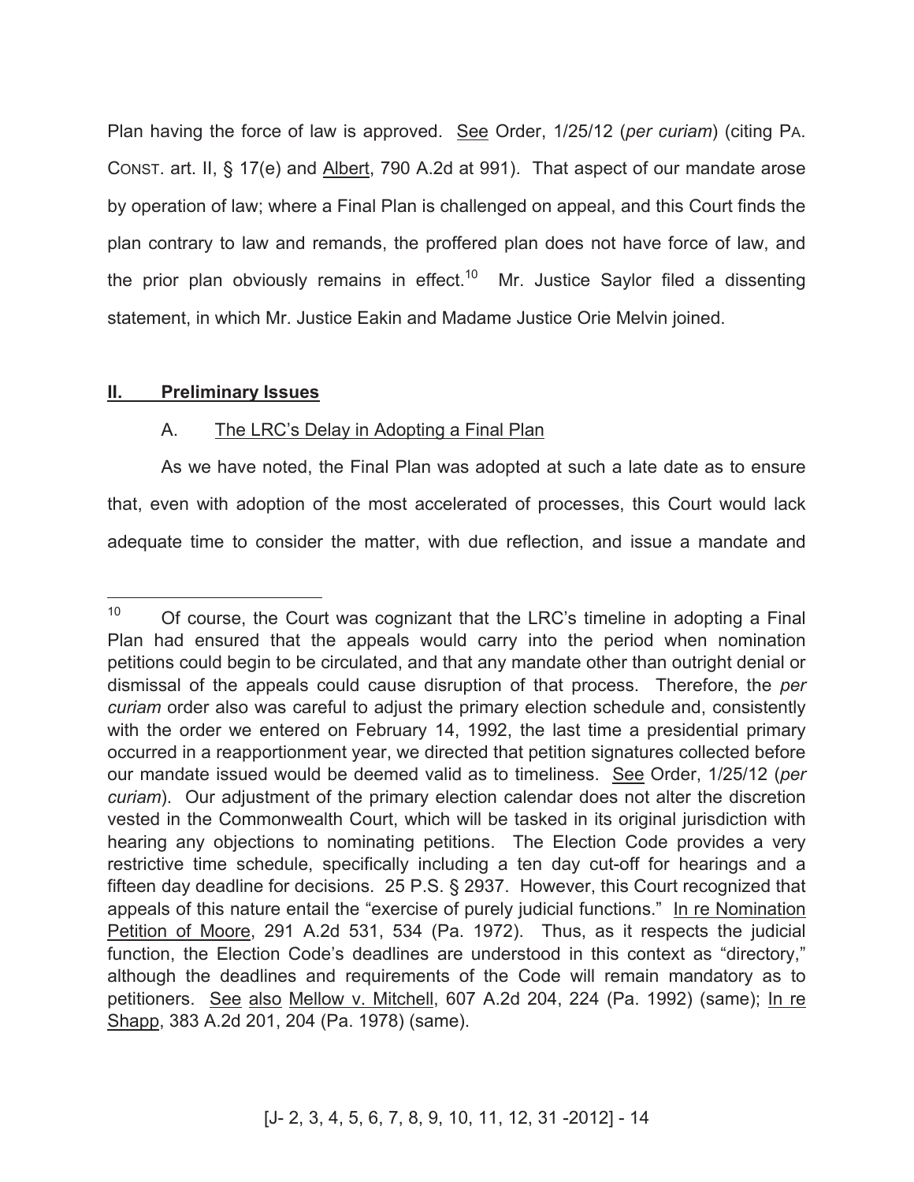Plan having the force of law is approved. See Order, 1/25/12 (*per curiam*) (citing PA. CONST. art. II, § 17(e) and Albert, 790 A.2d at 991). That aspect of our mandate arose by operation of law; where a Final Plan is challenged on appeal, and this Court finds the plan contrary to law and remands, the proffered plan does not have force of law, and the prior plan obviously remains in effect.[10] Mr. Justice Saylor filed a dissenting statement, in which Mr. Justice Eakin and Madame Justice Orie Melvin joined.

## II. Preliminary Issues

### A. The LRC's Delay in Adopting a Final Plan

As we have noted, the Final Plan was adopted at such a late date as to ensure that, even with adoption of the most accelerated of processes, this Court would lack adequate time to consider the matter, with due reflection, and issue a mandate and

---

[10] Of course, the Court was cognizant that the LRC's timeline in adopting a Final Plan had ensured that the appeals would carry into the period when nomination petitions could begin to be circulated, and that any mandate other than outright denial or dismissal of the appeals could cause disruption of that process. Therefore, the *per curiam* order also was careful to adjust the primary election schedule and, consistently with the order we entered on February 14, 1992, the last time a presidential primary occurred in a reapportionment year, we directed that petition signatures collected before our mandate issued would be deemed valid as to timeliness. See Order, 1/25/12 (*per curiam*). Our adjustment of the primary election calendar does not alter the discretion vested in the Commonwealth Court, which will be tasked in its original jurisdiction with hearing any objections to nominating petitions. The Election Code provides a very restrictive time schedule, specifically including a ten day cut-off for hearings and a fifteen day deadline for decisions. 25 P.S. § 2937. However, this Court recognized that appeals of this nature entail the "exercise of purely judicial functions." In re Nomination Petition of Moore, 291 A.2d 531, 534 (Pa. 1972). Thus, as it respects the judicial function, the Election Code's deadlines are understood in this context as "directory," although the deadlines and requirements of the Code will remain mandatory as to petitioners. See also Mellow v. Mitchell, 607 A.2d 204, 224 (Pa. 1992) (same); In re Shapp, 383 A.2d 201, 204 (Pa. 1978) (same).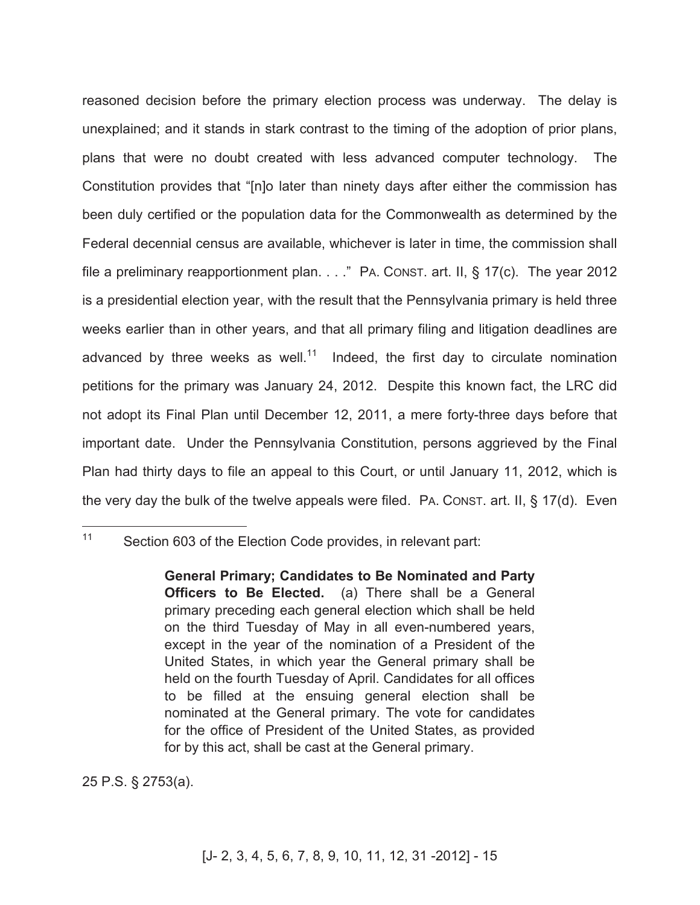reasoned decision before the primary election process was underway. The delay is unexplained; and it stands in stark contrast to the timing of the adoption of prior plans, plans that were no doubt created with less advanced computer technology. The Constitution provides that "[n]o later than ninety days after either the commission has been duly certified or the population data for the Commonwealth as determined by the Federal decennial census are available, whichever is later in time, the commission shall file a preliminary reapportionment plan. . . ." PA. CONST. art. II, § 17(c). The year 2012 is a presidential election year, with the result that the Pennsylvania primary is held three weeks earlier than in other years, and that all primary filing and litigation deadlines are advanced by three weeks as well.[11] Indeed, the first day to circulate nomination petitions for the primary was January 24, 2012. Despite this known fact, the LRC did not adopt its Final Plan until December 12, 2011, a mere forty-three days before that important date. Under the Pennsylvania Constitution, persons aggrieved by the Final Plan had thirty days to file an appeal to this Court, or until January 11, 2012, which is the very day the bulk of the twelve appeals were filed. PA. CONST. art. II, § 17(d). Even

---

[11] Section 603 of the Election Code provides, in relevant part:

> **General Primary; Candidates to Be Nominated and Party Officers to Be Elected.** (a) There shall be a General primary preceding each general election which shall be held on the third Tuesday of May in all even-numbered years, except in the year of the nomination of a President of the United States, in which year the General primary shall be held on the fourth Tuesday of April. Candidates for all offices to be filled at the ensuing general election shall be nominated at the General primary. The vote for candidates for the office of President of the United States, as provided for by this act, shall be cast at the General primary.

25 P.S. § 2753(a).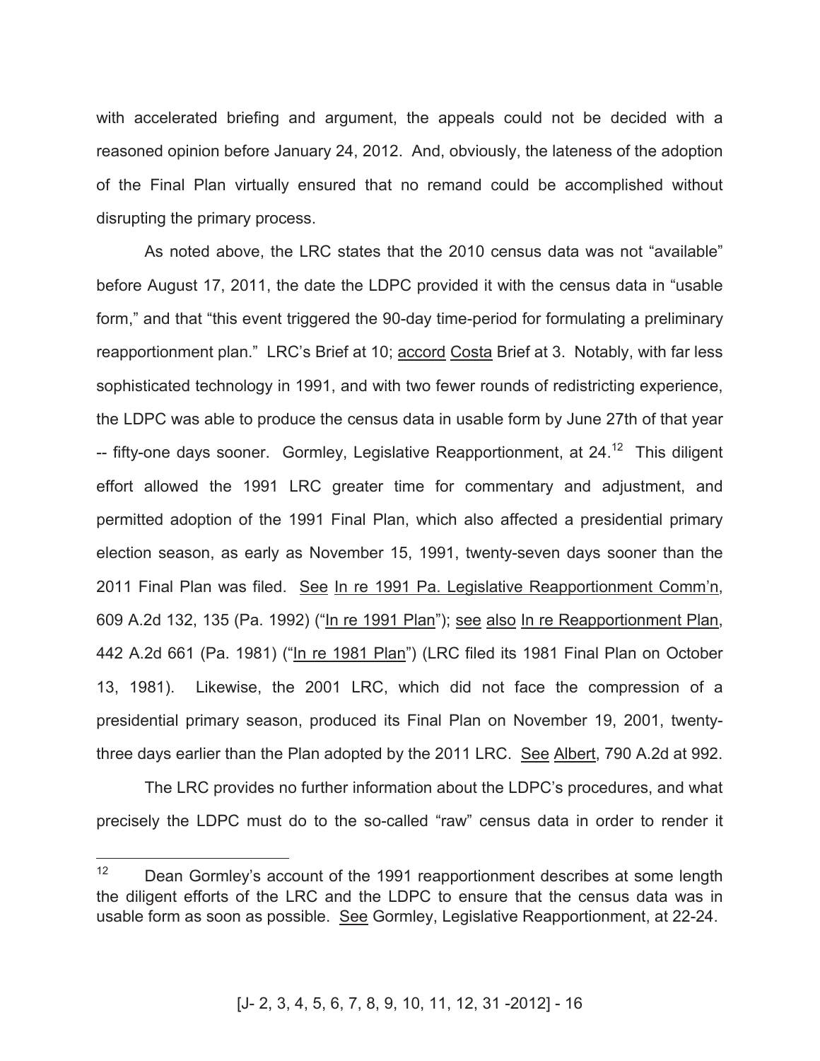with accelerated briefing and argument, the appeals could not be decided with a reasoned opinion before January 24, 2012. And, obviously, the lateness of the adoption of the Final Plan virtually ensured that no remand could be accomplished without disrupting the primary process.

As noted above, the LRC states that the 2010 census data was not "available" before August 17, 2011, the date the LDPC provided it with the census data in "usable form," and that "this event triggered the 90-day time-period for formulating a preliminary reapportionment plan." LRC's Brief at 10; accord Costa Brief at 3. Notably, with far less sophisticated technology in 1991, and with two fewer rounds of redistricting experience, the LDPC was able to produce the census data in usable form by June 27th of that year -- fifty-one days sooner. Gormley, Legislative Reapportionment, at 24.[12] This diligent effort allowed the 1991 LRC greater time for commentary and adjustment, and permitted adoption of the 1991 Final Plan, which also affected a presidential primary election season, as early as November 15, 1991, twenty-seven days sooner than the 2011 Final Plan was filed. See In re 1991 Pa. Legislative Reapportionment Comm'n, 609 A.2d 132, 135 (Pa. 1992) ("In re 1991 Plan"); see also In re Reapportionment Plan, 442 A.2d 661 (Pa. 1981) ("In re 1981 Plan") (LRC filed its 1981 Final Plan on October 13, 1981). Likewise, the 2001 LRC, which did not face the compression of a presidential primary season, produced its Final Plan on November 19, 2001, twenty-three days earlier than the Plan adopted by the 2011 LRC. See Albert, 790 A.2d at 992.

The LRC provides no further information about the LDPC's procedures, and what precisely the LDPC must do to the so-called "raw" census data in order to render it

---

[12] Dean Gormley's account of the 1991 reapportionment describes at some length the diligent efforts of the LRC and the LDPC to ensure that the census data was in usable form as soon as possible. See Gormley, Legislative Reapportionment, at 22-24.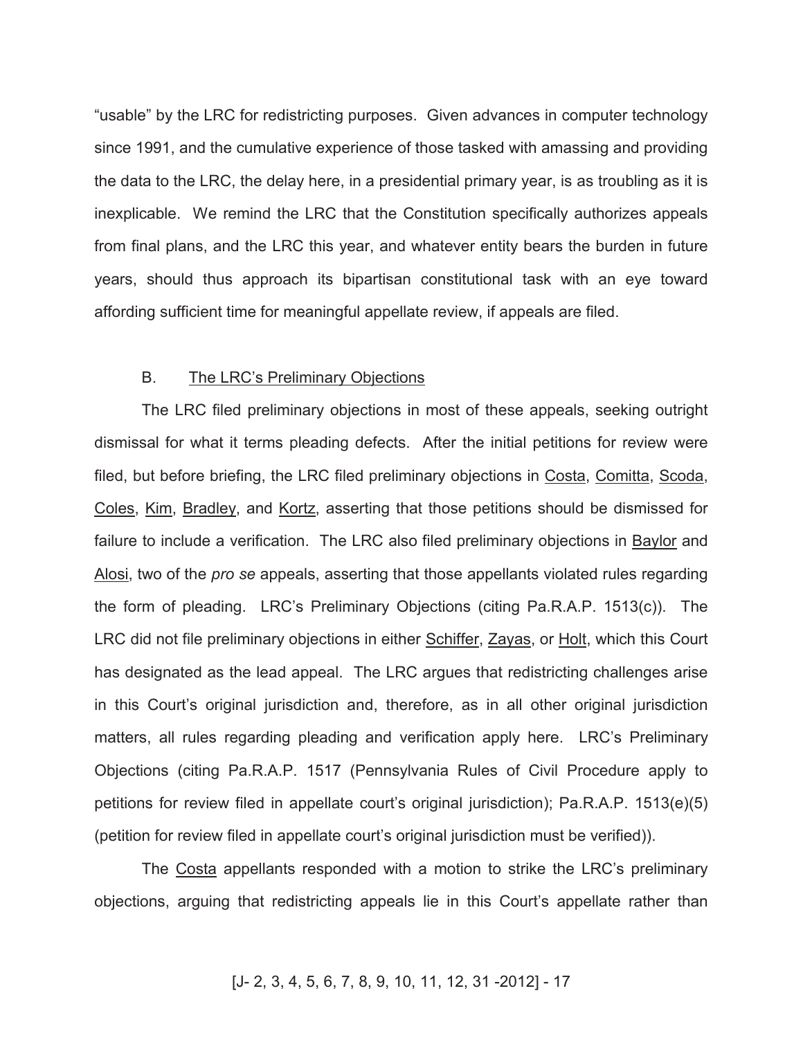"usable" by the LRC for redistricting purposes. Given advances in computer technology since 1991, and the cumulative experience of those tasked with amassing and providing the data to the LRC, the delay here, in a presidential primary year, is as troubling as it is inexplicable. We remind the LRC that the Constitution specifically authorizes appeals from final plans, and the LRC this year, and whatever entity bears the burden in future years, should thus approach its bipartisan constitutional task with an eye toward affording sufficient time for meaningful appellate review, if appeals are filed.

B. The LRC's Preliminary Objections

The LRC filed preliminary objections in most of these appeals, seeking outright dismissal for what it terms pleading defects. After the initial petitions for review were filed, but before briefing, the LRC filed preliminary objections in Costa, Comitta, Scoda, Coles, Kim, Bradley, and Kortz, asserting that those petitions should be dismissed for failure to include a verification. The LRC also filed preliminary objections in Baylor and Alosi, two of the *pro se* appeals, asserting that those appellants violated rules regarding the form of pleading. LRC's Preliminary Objections (citing Pa.R.A.P. 1513(c)). The LRC did not file preliminary objections in either Schiffer, Zayas, or Holt, which this Court has designated as the lead appeal. The LRC argues that redistricting challenges arise in this Court's original jurisdiction and, therefore, as in all other original jurisdiction matters, all rules regarding pleading and verification apply here. LRC's Preliminary Objections (citing Pa.R.A.P. 1517 (Pennsylvania Rules of Civil Procedure apply to petitions for review filed in appellate court's original jurisdiction); Pa.R.A.P. 1513(e)(5) (petition for review filed in appellate court's original jurisdiction must be verified)).

The Costa appellants responded with a motion to strike the LRC's preliminary objections, arguing that redistricting appeals lie in this Court's appellate rather than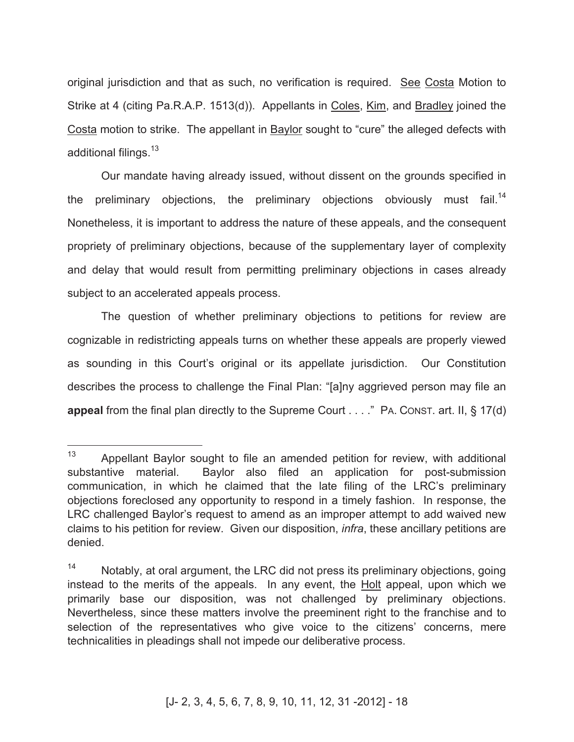original jurisdiction and that as such, no verification is required. See Costa Motion to Strike at 4 (citing Pa.R.A.P. 1513(d)). Appellants in Coles, Kim, and Bradley joined the Costa motion to strike. The appellant in Baylor sought to "cure" the alleged defects with additional filings.[13]

Our mandate having already issued, without dissent on the grounds specified in the preliminary objections, the preliminary objections obviously must fail.[14] Nonetheless, it is important to address the nature of these appeals, and the consequent propriety of preliminary objections, because of the supplementary layer of complexity and delay that would result from permitting preliminary objections in cases already subject to an accelerated appeals process.

The question of whether preliminary objections to petitions for review are cognizable in redistricting appeals turns on whether these appeals are properly viewed as sounding in this Court's original or its appellate jurisdiction. Our Constitution describes the process to challenge the Final Plan: "[a]ny aggrieved person may file an **appeal** from the final plan directly to the Supreme Court . . . ." PA. CONST. art. II, § 17(d)

---

[13] Appellant Baylor sought to file an amended petition for review, with additional substantive material. Baylor also filed an application for post-submission communication, in which he claimed that the late filing of the LRC's preliminary objections foreclosed any opportunity to respond in a timely fashion. In response, the LRC challenged Baylor's request to amend as an improper attempt to add waived new claims to his petition for review. Given our disposition, *infra*, these ancillary petitions are denied.

[14] Notably, at oral argument, the LRC did not press its preliminary objections, going instead to the merits of the appeals. In any event, the Holt appeal, upon which we primarily base our disposition, was not challenged by preliminary objections. Nevertheless, since these matters involve the preeminent right to the franchise and to selection of the representatives who give voice to the citizens' concerns, mere technicalities in pleadings shall not impede our deliberative process.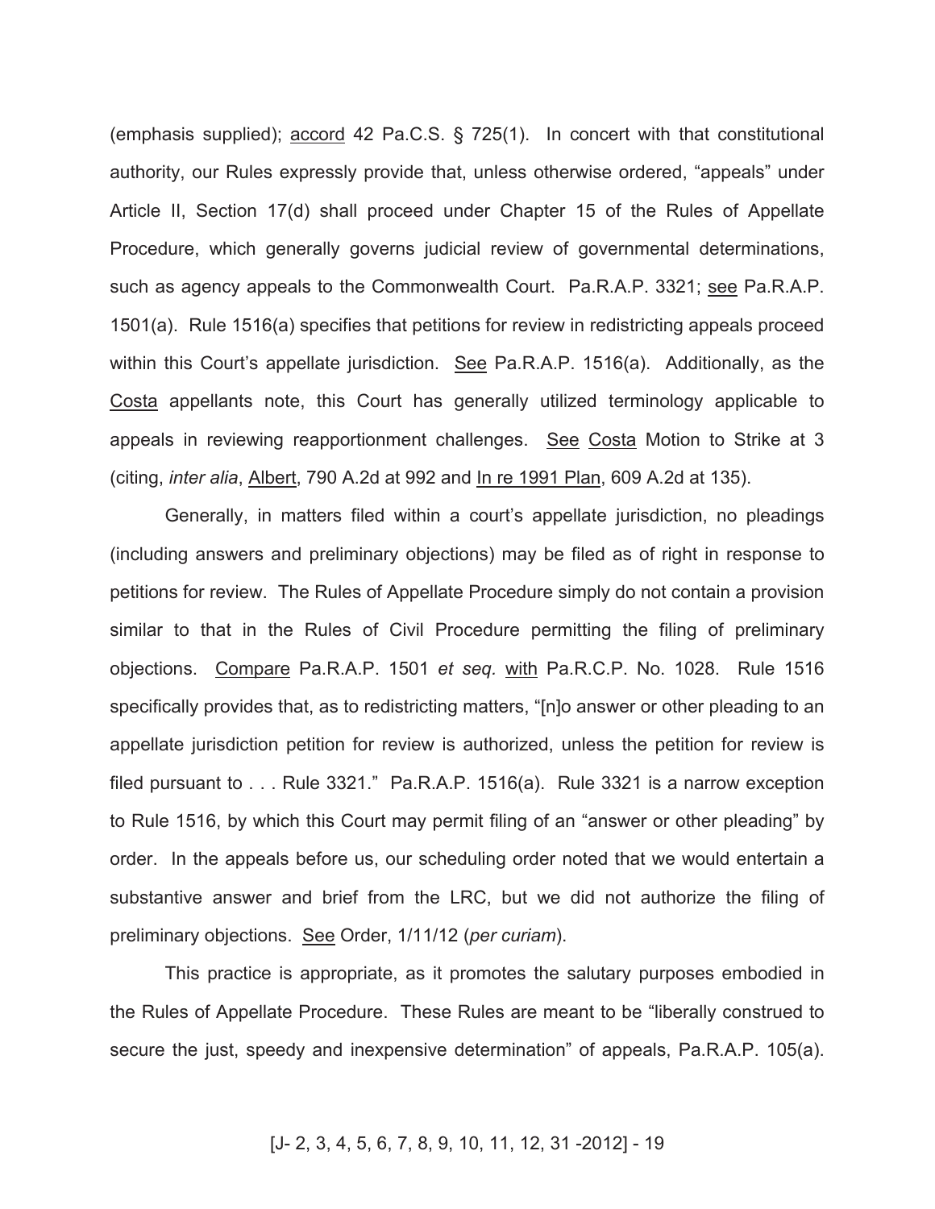(emphasis supplied); accord 42 Pa.C.S. § 725(1). In concert with that constitutional authority, our Rules expressly provide that, unless otherwise ordered, "appeals" under Article II, Section 17(d) shall proceed under Chapter 15 of the Rules of Appellate Procedure, which generally governs judicial review of governmental determinations, such as agency appeals to the Commonwealth Court. Pa.R.A.P. 3321; see Pa.R.A.P. 1501(a). Rule 1516(a) specifies that petitions for review in redistricting appeals proceed within this Court's appellate jurisdiction. See Pa.R.A.P. 1516(a). Additionally, as the Costa appellants note, this Court has generally utilized terminology applicable to appeals in reviewing reapportionment challenges. See Costa Motion to Strike at 3 (citing, *inter alia*, Albert, 790 A.2d at 992 and In re 1991 Plan, 609 A.2d at 135).

Generally, in matters filed within a court's appellate jurisdiction, no pleadings (including answers and preliminary objections) may be filed as of right in response to petitions for review. The Rules of Appellate Procedure simply do not contain a provision similar to that in the Rules of Civil Procedure permitting the filing of preliminary objections. Compare Pa.R.A.P. 1501 *et seq.* with Pa.R.C.P. No. 1028. Rule 1516 specifically provides that, as to redistricting matters, "[n]o answer or other pleading to an appellate jurisdiction petition for review is authorized, unless the petition for review is filed pursuant to . . . Rule 3321." Pa.R.A.P. 1516(a). Rule 3321 is a narrow exception to Rule 1516, by which this Court may permit filing of an "answer or other pleading" by order. In the appeals before us, our scheduling order noted that we would entertain a substantive answer and brief from the LRC, but we did not authorize the filing of preliminary objections. See Order, 1/11/12 (*per curiam*).

This practice is appropriate, as it promotes the salutary purposes embodied in the Rules of Appellate Procedure. These Rules are meant to be "liberally construed to secure the just, speedy and inexpensive determination" of appeals, Pa.R.A.P. 105(a).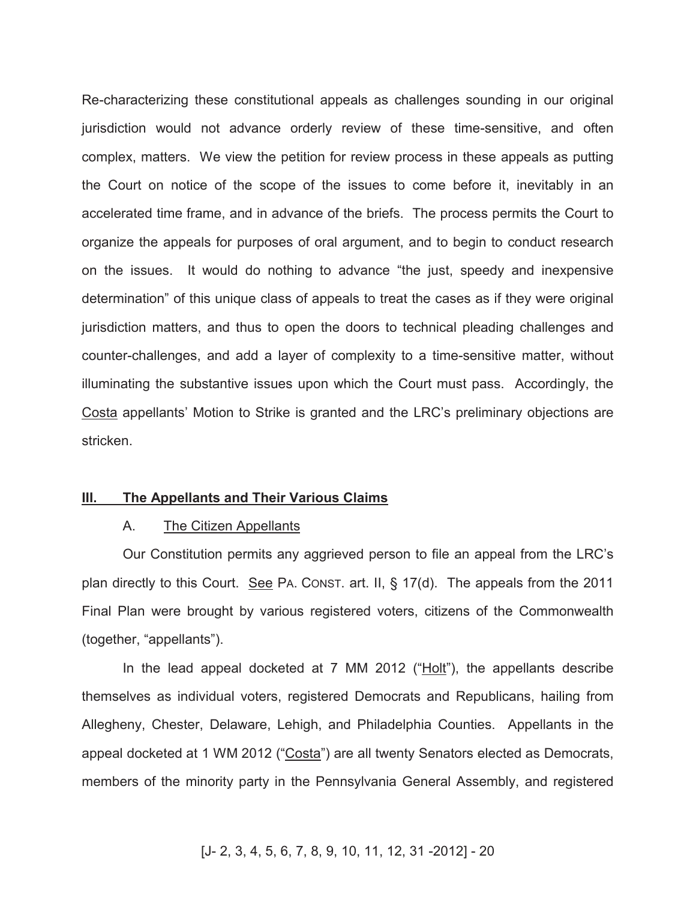Re-characterizing these constitutional appeals as challenges sounding in our original jurisdiction would not advance orderly review of these time-sensitive, and often complex, matters. We view the petition for review process in these appeals as putting the Court on notice of the scope of the issues to come before it, inevitably in an accelerated time frame, and in advance of the briefs. The process permits the Court to organize the appeals for purposes of oral argument, and to begin to conduct research on the issues. It would do nothing to advance "the just, speedy and inexpensive determination" of this unique class of appeals to treat the cases as if they were original jurisdiction matters, and thus to open the doors to technical pleading challenges and counter-challenges, and add a layer of complexity to a time-sensitive matter, without illuminating the substantive issues upon which the Court must pass. Accordingly, the Costa appellants' Motion to Strike is granted and the LRC's preliminary objections are stricken.

## III. The Appellants and Their Various Claims

### A. The Citizen Appellants

Our Constitution permits any aggrieved person to file an appeal from the LRC's plan directly to this Court. See PA. CONST. art. II, § 17(d). The appeals from the 2011 Final Plan were brought by various registered voters, citizens of the Commonwealth (together, "appellants").

In the lead appeal docketed at 7 MM 2012 ("Holt"), the appellants describe themselves as individual voters, registered Democrats and Republicans, hailing from Allegheny, Chester, Delaware, Lehigh, and Philadelphia Counties. Appellants in the appeal docketed at 1 WM 2012 ("Costa") are all twenty Senators elected as Democrats, members of the minority party in the Pennsylvania General Assembly, and registered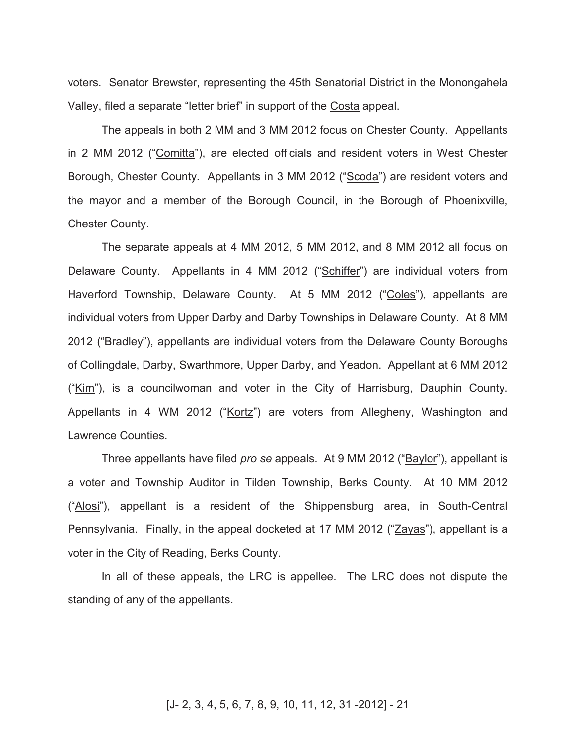voters. Senator Brewster, representing the 45th Senatorial District in the Monongahela Valley, filed a separate "letter brief" in support of the Costa appeal.

The appeals in both 2 MM and 3 MM 2012 focus on Chester County. Appellants in 2 MM 2012 ("Comitta"), are elected officials and resident voters in West Chester Borough, Chester County. Appellants in 3 MM 2012 ("Scoda") are resident voters and the mayor and a member of the Borough Council, in the Borough of Phoenixville, Chester County.

The separate appeals at 4 MM 2012, 5 MM 2012, and 8 MM 2012 all focus on Delaware County. Appellants in 4 MM 2012 ("Schiffer") are individual voters from Haverford Township, Delaware County. At 5 MM 2012 ("Coles"), appellants are individual voters from Upper Darby and Darby Townships in Delaware County. At 8 MM 2012 ("Bradley"), appellants are individual voters from the Delaware County Boroughs of Collingdale, Darby, Swarthmore, Upper Darby, and Yeadon. Appellant at 6 MM 2012 ("Kim"), is a councilwoman and voter in the City of Harrisburg, Dauphin County. Appellants in 4 WM 2012 ("Kortz") are voters from Allegheny, Washington and Lawrence Counties.

Three appellants have filed *pro se* appeals. At 9 MM 2012 ("Baylor"), appellant is a voter and Township Auditor in Tilden Township, Berks County. At 10 MM 2012 ("Alosi"), appellant is a resident of the Shippensburg area, in South-Central Pennsylvania. Finally, in the appeal docketed at 17 MM 2012 ("Zayas"), appellant is a voter in the City of Reading, Berks County.

In all of these appeals, the LRC is appellee. The LRC does not dispute the standing of any of the appellants.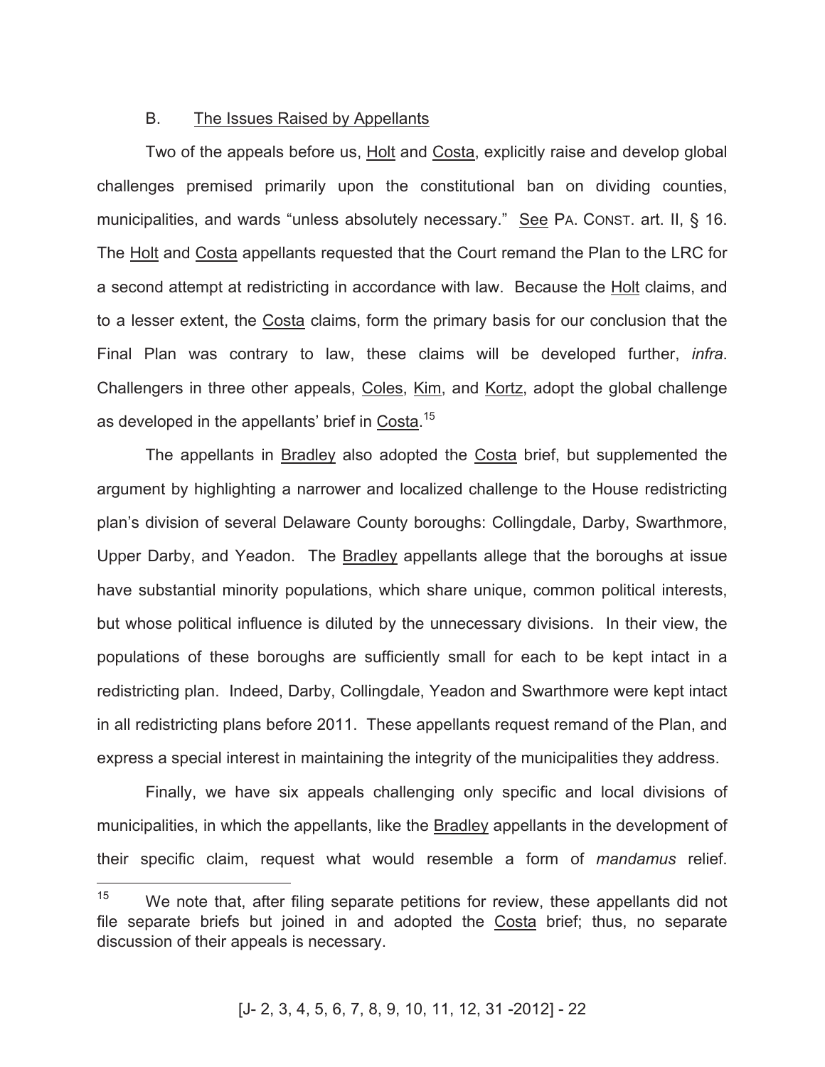## B. The Issues Raised by Appellants

Two of the appeals before us, Holt and Costa, explicitly raise and develop global challenges premised primarily upon the constitutional ban on dividing counties, municipalities, and wards "unless absolutely necessary." See PA. CONST. art. II, § 16. The Holt and Costa appellants requested that the Court remand the Plan to the LRC for a second attempt at redistricting in accordance with law. Because the Holt claims, and to a lesser extent, the Costa claims, form the primary basis for our conclusion that the Final Plan was contrary to law, these claims will be developed further, *infra*. Challengers in three other appeals, Coles, Kim, and Kortz, adopt the global challenge as developed in the appellants' brief in Costa.[15]

The appellants in Bradley also adopted the Costa brief, but supplemented the argument by highlighting a narrower and localized challenge to the House redistricting plan's division of several Delaware County boroughs: Collingdale, Darby, Swarthmore, Upper Darby, and Yeadon. The Bradley appellants allege that the boroughs at issue have substantial minority populations, which share unique, common political interests, but whose political influence is diluted by the unnecessary divisions. In their view, the populations of these boroughs are sufficiently small for each to be kept intact in a redistricting plan. Indeed, Darby, Collingdale, Yeadon and Swarthmore were kept intact in all redistricting plans before 2011. These appellants request remand of the Plan, and express a special interest in maintaining the integrity of the municipalities they address.

Finally, we have six appeals challenging only specific and local divisions of municipalities, in which the appellants, like the Bradley appellants in the development of their specific claim, request what would resemble a form of *mandamus* relief.

---

[15] We note that, after filing separate petitions for review, these appellants did not file separate briefs but joined in and adopted the Costa brief; thus, no separate discussion of their appeals is necessary.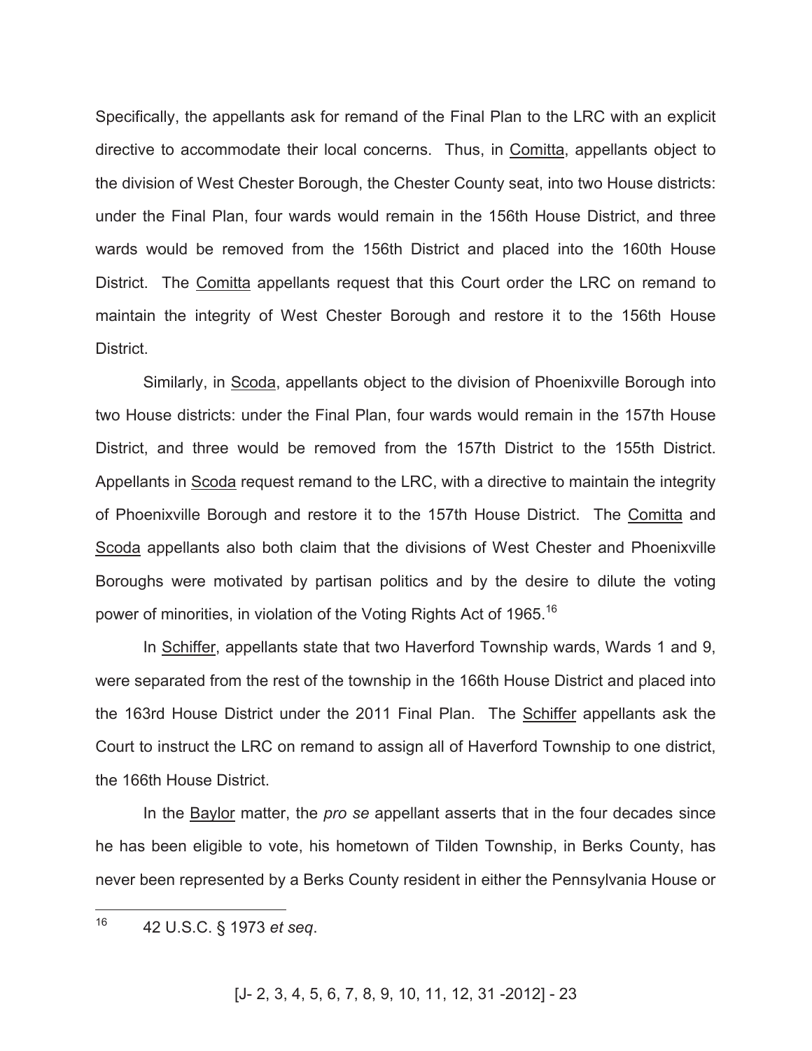Specifically, the appellants ask for remand of the Final Plan to the LRC with an explicit directive to accommodate their local concerns. Thus, in Comitta, appellants object to the division of West Chester Borough, the Chester County seat, into two House districts: under the Final Plan, four wards would remain in the 156th House District, and three wards would be removed from the 156th District and placed into the 160th House District. The Comitta appellants request that this Court order the LRC on remand to maintain the integrity of West Chester Borough and restore it to the 156th House District.

Similarly, in Scoda, appellants object to the division of Phoenixville Borough into two House districts: under the Final Plan, four wards would remain in the 157th House District, and three would be removed from the 157th District to the 155th District. Appellants in Scoda request remand to the LRC, with a directive to maintain the integrity of Phoenixville Borough and restore it to the 157th House District. The Comitta and Scoda appellants also both claim that the divisions of West Chester and Phoenixville Boroughs were motivated by partisan politics and by the desire to dilute the voting power of minorities, in violation of the Voting Rights Act of 1965.[16]

In Schiffer, appellants state that two Haverford Township wards, Wards 1 and 9, were separated from the rest of the township in the 166th House District and placed into the 163rd House District under the 2011 Final Plan. The Schiffer appellants ask the Court to instruct the LRC on remand to assign all of Haverford Township to one district, the 166th House District.

In the Baylor matter, the *pro se* appellant asserts that in the four decades since he has been eligible to vote, his hometown of Tilden Township, in Berks County, has never been represented by a Berks County resident in either the Pennsylvania House or

---

[16] 42 U.S.C. § 1973 *et seq*.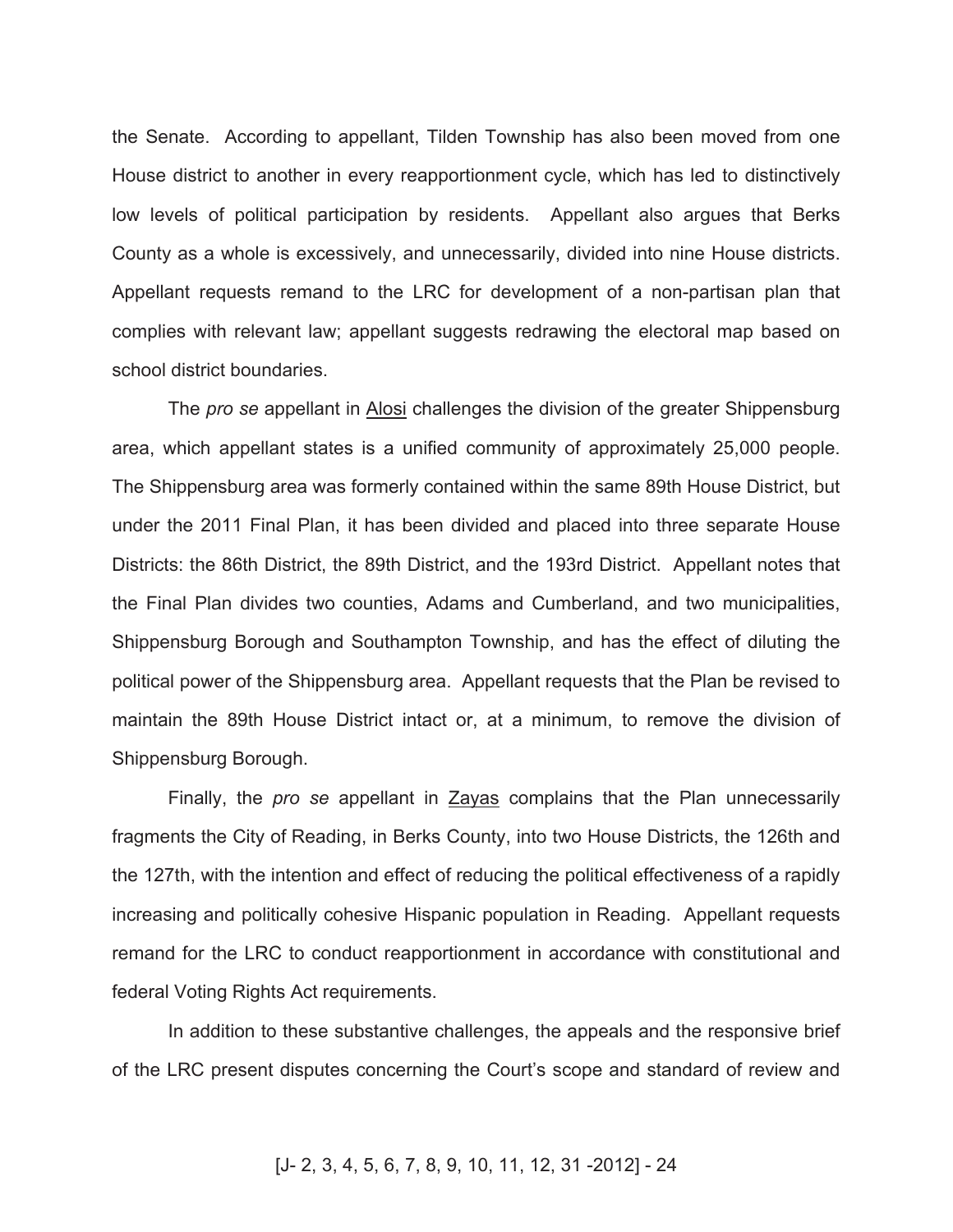the Senate. According to appellant, Tilden Township has also been moved from one House district to another in every reapportionment cycle, which has led to distinctively low levels of political participation by residents. Appellant also argues that Berks County as a whole is excessively, and unnecessarily, divided into nine House districts. Appellant requests remand to the LRC for development of a non-partisan plan that complies with relevant law; appellant suggests redrawing the electoral map based on school district boundaries.

The *pro se* appellant in Alosi challenges the division of the greater Shippensburg area, which appellant states is a unified community of approximately 25,000 people. The Shippensburg area was formerly contained within the same 89th House District, but under the 2011 Final Plan, it has been divided and placed into three separate House Districts: the 86th District, the 89th District, and the 193rd District. Appellant notes that the Final Plan divides two counties, Adams and Cumberland, and two municipalities, Shippensburg Borough and Southampton Township, and has the effect of diluting the political power of the Shippensburg area. Appellant requests that the Plan be revised to maintain the 89th House District intact or, at a minimum, to remove the division of Shippensburg Borough.

Finally, the *pro se* appellant in Zayas complains that the Plan unnecessarily fragments the City of Reading, in Berks County, into two House Districts, the 126th and the 127th, with the intention and effect of reducing the political effectiveness of a rapidly increasing and politically cohesive Hispanic population in Reading. Appellant requests remand for the LRC to conduct reapportionment in accordance with constitutional and federal Voting Rights Act requirements.

In addition to these substantive challenges, the appeals and the responsive brief of the LRC present disputes concerning the Court's scope and standard of review and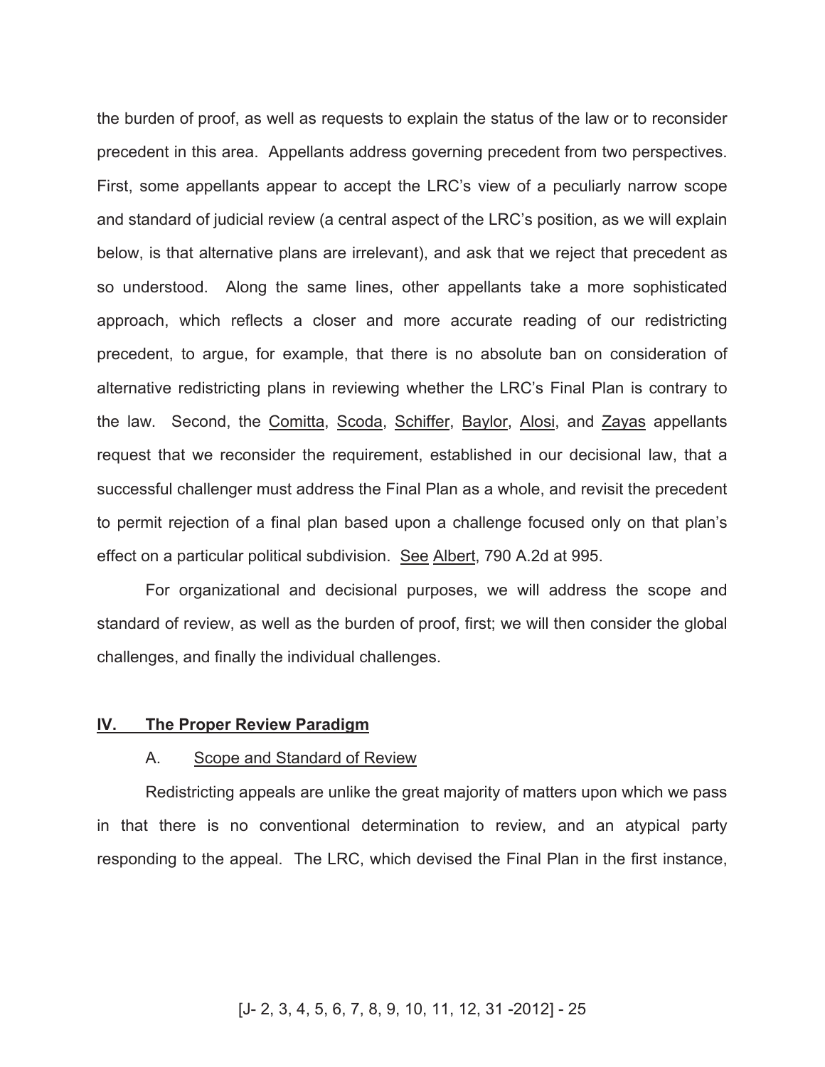the burden of proof, as well as requests to explain the status of the law or to reconsider precedent in this area. Appellants address governing precedent from two perspectives. First, some appellants appear to accept the LRC's view of a peculiarly narrow scope and standard of judicial review (a central aspect of the LRC's position, as we will explain below, is that alternative plans are irrelevant), and ask that we reject that precedent as so understood. Along the same lines, other appellants take a more sophisticated approach, which reflects a closer and more accurate reading of our redistricting precedent, to argue, for example, that there is no absolute ban on consideration of alternative redistricting plans in reviewing whether the LRC's Final Plan is contrary to the law. Second, the Comitta, Scoda, Schiffer, Baylor, Alosi, and Zayas appellants request that we reconsider the requirement, established in our decisional law, that a successful challenger must address the Final Plan as a whole, and revisit the precedent to permit rejection of a final plan based upon a challenge focused only on that plan's effect on a particular political subdivision. See Albert, 790 A.2d at 995.

For organizational and decisional purposes, we will address the scope and standard of review, as well as the burden of proof, first; we will then consider the global challenges, and finally the individual challenges.

## IV. The Proper Review Paradigm

### A. Scope and Standard of Review

Redistricting appeals are unlike the great majority of matters upon which we pass in that there is no conventional determination to review, and an atypical party responding to the appeal. The LRC, which devised the Final Plan in the first instance,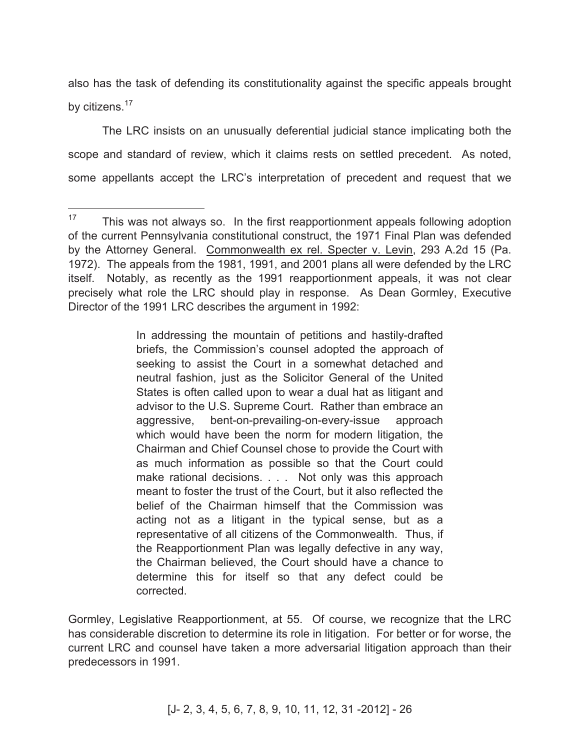also has the task of defending its constitutionality against the specific appeals brought by citizens.[17]

The LRC insists on an unusually deferential judicial stance implicating both the scope and standard of review, which it claims rests on settled precedent. As noted, some appellants accept the LRC's interpretation of precedent and request that we

---

[17] This was not always so. In the first reapportionment appeals following adoption of the current Pennsylvania constitutional construct, the 1971 Final Plan was defended by the Attorney General. Commonwealth ex rel. Specter v. Levin, 293 A.2d 15 (Pa. 1972). The appeals from the 1981, 1991, and 2001 plans all were defended by the LRC itself. Notably, as recently as the 1991 reapportionment appeals, it was not clear precisely what role the LRC should play in response. As Dean Gormley, Executive Director of the 1991 LRC describes the argument in 1992:

> In addressing the mountain of petitions and hastily-drafted briefs, the Commission's counsel adopted the approach of seeking to assist the Court in a somewhat detached and neutral fashion, just as the Solicitor General of the United States is often called upon to wear a dual hat as litigant and advisor to the U.S. Supreme Court. Rather than embrace an aggressive, bent-on-prevailing-on-every-issue approach which would have been the norm for modern litigation, the Chairman and Chief Counsel chose to provide the Court with as much information as possible so that the Court could make rational decisions. . . . Not only was this approach meant to foster the trust of the Court, but it also reflected the belief of the Chairman himself that the Commission was acting not as a litigant in the typical sense, but as a representative of all citizens of the Commonwealth. Thus, if the Reapportionment Plan was legally defective in any way, the Chairman believed, the Court should have a chance to determine this for itself so that any defect could be corrected.

Gormley, Legislative Reapportionment, at 55. Of course, we recognize that the LRC has considerable discretion to determine its role in litigation. For better or for worse, the current LRC and counsel have taken a more adversarial litigation approach than their predecessors in 1991.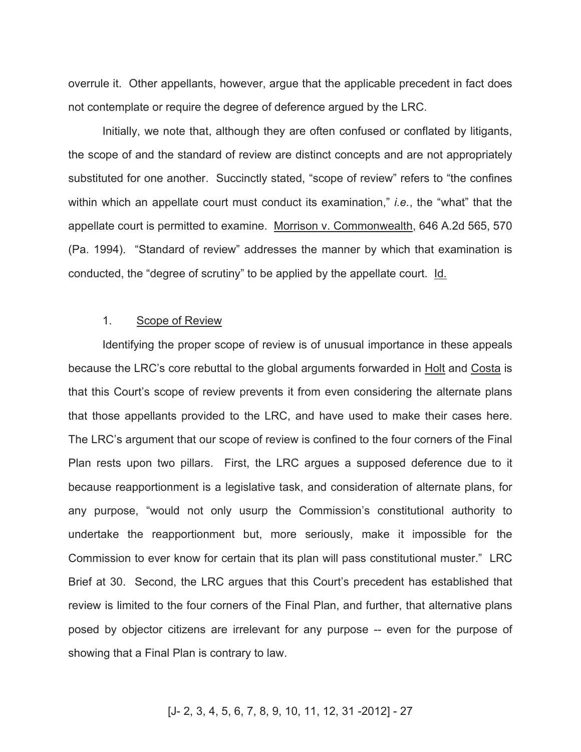overrule it. Other appellants, however, argue that the applicable precedent in fact does not contemplate or require the degree of deference argued by the LRC.

Initially, we note that, although they are often confused or conflated by litigants, the scope of and the standard of review are distinct concepts and are not appropriately substituted for one another. Succinctly stated, "scope of review" refers to "the confines within which an appellate court must conduct its examination," *i.e.*, the "what" that the appellate court is permitted to examine. Morrison v. Commonwealth, 646 A.2d 565, 570 (Pa. 1994). "Standard of review" addresses the manner by which that examination is conducted, the "degree of scrutiny" to be applied by the appellate court. Id.

### 1. Scope of Review

Identifying the proper scope of review is of unusual importance in these appeals because the LRC's core rebuttal to the global arguments forwarded in Holt and Costa is that this Court's scope of review prevents it from even considering the alternate plans that those appellants provided to the LRC, and have used to make their cases here. The LRC's argument that our scope of review is confined to the four corners of the Final Plan rests upon two pillars. First, the LRC argues a supposed deference due to it because reapportionment is a legislative task, and consideration of alternate plans, for any purpose, "would not only usurp the Commission's constitutional authority to undertake the reapportionment but, more seriously, make it impossible for the Commission to ever know for certain that its plan will pass constitutional muster." LRC Brief at 30. Second, the LRC argues that this Court's precedent has established that review is limited to the four corners of the Final Plan, and further, that alternative plans posed by objector citizens are irrelevant for any purpose -- even for the purpose of showing that a Final Plan is contrary to law.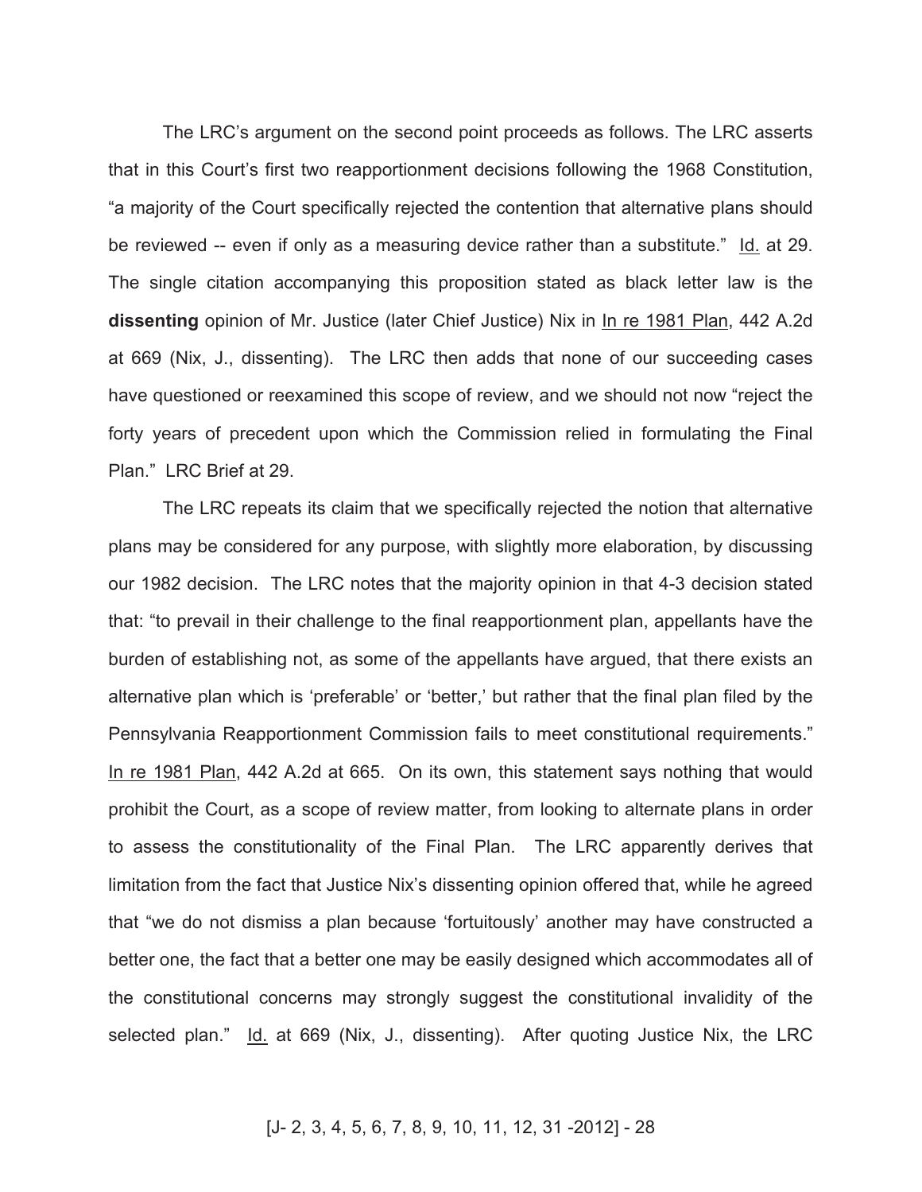The LRC's argument on the second point proceeds as follows. The LRC asserts that in this Court's first two reapportionment decisions following the 1968 Constitution, "a majority of the Court specifically rejected the contention that alternative plans should be reviewed -- even if only as a measuring device rather than a substitute." Id. at 29. The single citation accompanying this proposition stated as black letter law is the **dissenting** opinion of Mr. Justice (later Chief Justice) Nix in In re 1981 Plan, 442 A.2d at 669 (Nix, J., dissenting). The LRC then adds that none of our succeeding cases have questioned or reexamined this scope of review, and we should not now "reject the forty years of precedent upon which the Commission relied in formulating the Final Plan." LRC Brief at 29.

The LRC repeats its claim that we specifically rejected the notion that alternative plans may be considered for any purpose, with slightly more elaboration, by discussing our 1982 decision. The LRC notes that the majority opinion in that 4-3 decision stated that: "to prevail in their challenge to the final reapportionment plan, appellants have the burden of establishing not, as some of the appellants have argued, that there exists an alternative plan which is 'preferable' or 'better,' but rather that the final plan filed by the Pennsylvania Reapportionment Commission fails to meet constitutional requirements." In re 1981 Plan, 442 A.2d at 665. On its own, this statement says nothing that would prohibit the Court, as a scope of review matter, from looking to alternate plans in order to assess the constitutionality of the Final Plan. The LRC apparently derives that limitation from the fact that Justice Nix's dissenting opinion offered that, while he agreed that "we do not dismiss a plan because 'fortuitously' another may have constructed a better one, the fact that a better one may be easily designed which accommodates all of the constitutional concerns may strongly suggest the constitutional invalidity of the selected plan." Id. at 669 (Nix, J., dissenting). After quoting Justice Nix, the LRC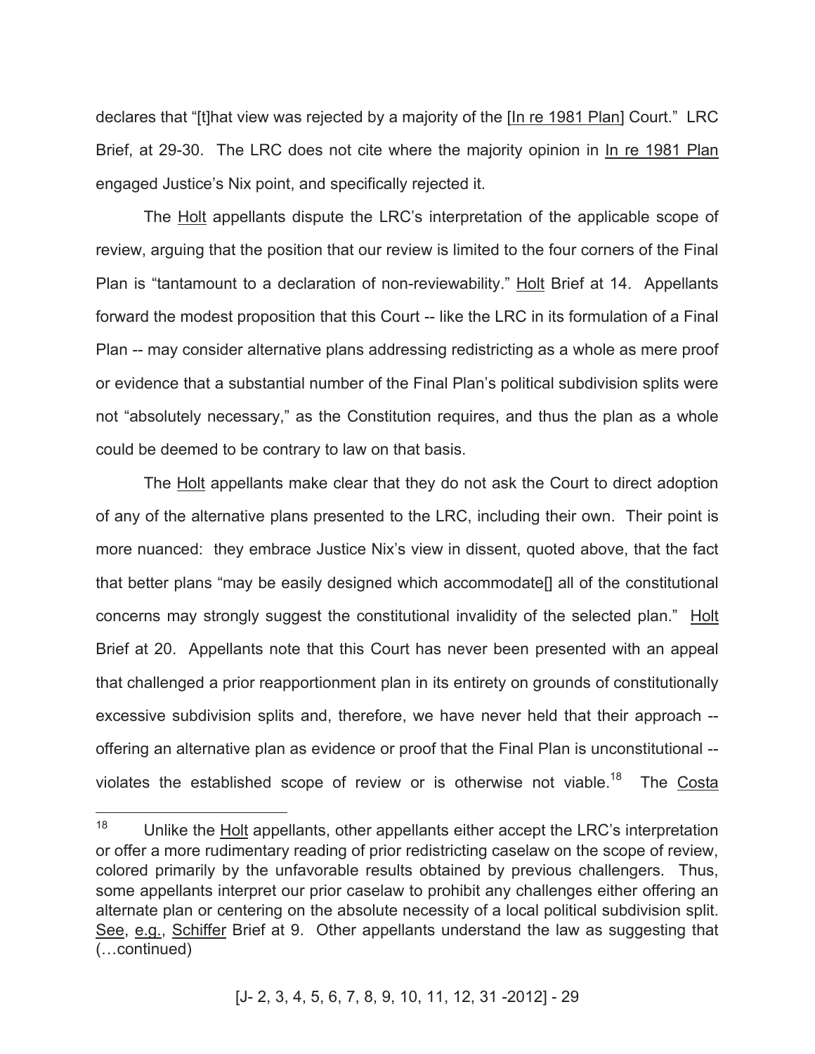declares that "[t]hat view was rejected by a majority of the [In re 1981 Plan] Court." LRC Brief, at 29-30. The LRC does not cite where the majority opinion in In re 1981 Plan engaged Justice's Nix point, and specifically rejected it.

The Holt appellants dispute the LRC's interpretation of the applicable scope of review, arguing that the position that our review is limited to the four corners of the Final Plan is "tantamount to a declaration of non-reviewability." Holt Brief at 14. Appellants forward the modest proposition that this Court -- like the LRC in its formulation of a Final Plan -- may consider alternative plans addressing redistricting as a whole as mere proof or evidence that a substantial number of the Final Plan's political subdivision splits were not "absolutely necessary," as the Constitution requires, and thus the plan as a whole could be deemed to be contrary to law on that basis.

The Holt appellants make clear that they do not ask the Court to direct adoption of any of the alternative plans presented to the LRC, including their own. Their point is more nuanced: they embrace Justice Nix's view in dissent, quoted above, that the fact that better plans "may be easily designed which accommodate[] all of the constitutional concerns may strongly suggest the constitutional invalidity of the selected plan." Holt Brief at 20. Appellants note that this Court has never been presented with an appeal that challenged a prior reapportionment plan in its entirety on grounds of constitutionally excessive subdivision splits and, therefore, we have never held that their approach -- offering an alternative plan as evidence or proof that the Final Plan is unconstitutional -- violates the established scope of review or is otherwise not viable.[18] The Costa

---

[18] Unlike the Holt appellants, other appellants either accept the LRC's interpretation or offer a more rudimentary reading of prior redistricting caselaw on the scope of review, colored primarily by the unfavorable results obtained by previous challengers. Thus, some appellants interpret our prior caselaw to prohibit any challenges either offering an alternate plan or centering on the absolute necessity of a local political subdivision split. See, e.g., Schiffer Brief at 9. Other appellants understand the law as suggesting that (…continued)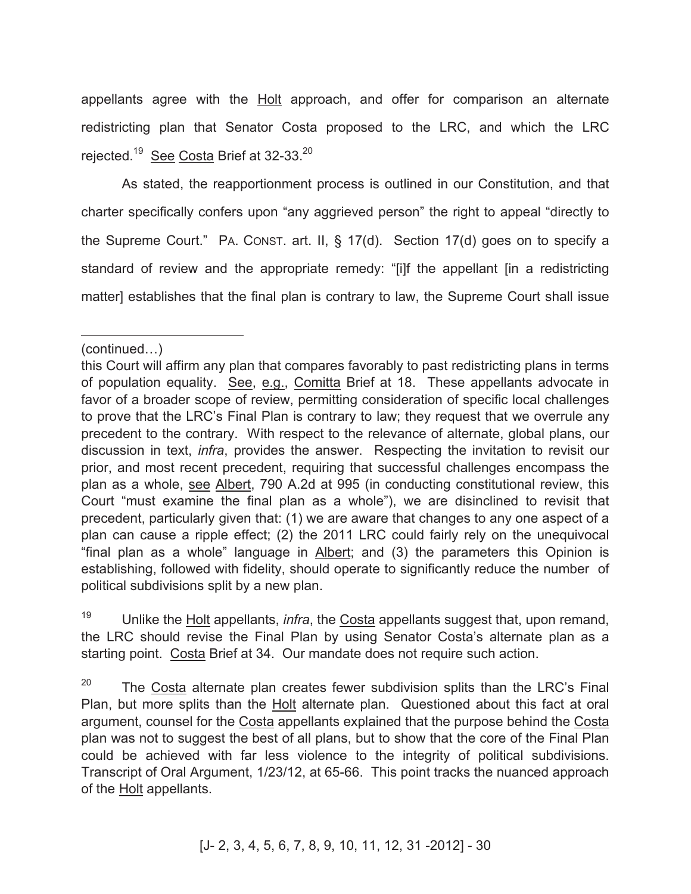appellants agree with the Holt approach, and offer for comparison an alternate redistricting plan that Senator Costa proposed to the LRC, and which the LRC rejected.[19] See Costa Brief at 32-33.[20]

As stated, the reapportionment process is outlined in our Constitution, and that charter specifically confers upon "any aggrieved person" the right to appeal "directly to the Supreme Court." PA. CONST. art. II, § 17(d). Section 17(d) goes on to specify a standard of review and the appropriate remedy: "[i]f the appellant [in a redistricting matter] establishes that the final plan is contrary to law, the Supreme Court shall issue

---

(continued…)

this Court will affirm any plan that compares favorably to past redistricting plans in terms of population equality. See, e.g., Comitta Brief at 18. These appellants advocate in favor of a broader scope of review, permitting consideration of specific local challenges to prove that the LRC's Final Plan is contrary to law; they request that we overrule any precedent to the contrary. With respect to the relevance of alternate, global plans, our discussion in text, *infra*, provides the answer. Respecting the invitation to revisit our prior, and most recent precedent, requiring that successful challenges encompass the plan as a whole, see Albert, 790 A.2d at 995 (in conducting constitutional review, this Court "must examine the final plan as a whole"), we are disinclined to revisit that precedent, particularly given that: (1) we are aware that changes to any one aspect of a plan can cause a ripple effect; (2) the 2011 LRC could fairly rely on the unequivocal "final plan as a whole" language in Albert; and (3) the parameters this Opinion is establishing, followed with fidelity, should operate to significantly reduce the number of political subdivisions split by a new plan.

[19] Unlike the Holt appellants, *infra*, the Costa appellants suggest that, upon remand, the LRC should revise the Final Plan by using Senator Costa's alternate plan as a starting point. Costa Brief at 34. Our mandate does not require such action.

[20] The Costa alternate plan creates fewer subdivision splits than the LRC's Final Plan, but more splits than the Holt alternate plan. Questioned about this fact at oral argument, counsel for the Costa appellants explained that the purpose behind the Costa plan was not to suggest the best of all plans, but to show that the core of the Final Plan could be achieved with far less violence to the integrity of political subdivisions. Transcript of Oral Argument, 1/23/12, at 65-66. This point tracks the nuanced approach of the Holt appellants.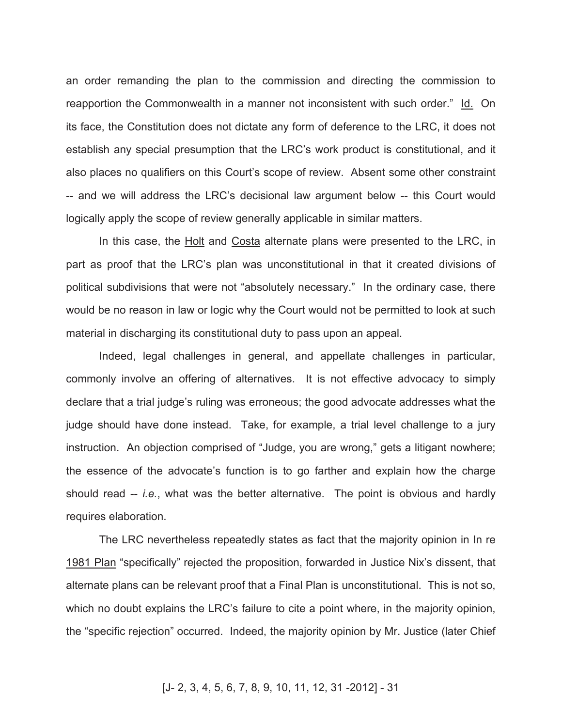an order remanding the plan to the commission and directing the commission to reapportion the Commonwealth in a manner not inconsistent with such order." Id. On its face, the Constitution does not dictate any form of deference to the LRC, it does not establish any special presumption that the LRC's work product is constitutional, and it also places no qualifiers on this Court's scope of review. Absent some other constraint -- and we will address the LRC's decisional law argument below -- this Court would logically apply the scope of review generally applicable in similar matters.

In this case, the Holt and Costa alternate plans were presented to the LRC, in part as proof that the LRC's plan was unconstitutional in that it created divisions of political subdivisions that were not "absolutely necessary." In the ordinary case, there would be no reason in law or logic why the Court would not be permitted to look at such material in discharging its constitutional duty to pass upon an appeal.

Indeed, legal challenges in general, and appellate challenges in particular, commonly involve an offering of alternatives. It is not effective advocacy to simply declare that a trial judge's ruling was erroneous; the good advocate addresses what the judge should have done instead. Take, for example, a trial level challenge to a jury instruction. An objection comprised of "Judge, you are wrong," gets a litigant nowhere; the essence of the advocate's function is to go farther and explain how the charge should read -- *i.e.*, what was the better alternative. The point is obvious and hardly requires elaboration.

The LRC nevertheless repeatedly states as fact that the majority opinion in In re 1981 Plan "specifically" rejected the proposition, forwarded in Justice Nix's dissent, that alternate plans can be relevant proof that a Final Plan is unconstitutional. This is not so, which no doubt explains the LRC's failure to cite a point where, in the majority opinion, the "specific rejection" occurred. Indeed, the majority opinion by Mr. Justice (later Chief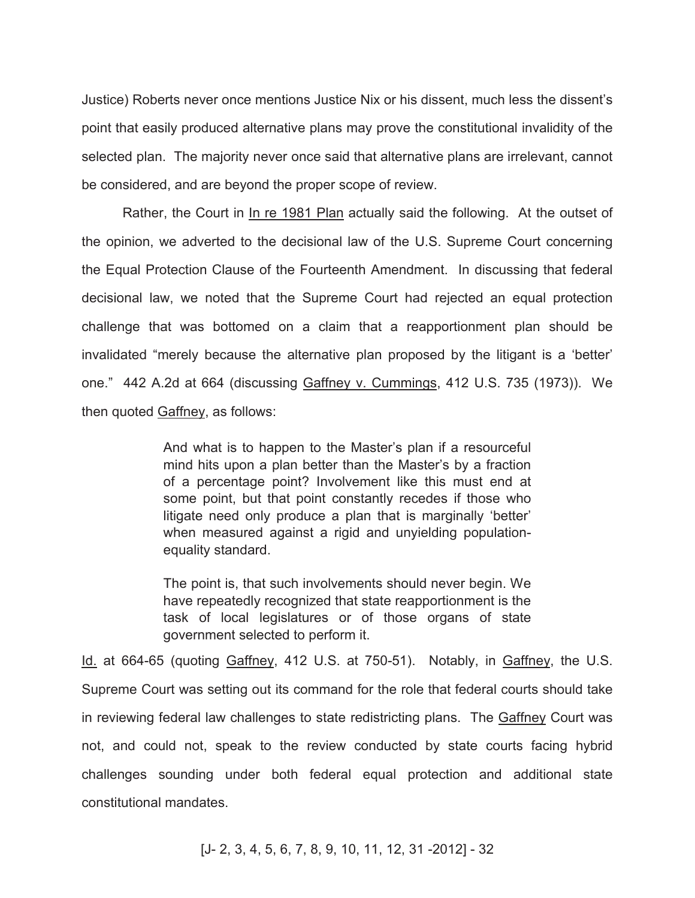Justice) Roberts never once mentions Justice Nix or his dissent, much less the dissent's point that easily produced alternative plans may prove the constitutional invalidity of the selected plan. The majority never once said that alternative plans are irrelevant, cannot be considered, and are beyond the proper scope of review.

Rather, the Court in In re 1981 Plan actually said the following. At the outset of the opinion, we adverted to the decisional law of the U.S. Supreme Court concerning the Equal Protection Clause of the Fourteenth Amendment. In discussing that federal decisional law, we noted that the Supreme Court had rejected an equal protection challenge that was bottomed on a claim that a reapportionment plan should be invalidated "merely because the alternative plan proposed by the litigant is a 'better' one." 442 A.2d at 664 (discussing Gaffney v. Cummings, 412 U.S. 735 (1973)). We then quoted Gaffney, as follows:

> And what is to happen to the Master's plan if a resourceful mind hits upon a plan better than the Master's by a fraction of a percentage point? Involvement like this must end at some point, but that point constantly recedes if those who litigate need only produce a plan that is marginally 'better' when measured against a rigid and unyielding population-equality standard.
>
> The point is, that such involvements should never begin. We have repeatedly recognized that state reapportionment is the task of local legislatures or of those organs of state government selected to perform it.

Id. at 664-65 (quoting Gaffney, 412 U.S. at 750-51). Notably, in Gaffney, the U.S. Supreme Court was setting out its command for the role that federal courts should take in reviewing federal law challenges to state redistricting plans. The Gaffney Court was not, and could not, speak to the review conducted by state courts facing hybrid challenges sounding under both federal equal protection and additional state constitutional mandates.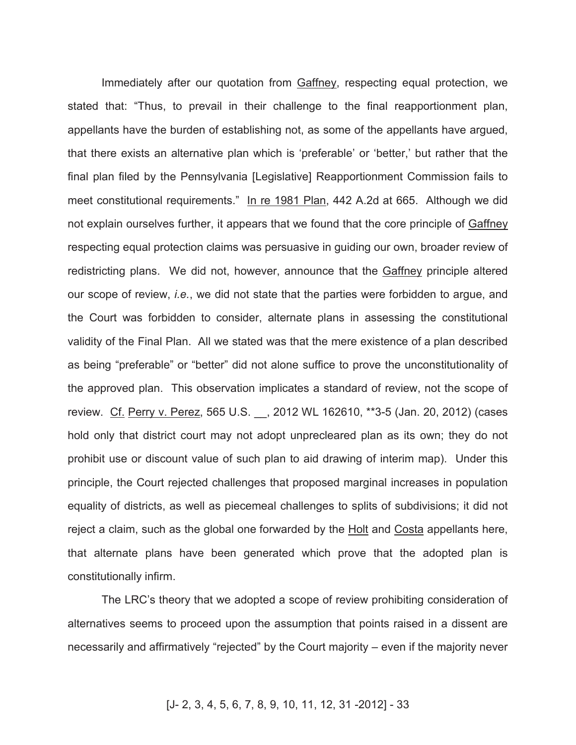Immediately after our quotation from Gaffney, respecting equal protection, we stated that: "Thus, to prevail in their challenge to the final reapportionment plan, appellants have the burden of establishing not, as some of the appellants have argued, that there exists an alternative plan which is 'preferable' or 'better,' but rather that the final plan filed by the Pennsylvania [Legislative] Reapportionment Commission fails to meet constitutional requirements." In re 1981 Plan, 442 A.2d at 665. Although we did not explain ourselves further, it appears that we found that the core principle of Gaffney respecting equal protection claims was persuasive in guiding our own, broader review of redistricting plans. We did not, however, announce that the Gaffney principle altered our scope of review, *i.e.*, we did not state that the parties were forbidden to argue, and the Court was forbidden to consider, alternate plans in assessing the constitutional validity of the Final Plan. All we stated was that the mere existence of a plan described as being "preferable" or "better" did not alone suffice to prove the unconstitutionality of the approved plan. This observation implicates a standard of review, not the scope of review. Cf. Perry v. Perez, 565 U.S. __, 2012 WL 162610, **3-5 (Jan. 20, 2012) (cases hold only that district court may not adopt unprecleared plan as its own; they do not prohibit use or discount value of such plan to aid drawing of interim map). Under this principle, the Court rejected challenges that proposed marginal increases in population equality of districts, as well as piecemeal challenges to splits of subdivisions; it did not reject a claim, such as the global one forwarded by the Holt and Costa appellants here, that alternate plans have been generated which prove that the adopted plan is constitutionally infirm.

The LRC's theory that we adopted a scope of review prohibiting consideration of alternatives seems to proceed upon the assumption that points raised in a dissent are necessarily and affirmatively "rejected" by the Court majority – even if the majority never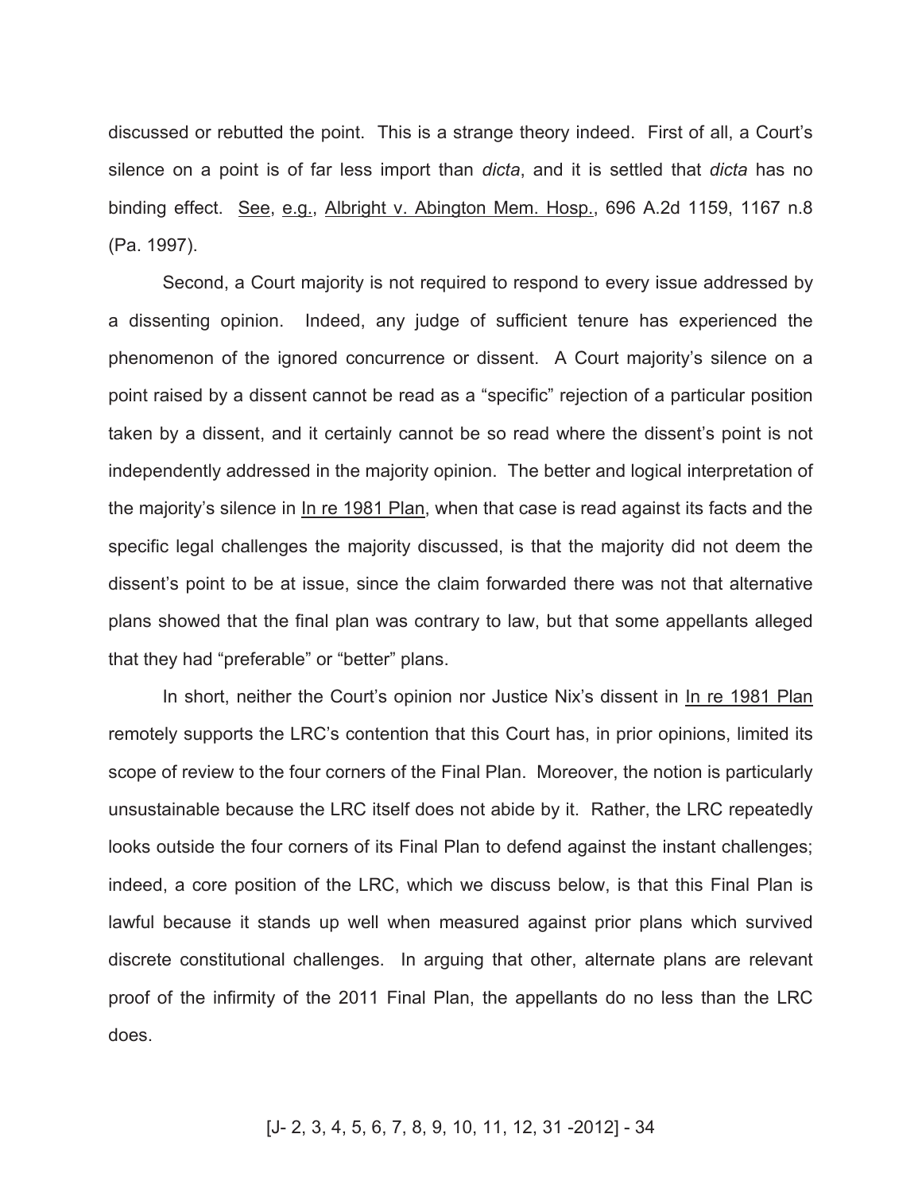discussed or rebutted the point. This is a strange theory indeed. First of all, a Court's silence on a point is of far less import than *dicta*, and it is settled that *dicta* has no binding effect. See, e.g., Albright v. Abington Mem. Hosp., 696 A.2d 1159, 1167 n.8 (Pa. 1997).

Second, a Court majority is not required to respond to every issue addressed by a dissenting opinion. Indeed, any judge of sufficient tenure has experienced the phenomenon of the ignored concurrence or dissent. A Court majority's silence on a point raised by a dissent cannot be read as a "specific" rejection of a particular position taken by a dissent, and it certainly cannot be so read where the dissent's point is not independently addressed in the majority opinion. The better and logical interpretation of the majority's silence in In re 1981 Plan, when that case is read against its facts and the specific legal challenges the majority discussed, is that the majority did not deem the dissent's point to be at issue, since the claim forwarded there was not that alternative plans showed that the final plan was contrary to law, but that some appellants alleged that they had "preferable" or "better" plans.

In short, neither the Court's opinion nor Justice Nix's dissent in In re 1981 Plan remotely supports the LRC's contention that this Court has, in prior opinions, limited its scope of review to the four corners of the Final Plan. Moreover, the notion is particularly unsustainable because the LRC itself does not abide by it. Rather, the LRC repeatedly looks outside the four corners of its Final Plan to defend against the instant challenges; indeed, a core position of the LRC, which we discuss below, is that this Final Plan is lawful because it stands up well when measured against prior plans which survived discrete constitutional challenges. In arguing that other, alternate plans are relevant proof of the infirmity of the 2011 Final Plan, the appellants do no less than the LRC does.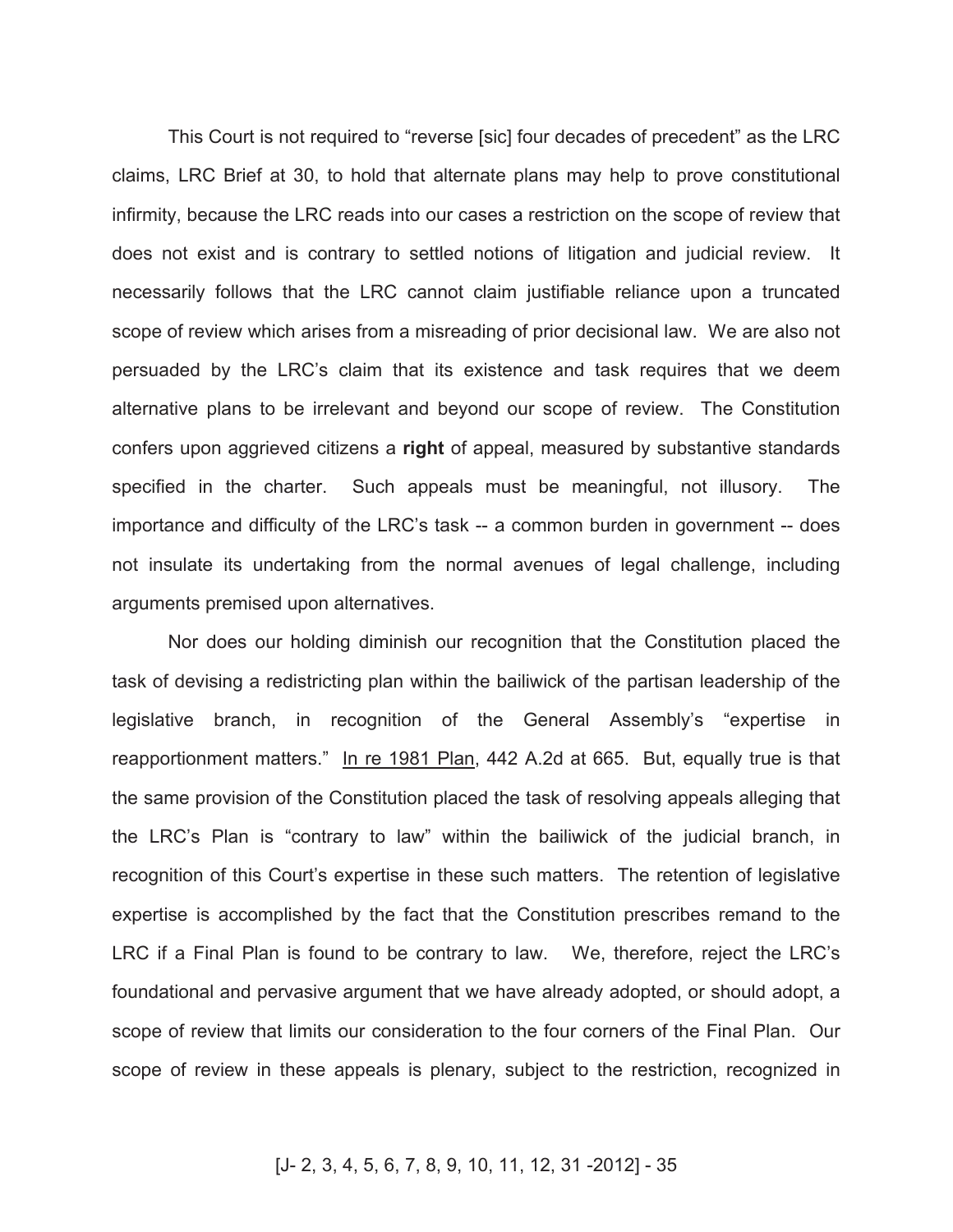This Court is not required to "reverse [sic] four decades of precedent" as the LRC claims, LRC Brief at 30, to hold that alternate plans may help to prove constitutional infirmity, because the LRC reads into our cases a restriction on the scope of review that does not exist and is contrary to settled notions of litigation and judicial review. It necessarily follows that the LRC cannot claim justifiable reliance upon a truncated scope of review which arises from a misreading of prior decisional law. We are also not persuaded by the LRC's claim that its existence and task requires that we deem alternative plans to be irrelevant and beyond our scope of review. The Constitution confers upon aggrieved citizens a **right** of appeal, measured by substantive standards specified in the charter. Such appeals must be meaningful, not illusory. The importance and difficulty of the LRC's task -- a common burden in government -- does not insulate its undertaking from the normal avenues of legal challenge, including arguments premised upon alternatives.

Nor does our holding diminish our recognition that the Constitution placed the task of devising a redistricting plan within the bailiwick of the partisan leadership of the legislative branch, in recognition of the General Assembly's "expertise in reapportionment matters." In re 1981 Plan, 442 A.2d at 665. But, equally true is that the same provision of the Constitution placed the task of resolving appeals alleging that the LRC's Plan is "contrary to law" within the bailiwick of the judicial branch, in recognition of this Court's expertise in these such matters. The retention of legislative expertise is accomplished by the fact that the Constitution prescribes remand to the LRC if a Final Plan is found to be contrary to law. We, therefore, reject the LRC's foundational and pervasive argument that we have already adopted, or should adopt, a scope of review that limits our consideration to the four corners of the Final Plan. Our scope of review in these appeals is plenary, subject to the restriction, recognized in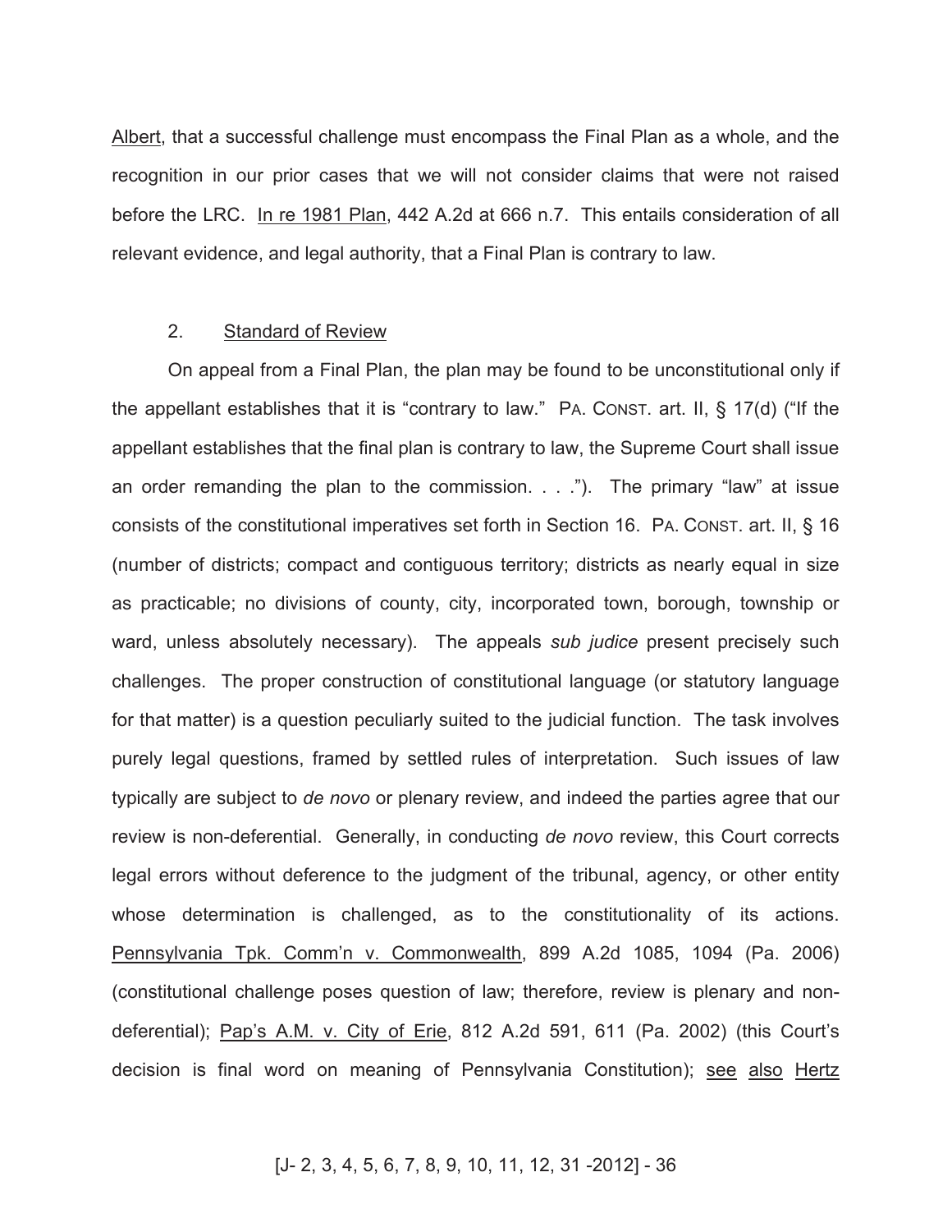Albert, that a successful challenge must encompass the Final Plan as a whole, and the recognition in our prior cases that we will not consider claims that were not raised before the LRC. In re 1981 Plan, 442 A.2d at 666 n.7. This entails consideration of all relevant evidence, and legal authority, that a Final Plan is contrary to law.

2. Standard of Review

On appeal from a Final Plan, the plan may be found to be unconstitutional only if the appellant establishes that it is "contrary to law." PA. CONST. art. II, § 17(d) ("If the appellant establishes that the final plan is contrary to law, the Supreme Court shall issue an order remanding the plan to the commission. . . ."). The primary "law" at issue consists of the constitutional imperatives set forth in Section 16. PA. CONST. art. II, § 16 (number of districts; compact and contiguous territory; districts as nearly equal in size as practicable; no divisions of county, city, incorporated town, borough, township or ward, unless absolutely necessary). The appeals *sub judice* present precisely such challenges. The proper construction of constitutional language (or statutory language for that matter) is a question peculiarly suited to the judicial function. The task involves purely legal questions, framed by settled rules of interpretation. Such issues of law typically are subject to *de novo* or plenary review, and indeed the parties agree that our review is non-deferential. Generally, in conducting *de novo* review, this Court corrects legal errors without deference to the judgment of the tribunal, agency, or other entity whose determination is challenged, as to the constitutionality of its actions. Pennsylvania Tpk. Comm'n v. Commonwealth, 899 A.2d 1085, 1094 (Pa. 2006) (constitutional challenge poses question of law; therefore, review is plenary and non-deferential); Pap's A.M. v. City of Erie, 812 A.2d 591, 611 (Pa. 2002) (this Court's decision is final word on meaning of Pennsylvania Constitution); see also Hertz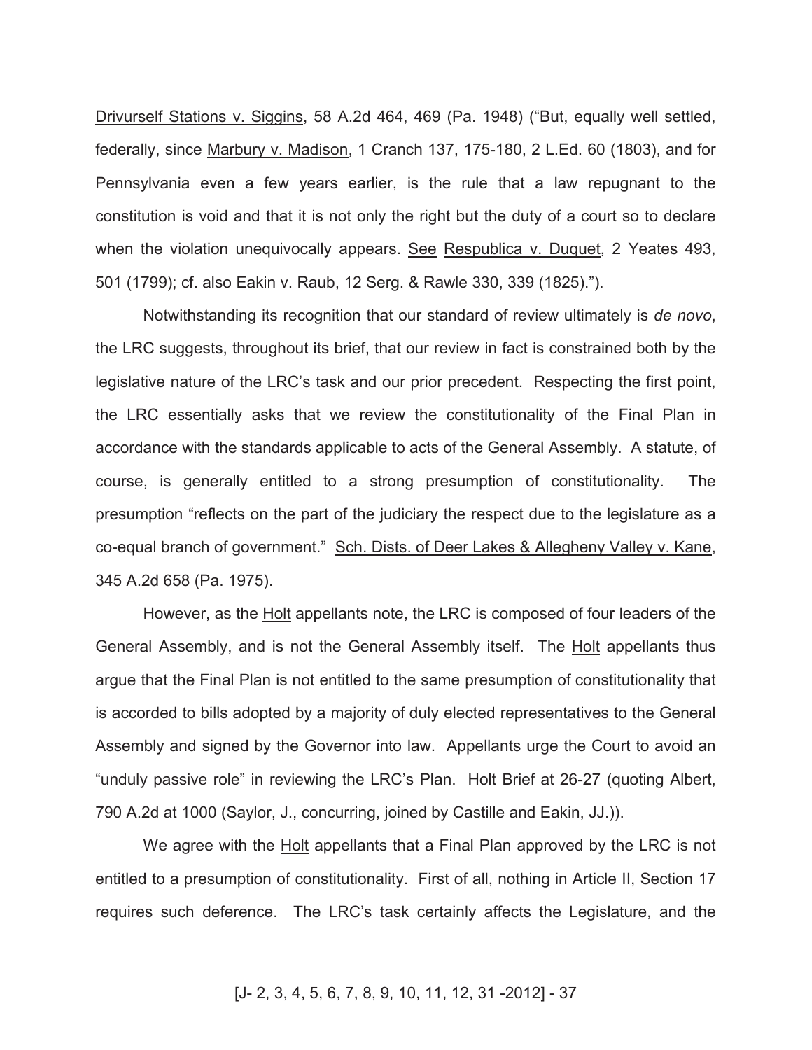Drivurself Stations v. Siggins, 58 A.2d 464, 469 (Pa. 1948) ("But, equally well settled, federally, since Marbury v. Madison, 1 Cranch 137, 175-180, 2 L.Ed. 60 (1803), and for Pennsylvania even a few years earlier, is the rule that a law repugnant to the constitution is void and that it is not only the right but the duty of a court so to declare when the violation unequivocally appears. See Respublica v. Duquet, 2 Yeates 493, 501 (1799); cf. also Eakin v. Raub, 12 Serg. & Rawle 330, 339 (1825).").

Notwithstanding its recognition that our standard of review ultimately is *de novo*, the LRC suggests, throughout its brief, that our review in fact is constrained both by the legislative nature of the LRC's task and our prior precedent. Respecting the first point, the LRC essentially asks that we review the constitutionality of the Final Plan in accordance with the standards applicable to acts of the General Assembly. A statute, of course, is generally entitled to a strong presumption of constitutionality. The presumption "reflects on the part of the judiciary the respect due to the legislature as a co-equal branch of government." Sch. Dists. of Deer Lakes & Allegheny Valley v. Kane, 345 A.2d 658 (Pa. 1975).

However, as the Holt appellants note, the LRC is composed of four leaders of the General Assembly, and is not the General Assembly itself. The Holt appellants thus argue that the Final Plan is not entitled to the same presumption of constitutionality that is accorded to bills adopted by a majority of duly elected representatives to the General Assembly and signed by the Governor into law. Appellants urge the Court to avoid an "unduly passive role" in reviewing the LRC's Plan. Holt Brief at 26-27 (quoting Albert, 790 A.2d at 1000 (Saylor, J., concurring, joined by Castille and Eakin, JJ.)).

We agree with the Holt appellants that a Final Plan approved by the LRC is not entitled to a presumption of constitutionality. First of all, nothing in Article II, Section 17 requires such deference. The LRC's task certainly affects the Legislature, and the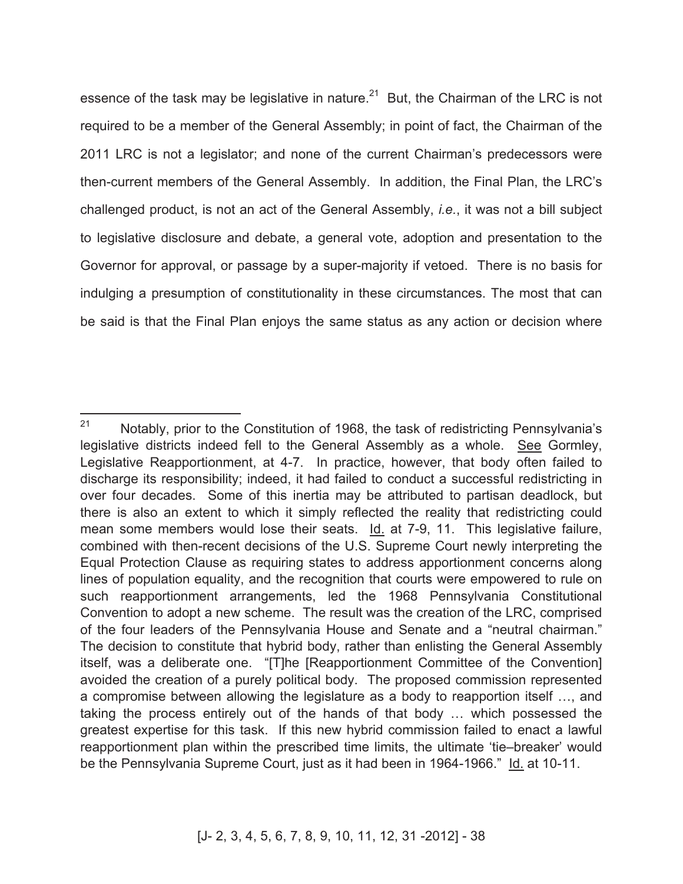essence of the task may be legislative in nature.[21] But, the Chairman of the LRC is not required to be a member of the General Assembly; in point of fact, the Chairman of the 2011 LRC is not a legislator; and none of the current Chairman's predecessors were then-current members of the General Assembly. In addition, the Final Plan, the LRC's challenged product, is not an act of the General Assembly, *i.e.*, it was not a bill subject to legislative disclosure and debate, a general vote, adoption and presentation to the Governor for approval, or passage by a super-majority if vetoed. There is no basis for indulging a presumption of constitutionality in these circumstances. The most that can be said is that the Final Plan enjoys the same status as any action or decision where

---

[21] Notably, prior to the Constitution of 1968, the task of redistricting Pennsylvania's legislative districts indeed fell to the General Assembly as a whole. See Gormley, Legislative Reapportionment, at 4-7. In practice, however, that body often failed to discharge its responsibility; indeed, it had failed to conduct a successful redistricting in over four decades. Some of this inertia may be attributed to partisan deadlock, but there is also an extent to which it simply reflected the reality that redistricting could mean some members would lose their seats. Id. at 7-9, 11. This legislative failure, combined with then-recent decisions of the U.S. Supreme Court newly interpreting the Equal Protection Clause as requiring states to address apportionment concerns along lines of population equality, and the recognition that courts were empowered to rule on such reapportionment arrangements, led the 1968 Pennsylvania Constitutional Convention to adopt a new scheme. The result was the creation of the LRC, comprised of the four leaders of the Pennsylvania House and Senate and a "neutral chairman." The decision to constitute that hybrid body, rather than enlisting the General Assembly itself, was a deliberate one. "[T]he [Reapportionment Committee of the Convention] avoided the creation of a purely political body. The proposed commission represented a compromise between allowing the legislature as a body to reapportion itself …, and taking the process entirely out of the hands of that body … which possessed the greatest expertise for this task. If this new hybrid commission failed to enact a lawful reapportionment plan within the prescribed time limits, the ultimate 'tie–breaker' would be the Pennsylvania Supreme Court, just as it had been in 1964-1966." Id. at 10-11.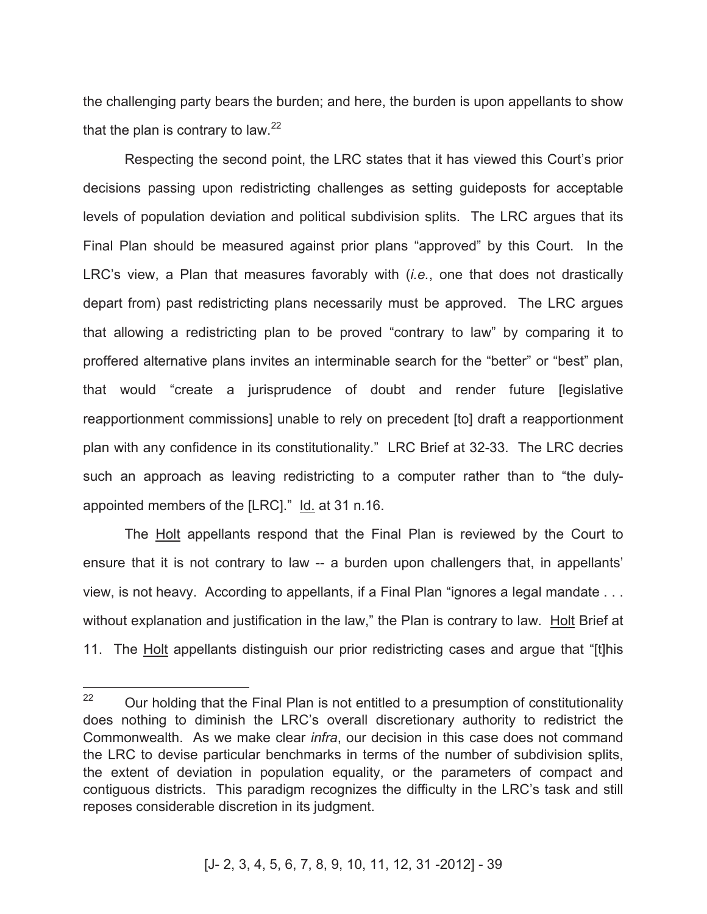the challenging party bears the burden; and here, the burden is upon appellants to show that the plan is contrary to law.[22]

Respecting the second point, the LRC states that it has viewed this Court's prior decisions passing upon redistricting challenges as setting guideposts for acceptable levels of population deviation and political subdivision splits. The LRC argues that its Final Plan should be measured against prior plans "approved" by this Court. In the LRC's view, a Plan that measures favorably with (*i.e.*, one that does not drastically depart from) past redistricting plans necessarily must be approved. The LRC argues that allowing a redistricting plan to be proved "contrary to law" by comparing it to proffered alternative plans invites an interminable search for the "better" or "best" plan, that would "create a jurisprudence of doubt and render future [legislative reapportionment commissions] unable to rely on precedent [to] draft a reapportionment plan with any confidence in its constitutionality." LRC Brief at 32-33. The LRC decries such an approach as leaving redistricting to a computer rather than to "the duly-appointed members of the [LRC]." Id. at 31 n.16.

The Holt appellants respond that the Final Plan is reviewed by the Court to ensure that it is not contrary to law -- a burden upon challengers that, in appellants' view, is not heavy. According to appellants, if a Final Plan "ignores a legal mandate . . . without explanation and justification in the law," the Plan is contrary to law. Holt Brief at 11. The Holt appellants distinguish our prior redistricting cases and argue that "[t]his

---

[22] Our holding that the Final Plan is not entitled to a presumption of constitutionality does nothing to diminish the LRC's overall discretionary authority to redistrict the Commonwealth. As we make clear *infra*, our decision in this case does not command the LRC to devise particular benchmarks in terms of the number of subdivision splits, the extent of deviation in population equality, or the parameters of compact and contiguous districts. This paradigm recognizes the difficulty in the LRC's task and still reposes considerable discretion in its judgment.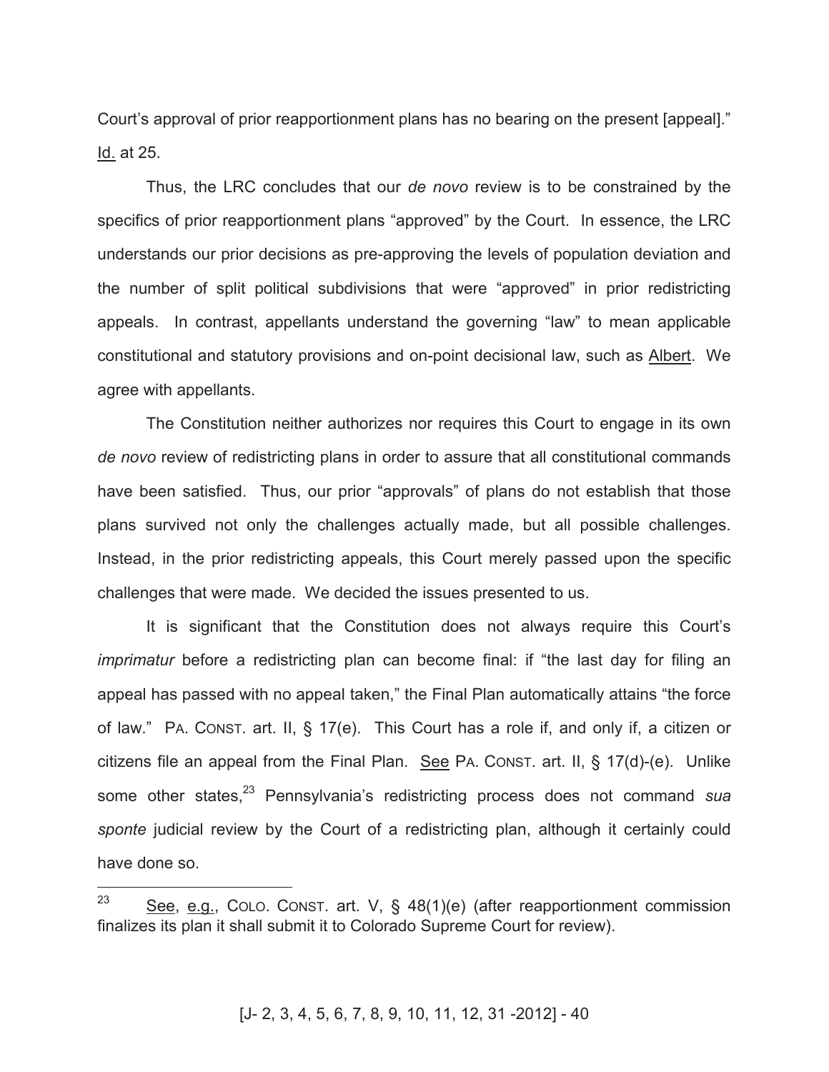Court's approval of prior reapportionment plans has no bearing on the present [appeal]." Id. at 25.

Thus, the LRC concludes that our *de novo* review is to be constrained by the specifics of prior reapportionment plans "approved" by the Court. In essence, the LRC understands our prior decisions as pre-approving the levels of population deviation and the number of split political subdivisions that were "approved" in prior redistricting appeals. In contrast, appellants understand the governing "law" to mean applicable constitutional and statutory provisions and on-point decisional law, such as Albert. We agree with appellants.

The Constitution neither authorizes nor requires this Court to engage in its own *de novo* review of redistricting plans in order to assure that all constitutional commands have been satisfied. Thus, our prior "approvals" of plans do not establish that those plans survived not only the challenges actually made, but all possible challenges. Instead, in the prior redistricting appeals, this Court merely passed upon the specific challenges that were made. We decided the issues presented to us.

It is significant that the Constitution does not always require this Court's *imprimatur* before a redistricting plan can become final: if "the last day for filing an appeal has passed with no appeal taken," the Final Plan automatically attains "the force of law." PA. CONST. art. II, § 17(e). This Court has a role if, and only if, a citizen or citizens file an appeal from the Final Plan. See PA. CONST. art. II, § 17(d)-(e). Unlike some other states,[23] Pennsylvania's redistricting process does not command *sua sponte* judicial review by the Court of a redistricting plan, although it certainly could have done so.

---

[23] See, e.g., COLO. CONST. art. V, § 48(1)(e) (after reapportionment commission finalizes its plan it shall submit it to Colorado Supreme Court for review).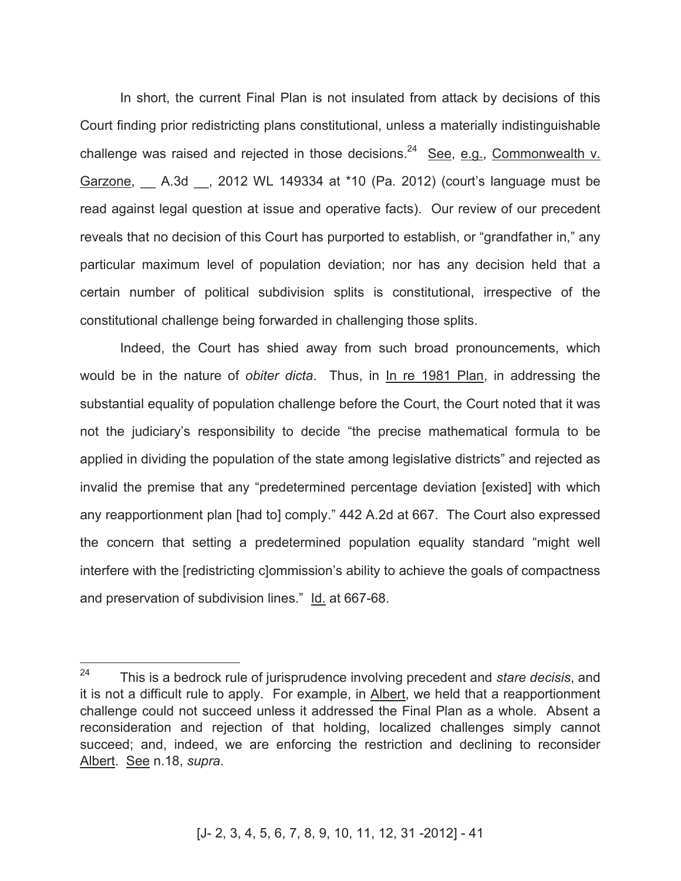In short, the current Final Plan is not insulated from attack by decisions of this Court finding prior redistricting plans constitutional, unless a materially indistinguishable challenge was raised and rejected in those decisions.[24] See, e.g., Commonwealth v. Garzone, __ A.3d __, 2012 WL 149334 at *10 (Pa. 2012) (court's language must be read against legal question at issue and operative facts). Our review of our precedent reveals that no decision of this Court has purported to establish, or "grandfather in," any particular maximum level of population deviation; nor has any decision held that a certain number of political subdivision splits is constitutional, irrespective of the constitutional challenge being forwarded in challenging those splits.

Indeed, the Court has shied away from such broad pronouncements, which would be in the nature of *obiter dicta*. Thus, in In re 1981 Plan, in addressing the substantial equality of population challenge before the Court, the Court noted that it was not the judiciary's responsibility to decide "the precise mathematical formula to be applied in dividing the population of the state among legislative districts" and rejected as invalid the premise that any "predetermined percentage deviation [existed] with which any reapportionment plan [had to] comply." 442 A.2d at 667. The Court also expressed the concern that setting a predetermined population equality standard "might well interfere with the [redistricting c]ommission's ability to achieve the goals of compactness and preservation of subdivision lines." Id. at 667-68.

---

[24] This is a bedrock rule of jurisprudence involving precedent and *stare decisis*, and it is not a difficult rule to apply. For example, in Albert, we held that a reapportionment challenge could not succeed unless it addressed the Final Plan as a whole. Absent a reconsideration and rejection of that holding, localized challenges simply cannot succeed; and, indeed, we are enforcing the restriction and declining to reconsider Albert. See n.18, *supra*.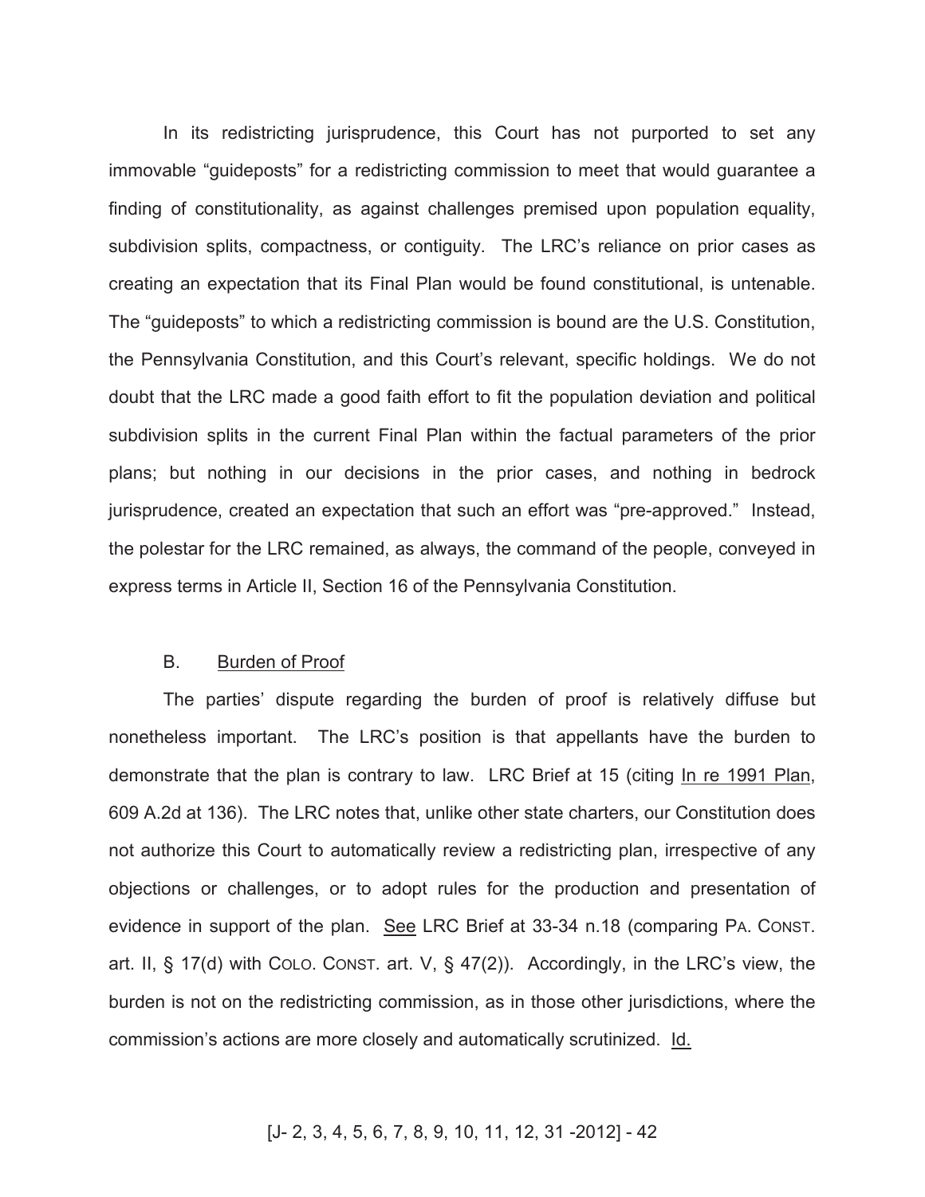In its redistricting jurisprudence, this Court has not purported to set any immovable "guideposts" for a redistricting commission to meet that would guarantee a finding of constitutionality, as against challenges premised upon population equality, subdivision splits, compactness, or contiguity. The LRC's reliance on prior cases as creating an expectation that its Final Plan would be found constitutional, is untenable. The "guideposts" to which a redistricting commission is bound are the U.S. Constitution, the Pennsylvania Constitution, and this Court's relevant, specific holdings. We do not doubt that the LRC made a good faith effort to fit the population deviation and political subdivision splits in the current Final Plan within the factual parameters of the prior plans; but nothing in our decisions in the prior cases, and nothing in bedrock jurisprudence, created an expectation that such an effort was "pre-approved." Instead, the polestar for the LRC remained, as always, the command of the people, conveyed in express terms in Article II, Section 16 of the Pennsylvania Constitution.

### B. Burden of Proof

The parties' dispute regarding the burden of proof is relatively diffuse but nonetheless important. The LRC's position is that appellants have the burden to demonstrate that the plan is contrary to law. LRC Brief at 15 (citing In re 1991 Plan, 609 A.2d at 136). The LRC notes that, unlike other state charters, our Constitution does not authorize this Court to automatically review a redistricting plan, irrespective of any objections or challenges, or to adopt rules for the production and presentation of evidence in support of the plan. See LRC Brief at 33-34 n.18 (comparing PA. CONST. art. II, § 17(d) with COLO. CONST. art. V, § 47(2)). Accordingly, in the LRC's view, the burden is not on the redistricting commission, as in those other jurisdictions, where the commission's actions are more closely and automatically scrutinized. Id.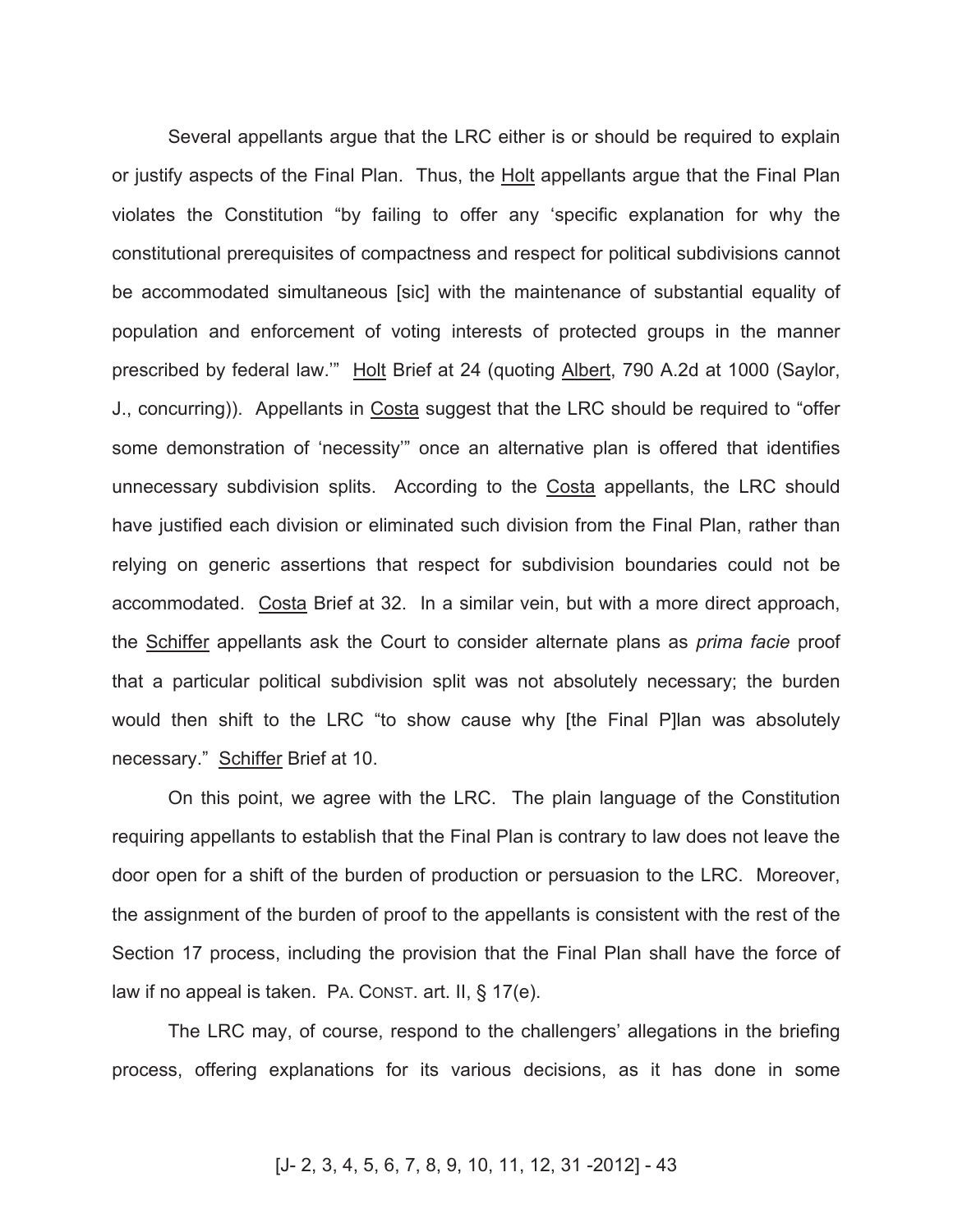Several appellants argue that the LRC either is or should be required to explain or justify aspects of the Final Plan. Thus, the Holt appellants argue that the Final Plan violates the Constitution "by failing to offer any 'specific explanation for why the constitutional prerequisites of compactness and respect for political subdivisions cannot be accommodated simultaneous [sic] with the maintenance of substantial equality of population and enforcement of voting interests of protected groups in the manner prescribed by federal law.'" Holt Brief at 24 (quoting Albert, 790 A.2d at 1000 (Saylor, J., concurring)). Appellants in Costa suggest that the LRC should be required to "offer some demonstration of 'necessity'" once an alternative plan is offered that identifies unnecessary subdivision splits. According to the Costa appellants, the LRC should have justified each division or eliminated such division from the Final Plan, rather than relying on generic assertions that respect for subdivision boundaries could not be accommodated. Costa Brief at 32. In a similar vein, but with a more direct approach, the Schiffer appellants ask the Court to consider alternate plans as *prima facie* proof that a particular political subdivision split was not absolutely necessary; the burden would then shift to the LRC "to show cause why [the Final P]lan was absolutely necessary." Schiffer Brief at 10.

On this point, we agree with the LRC. The plain language of the Constitution requiring appellants to establish that the Final Plan is contrary to law does not leave the door open for a shift of the burden of production or persuasion to the LRC. Moreover, the assignment of the burden of proof to the appellants is consistent with the rest of the Section 17 process, including the provision that the Final Plan shall have the force of law if no appeal is taken. PA. CONST. art. II, § 17(e).

The LRC may, of course, respond to the challengers' allegations in the briefing process, offering explanations for its various decisions, as it has done in some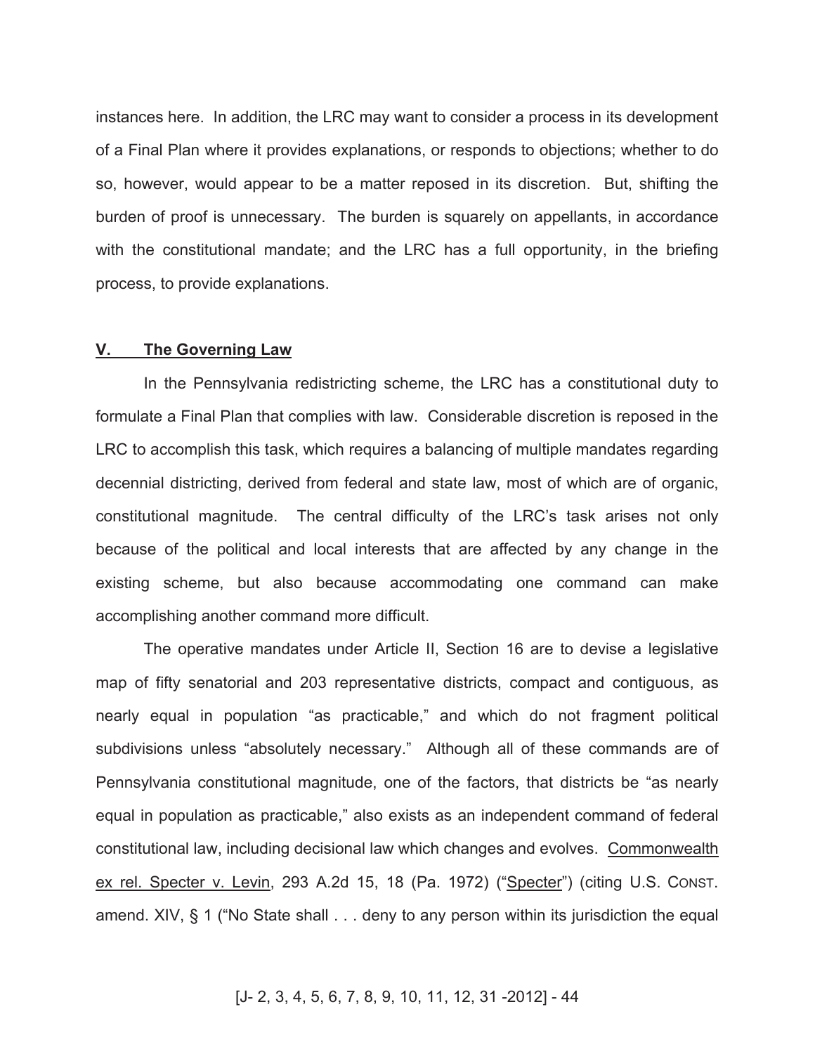instances here. In addition, the LRC may want to consider a process in its development of a Final Plan where it provides explanations, or responds to objections; whether to do so, however, would appear to be a matter reposed in its discretion. But, shifting the burden of proof is unnecessary. The burden is squarely on appellants, in accordance with the constitutional mandate; and the LRC has a full opportunity, in the briefing process, to provide explanations.

## V. The Governing Law

In the Pennsylvania redistricting scheme, the LRC has a constitutional duty to formulate a Final Plan that complies with law. Considerable discretion is reposed in the LRC to accomplish this task, which requires a balancing of multiple mandates regarding decennial districting, derived from federal and state law, most of which are of organic, constitutional magnitude. The central difficulty of the LRC's task arises not only because of the political and local interests that are affected by any change in the existing scheme, but also because accommodating one command can make accomplishing another command more difficult.

The operative mandates under Article II, Section 16 are to devise a legislative map of fifty senatorial and 203 representative districts, compact and contiguous, as nearly equal in population "as practicable," and which do not fragment political subdivisions unless "absolutely necessary." Although all of these commands are of Pennsylvania constitutional magnitude, one of the factors, that districts be "as nearly equal in population as practicable," also exists as an independent command of federal constitutional law, including decisional law which changes and evolves. Commonwealth ex rel. Specter v. Levin, 293 A.2d 15, 18 (Pa. 1972) ("Specter") (citing U.S. CONST. amend. XIV, § 1 ("No State shall . . . deny to any person within its jurisdiction the equal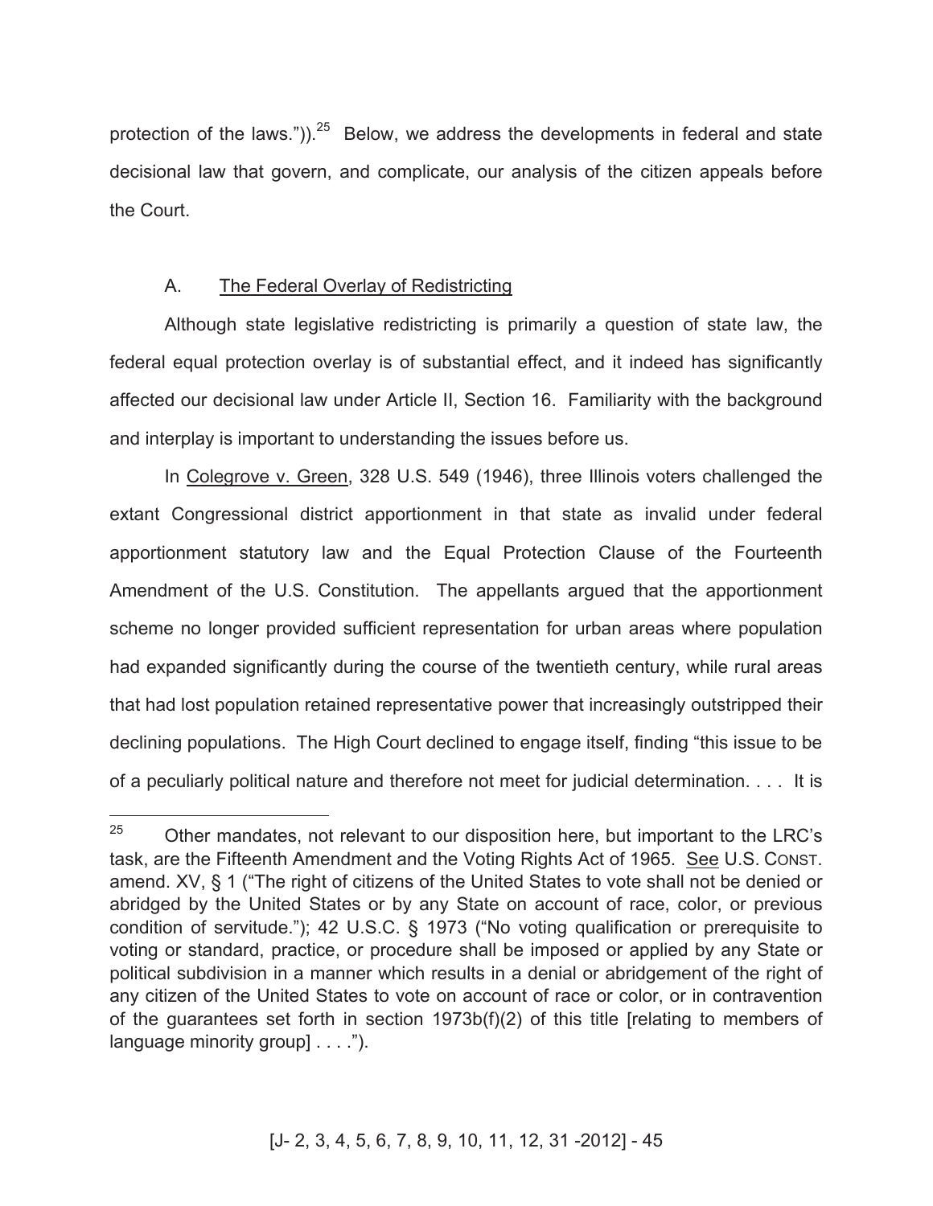protection of the laws.")).[25] Below, we address the developments in federal and state decisional law that govern, and complicate, our analysis of the citizen appeals before the Court.

## A. The Federal Overlay of Redistricting

Although state legislative redistricting is primarily a question of state law, the federal equal protection overlay is of substantial effect, and it indeed has significantly affected our decisional law under Article II, Section 16. Familiarity with the background and interplay is important to understanding the issues before us.

In Colegrove v. Green, 328 U.S. 549 (1946), three Illinois voters challenged the extant Congressional district apportionment in that state as invalid under federal apportionment statutory law and the Equal Protection Clause of the Fourteenth Amendment of the U.S. Constitution. The appellants argued that the apportionment scheme no longer provided sufficient representation for urban areas where population had expanded significantly during the course of the twentieth century, while rural areas that had lost population retained representative power that increasingly outstripped their declining populations. The High Court declined to engage itself, finding "this issue to be of a peculiarly political nature and therefore not meet for judicial determination. . . . It is

[25] Other mandates, not relevant to our disposition here, but important to the LRC's task, are the Fifteenth Amendment and the Voting Rights Act of 1965. See U.S. CONST. amend. XV, § 1 ("The right of citizens of the United States to vote shall not be denied or abridged by the United States or by any State on account of race, color, or previous condition of servitude."); 42 U.S.C. § 1973 ("No voting qualification or prerequisite to voting or standard, practice, or procedure shall be imposed or applied by any State or political subdivision in a manner which results in a denial or abridgement of the right of any citizen of the United States to vote on account of race or color, or in contravention of the guarantees set forth in section 1973b(f)(2) of this title [relating to members of language minority group] . . . .").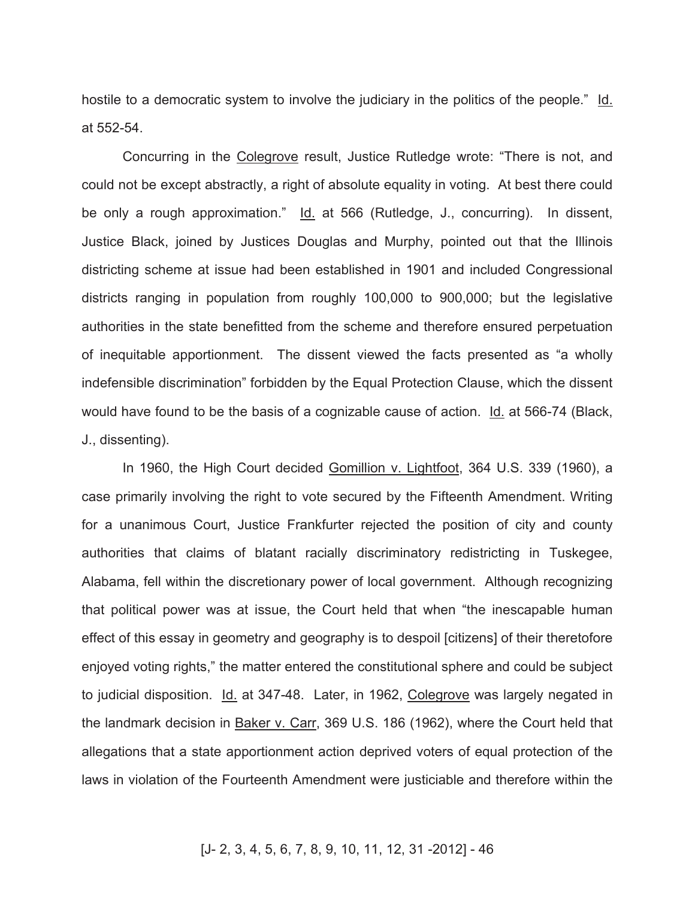hostile to a democratic system to involve the judiciary in the politics of the people." Id. at 552-54.

Concurring in the Colegrove result, Justice Rutledge wrote: "There is not, and could not be except abstractly, a right of absolute equality in voting. At best there could be only a rough approximation." Id. at 566 (Rutledge, J., concurring). In dissent, Justice Black, joined by Justices Douglas and Murphy, pointed out that the Illinois districting scheme at issue had been established in 1901 and included Congressional districts ranging in population from roughly 100,000 to 900,000; but the legislative authorities in the state benefitted from the scheme and therefore ensured perpetuation of inequitable apportionment. The dissent viewed the facts presented as "a wholly indefensible discrimination" forbidden by the Equal Protection Clause, which the dissent would have found to be the basis of a cognizable cause of action. Id. at 566-74 (Black, J., dissenting).

In 1960, the High Court decided Gomillion v. Lightfoot, 364 U.S. 339 (1960), a case primarily involving the right to vote secured by the Fifteenth Amendment. Writing for a unanimous Court, Justice Frankfurter rejected the position of city and county authorities that claims of blatant racially discriminatory redistricting in Tuskegee, Alabama, fell within the discretionary power of local government. Although recognizing that political power was at issue, the Court held that when "the inescapable human effect of this essay in geometry and geography is to despoil [citizens] of their theretofore enjoyed voting rights," the matter entered the constitutional sphere and could be subject to judicial disposition. Id. at 347-48. Later, in 1962, Colegrove was largely negated in the landmark decision in Baker v. Carr, 369 U.S. 186 (1962), where the Court held that allegations that a state apportionment action deprived voters of equal protection of the laws in violation of the Fourteenth Amendment were justiciable and therefore within the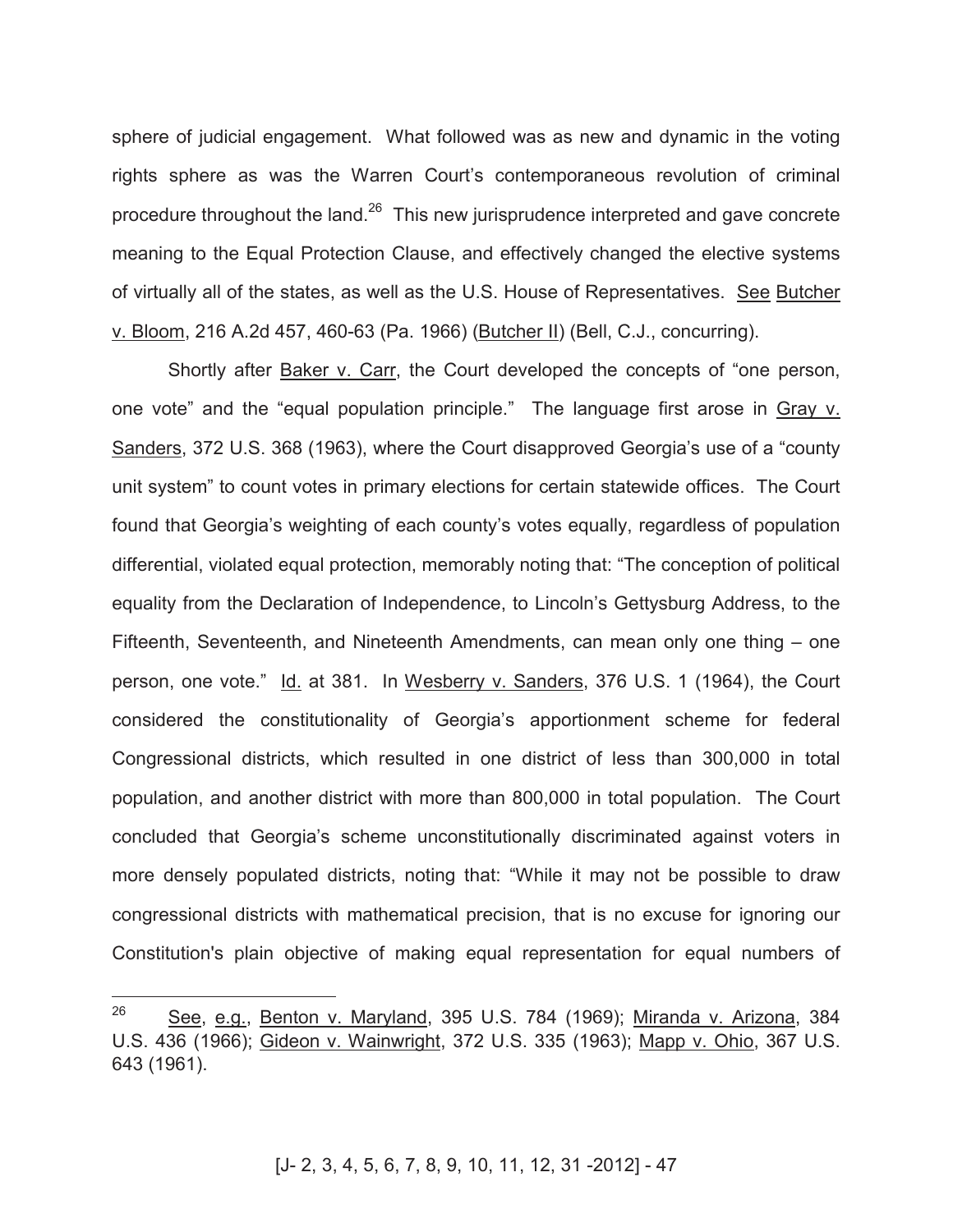sphere of judicial engagement. What followed was as new and dynamic in the voting rights sphere as was the Warren Court's contemporaneous revolution of criminal procedure throughout the land.[26] This new jurisprudence interpreted and gave concrete meaning to the Equal Protection Clause, and effectively changed the elective systems of virtually all of the states, as well as the U.S. House of Representatives. See Butcher v. Bloom, 216 A.2d 457, 460-63 (Pa. 1966) (Butcher II) (Bell, C.J., concurring).

Shortly after Baker v. Carr, the Court developed the concepts of "one person, one vote" and the "equal population principle." The language first arose in Gray v. Sanders, 372 U.S. 368 (1963), where the Court disapproved Georgia's use of a "county unit system" to count votes in primary elections for certain statewide offices. The Court found that Georgia's weighting of each county's votes equally, regardless of population differential, violated equal protection, memorably noting that: "The conception of political equality from the Declaration of Independence, to Lincoln's Gettysburg Address, to the Fifteenth, Seventeenth, and Nineteenth Amendments, can mean only one thing – one person, one vote." Id. at 381. In Wesberry v. Sanders, 376 U.S. 1 (1964), the Court considered the constitutionality of Georgia's apportionment scheme for federal Congressional districts, which resulted in one district of less than 300,000 in total population, and another district with more than 800,000 in total population. The Court concluded that Georgia's scheme unconstitutionally discriminated against voters in more densely populated districts, noting that: "While it may not be possible to draw congressional districts with mathematical precision, that is no excuse for ignoring our Constitution's plain objective of making equal representation for equal numbers of

[26] See, e.g., Benton v. Maryland, 395 U.S. 784 (1969); Miranda v. Arizona, 384 U.S. 436 (1966); Gideon v. Wainwright, 372 U.S. 335 (1963); Mapp v. Ohio, 367 U.S. 643 (1961).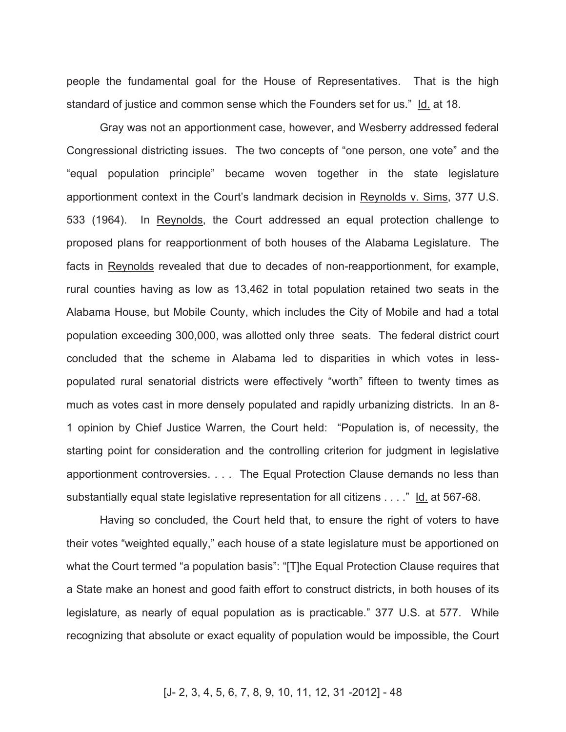people the fundamental goal for the House of Representatives. That is the high standard of justice and common sense which the Founders set for us." Id. at 18.

Gray was not an apportionment case, however, and Wesberry addressed federal Congressional districting issues. The two concepts of "one person, one vote" and the "equal population principle" became woven together in the state legislature apportionment context in the Court's landmark decision in Reynolds v. Sims, 377 U.S. 533 (1964). In Reynolds, the Court addressed an equal protection challenge to proposed plans for reapportionment of both houses of the Alabama Legislature. The facts in Reynolds revealed that due to decades of non-reapportionment, for example, rural counties having as low as 13,462 in total population retained two seats in the Alabama House, but Mobile County, which includes the City of Mobile and had a total population exceeding 300,000, was allotted only three seats. The federal district court concluded that the scheme in Alabama led to disparities in which votes in less-populated rural senatorial districts were effectively "worth" fifteen to twenty times as much as votes cast in more densely populated and rapidly urbanizing districts. In an 8-1 opinion by Chief Justice Warren, the Court held: "Population is, of necessity, the starting point for consideration and the controlling criterion for judgment in legislative apportionment controversies. . . . The Equal Protection Clause demands no less than substantially equal state legislative representation for all citizens . . . ." Id. at 567-68.

Having so concluded, the Court held that, to ensure the right of voters to have their votes "weighted equally," each house of a state legislature must be apportioned on what the Court termed "a population basis": "[T]he Equal Protection Clause requires that a State make an honest and good faith effort to construct districts, in both houses of its legislature, as nearly of equal population as is practicable." 377 U.S. at 577. While recognizing that absolute or exact equality of population would be impossible, the Court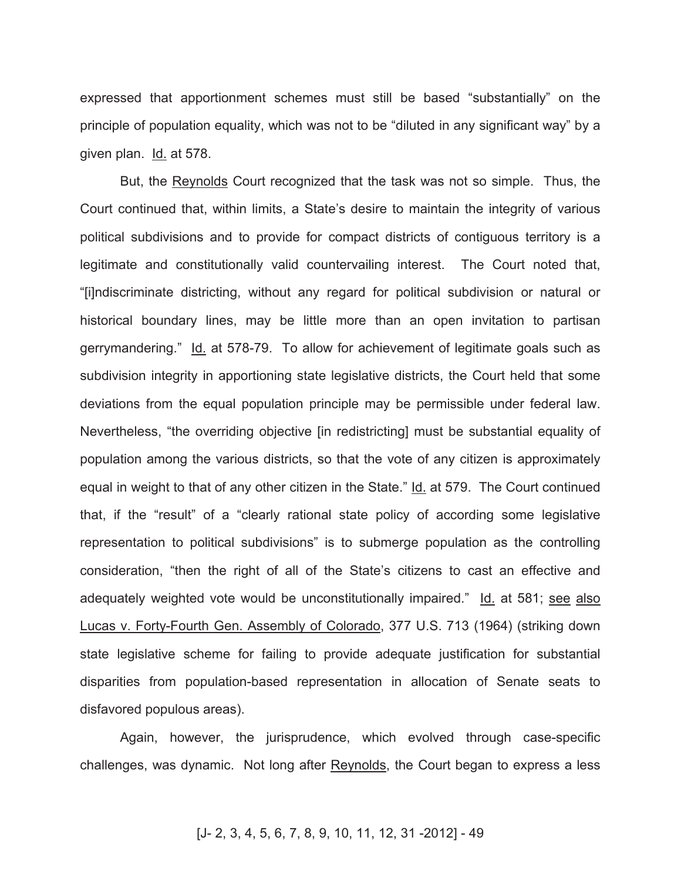expressed that apportionment schemes must still be based "substantially" on the principle of population equality, which was not to be "diluted in any significant way" by a given plan. Id. at 578.

But, the Reynolds Court recognized that the task was not so simple. Thus, the Court continued that, within limits, a State's desire to maintain the integrity of various political subdivisions and to provide for compact districts of contiguous territory is a legitimate and constitutionally valid countervailing interest. The Court noted that, "[i]ndiscriminate districting, without any regard for political subdivision or natural or historical boundary lines, may be little more than an open invitation to partisan gerrymandering." Id. at 578-79. To allow for achievement of legitimate goals such as subdivision integrity in apportioning state legislative districts, the Court held that some deviations from the equal population principle may be permissible under federal law. Nevertheless, "the overriding objective [in redistricting] must be substantial equality of population among the various districts, so that the vote of any citizen is approximately equal in weight to that of any other citizen in the State." Id. at 579. The Court continued that, if the "result" of a "clearly rational state policy of according some legislative representation to political subdivisions" is to submerge population as the controlling consideration, "then the right of all of the State's citizens to cast an effective and adequately weighted vote would be unconstitutionally impaired." Id. at 581; see also Lucas v. Forty-Fourth Gen. Assembly of Colorado, 377 U.S. 713 (1964) (striking down state legislative scheme for failing to provide adequate justification for substantial disparities from population-based representation in allocation of Senate seats to disfavored populous areas).

Again, however, the jurisprudence, which evolved through case-specific challenges, was dynamic. Not long after Reynolds, the Court began to express a less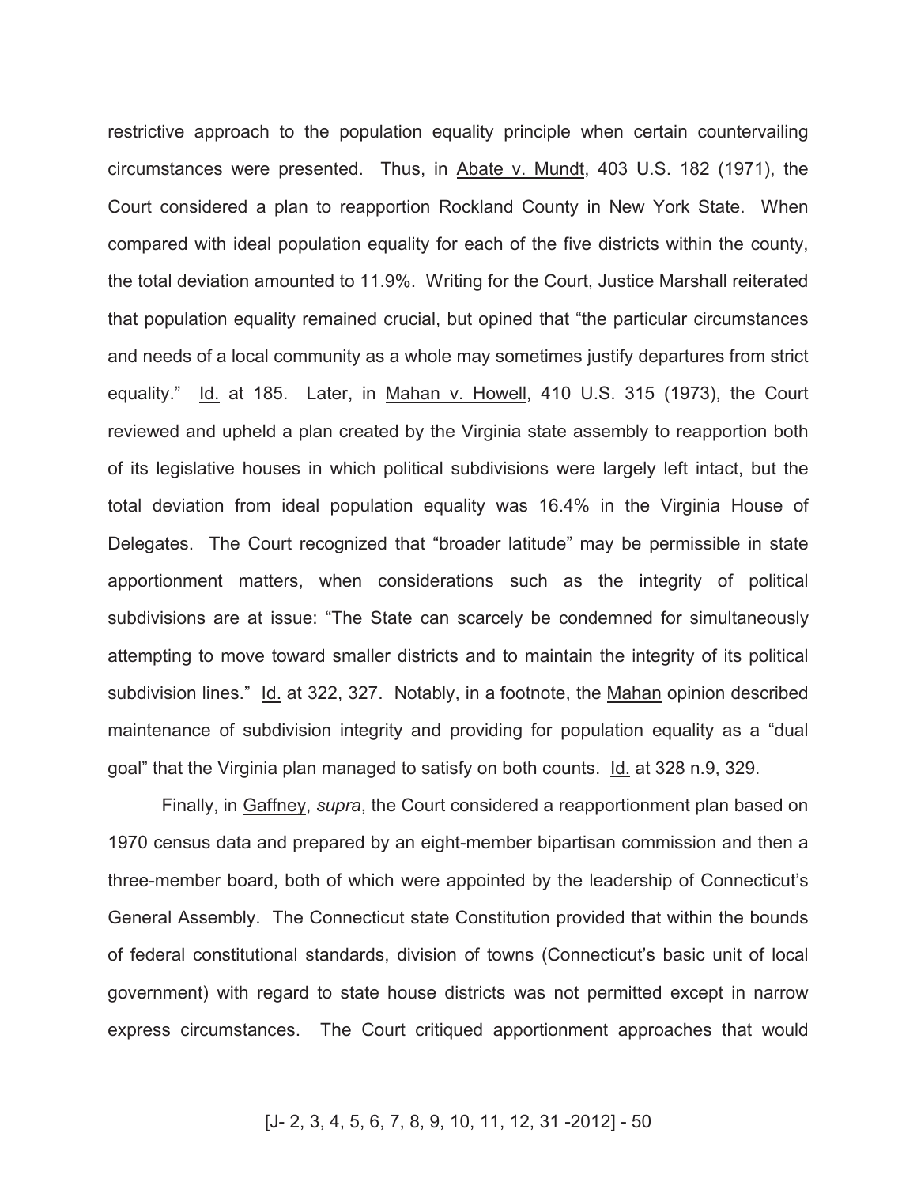restrictive approach to the population equality principle when certain countervailing circumstances were presented. Thus, in Abate v. Mundt, 403 U.S. 182 (1971), the Court considered a plan to reapportion Rockland County in New York State. When compared with ideal population equality for each of the five districts within the county, the total deviation amounted to 11.9%. Writing for the Court, Justice Marshall reiterated that population equality remained crucial, but opined that "the particular circumstances and needs of a local community as a whole may sometimes justify departures from strict equality." Id. at 185. Later, in Mahan v. Howell, 410 U.S. 315 (1973), the Court reviewed and upheld a plan created by the Virginia state assembly to reapportion both of its legislative houses in which political subdivisions were largely left intact, but the total deviation from ideal population equality was 16.4% in the Virginia House of Delegates. The Court recognized that "broader latitude" may be permissible in state apportionment matters, when considerations such as the integrity of political subdivisions are at issue: "The State can scarcely be condemned for simultaneously attempting to move toward smaller districts and to maintain the integrity of its political subdivision lines." Id. at 322, 327. Notably, in a footnote, the Mahan opinion described maintenance of subdivision integrity and providing for population equality as a "dual goal" that the Virginia plan managed to satisfy on both counts. Id. at 328 n.9, 329.

Finally, in Gaffney, *supra*, the Court considered a reapportionment plan based on 1970 census data and prepared by an eight-member bipartisan commission and then a three-member board, both of which were appointed by the leadership of Connecticut's General Assembly. The Connecticut state Constitution provided that within the bounds of federal constitutional standards, division of towns (Connecticut's basic unit of local government) with regard to state house districts was not permitted except in narrow express circumstances. The Court critiqued apportionment approaches that would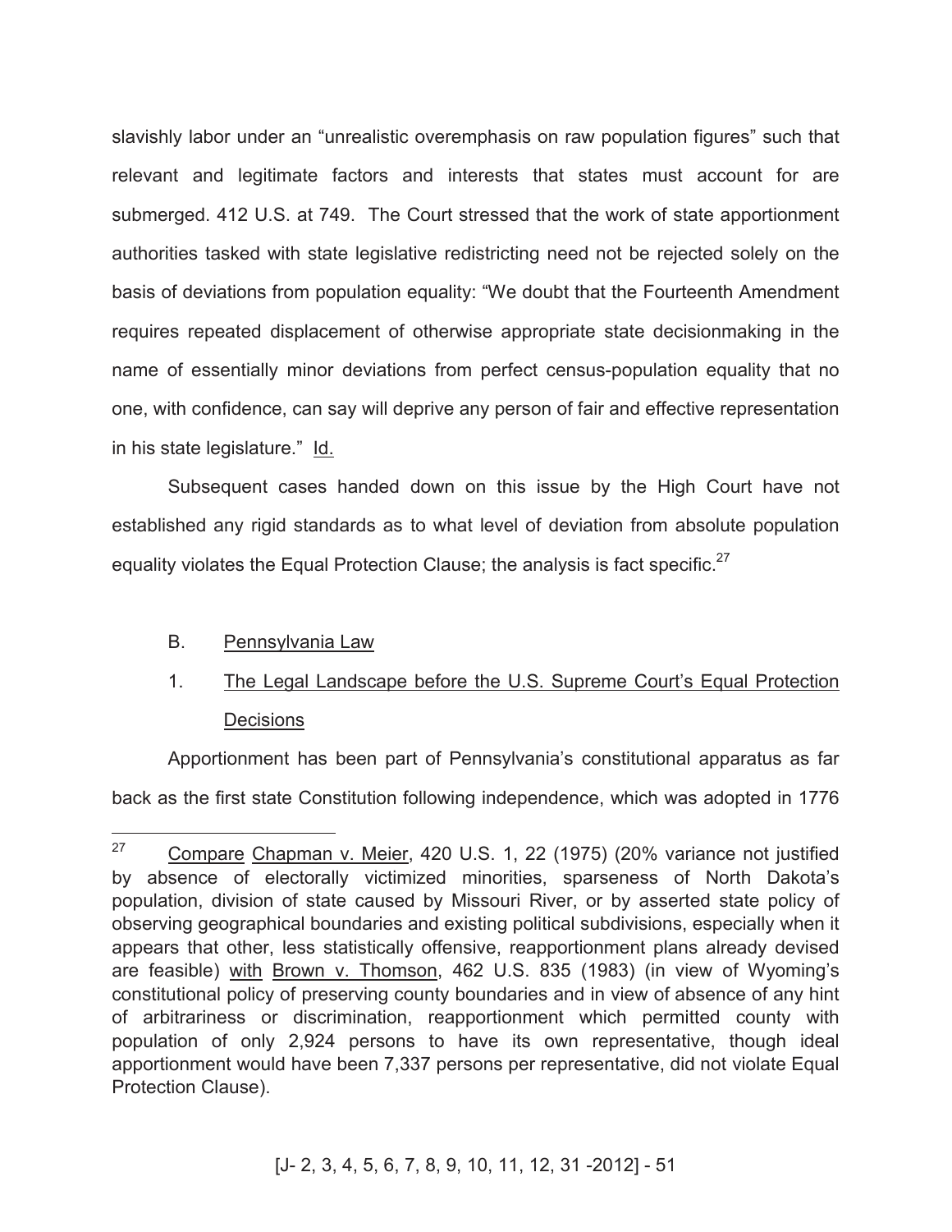slavishly labor under an "unrealistic overemphasis on raw population figures" such that relevant and legitimate factors and interests that states must account for are submerged. 412 U.S. at 749. The Court stressed that the work of state apportionment authorities tasked with state legislative redistricting need not be rejected solely on the basis of deviations from population equality: "We doubt that the Fourteenth Amendment requires repeated displacement of otherwise appropriate state decisionmaking in the name of essentially minor deviations from perfect census-population equality that no one, with confidence, can say will deprive any person of fair and effective representation in his state legislature." Id.

Subsequent cases handed down on this issue by the High Court have not established any rigid standards as to what level of deviation from absolute population equality violates the Equal Protection Clause; the analysis is fact specific.[27]

B. Pennsylvania Law

1. The Legal Landscape before the U.S. Supreme Court's Equal Protection Decisions

Apportionment has been part of Pennsylvania's constitutional apparatus as far back as the first state Constitution following independence, which was adopted in 1776

[27] Compare Chapman v. Meier, 420 U.S. 1, 22 (1975) (20% variance not justified by absence of electorally victimized minorities, sparseness of North Dakota's population, division of state caused by Missouri River, or by asserted state policy of observing geographical boundaries and existing political subdivisions, especially when it appears that other, less statistically offensive, reapportionment plans already devised are feasible) with Brown v. Thomson, 462 U.S. 835 (1983) (in view of Wyoming's constitutional policy of preserving county boundaries and in view of absence of any hint of arbitrariness or discrimination, reapportionment which permitted county with population of only 2,924 persons to have its own representative, though ideal apportionment would have been 7,337 persons per representative, did not violate Equal Protection Clause).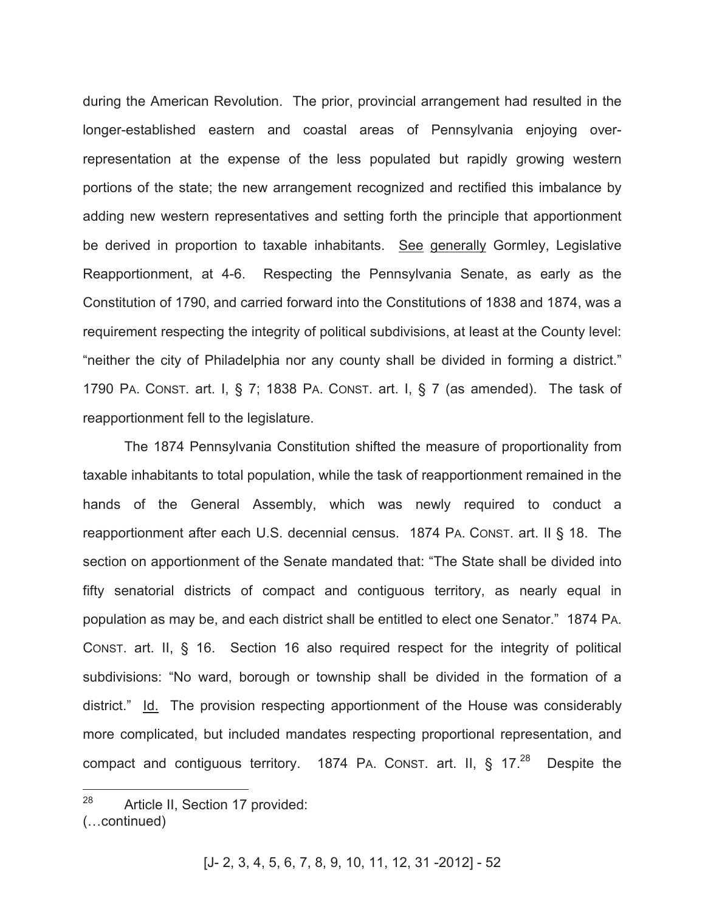during the American Revolution. The prior, provincial arrangement had resulted in the longer-established eastern and coastal areas of Pennsylvania enjoying over-representation at the expense of the less populated but rapidly growing western portions of the state; the new arrangement recognized and rectified this imbalance by adding new western representatives and setting forth the principle that apportionment be derived in proportion to taxable inhabitants. See generally Gormley, Legislative Reapportionment, at 4-6. Respecting the Pennsylvania Senate, as early as the Constitution of 1790, and carried forward into the Constitutions of 1838 and 1874, was a requirement respecting the integrity of political subdivisions, at least at the County level: "neither the city of Philadelphia nor any county shall be divided in forming a district." 1790 PA. CONST. art. I, § 7; 1838 PA. CONST. art. I, § 7 (as amended). The task of reapportionment fell to the legislature.

The 1874 Pennsylvania Constitution shifted the measure of proportionality from taxable inhabitants to total population, while the task of reapportionment remained in the hands of the General Assembly, which was newly required to conduct a reapportionment after each U.S. decennial census. 1874 PA. CONST. art. II § 18. The section on apportionment of the Senate mandated that: "The State shall be divided into fifty senatorial districts of compact and contiguous territory, as nearly equal in population as may be, and each district shall be entitled to elect one Senator." 1874 PA. CONST. art. II, § 16. Section 16 also required respect for the integrity of political subdivisions: "No ward, borough or township shall be divided in the formation of a district." Id. The provision respecting apportionment of the House was considerably more complicated, but included mandates respecting proportional representation, and compact and contiguous territory. 1874 PA. CONST. art. II, § 17.[28] Despite the

---

[28] Article II, Section 17 provided:
(…continued)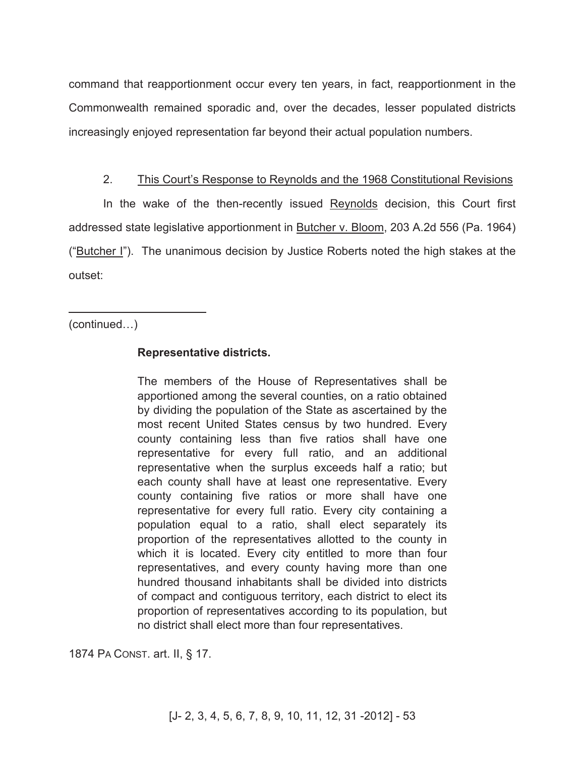command that reapportionment occur every ten years, in fact, reapportionment in the Commonwealth remained sporadic and, over the decades, lesser populated districts increasingly enjoyed representation far beyond their actual population numbers.

2. <u>This Court's Response to Reynolds and the 1968 Constitutional Revisions</u>

In the wake of the then-recently issued <u>Reynolds</u> decision, this Court first addressed state legislative apportionment in <u>Butcher v. Bloom</u>, 203 A.2d 556 (Pa. 1964) ("<u>Butcher I</u>"). The unanimous decision by Justice Roberts noted the high stakes at the outset:

---

(continued…)

> **Representative districts.**
>
> The members of the House of Representatives shall be apportioned among the several counties, on a ratio obtained by dividing the population of the State as ascertained by the most recent United States census by two hundred. Every county containing less than five ratios shall have one representative for every full ratio, and an additional representative when the surplus exceeds half a ratio; but each county shall have at least one representative. Every county containing five ratios or more shall have one representative for every full ratio. Every city containing a population equal to a ratio, shall elect separately its proportion of the representatives allotted to the county in which it is located. Every city entitled to more than four representatives, and every county having more than one hundred thousand inhabitants shall be divided into districts of compact and contiguous territory, each district to elect its proportion of representatives according to its population, but no district shall elect more than four representatives.

1874 PA CONST. art. II, § 17.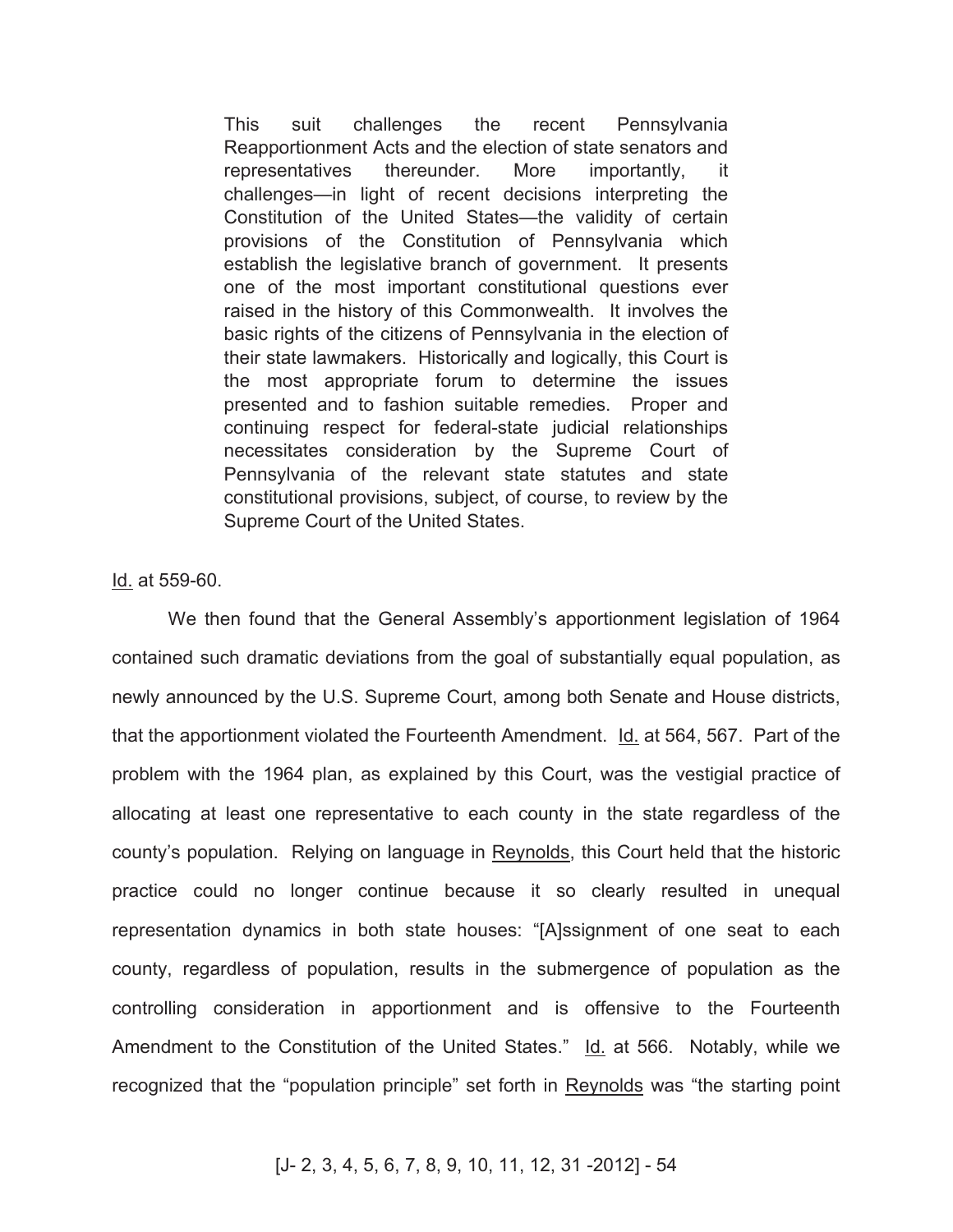> This suit challenges the recent Pennsylvania Reapportionment Acts and the election of state senators and representatives thereunder. More importantly, it challenges—in light of recent decisions interpreting the Constitution of the United States—the validity of certain provisions of the Constitution of Pennsylvania which establish the legislative branch of government. It presents one of the most important constitutional questions ever raised in the history of this Commonwealth. It involves the basic rights of the citizens of Pennsylvania in the election of their state lawmakers. Historically and logically, this Court is the most appropriate forum to determine the issues presented and to fashion suitable remedies. Proper and continuing respect for federal-state judicial relationships necessitates consideration by the Supreme Court of Pennsylvania of the relevant state statutes and state constitutional provisions, subject, of course, to review by the Supreme Court of the United States.

Id. at 559-60.

We then found that the General Assembly's apportionment legislation of 1964 contained such dramatic deviations from the goal of substantially equal population, as newly announced by the U.S. Supreme Court, among both Senate and House districts, that the apportionment violated the Fourteenth Amendment. Id. at 564, 567. Part of the problem with the 1964 plan, as explained by this Court, was the vestigial practice of allocating at least one representative to each county in the state regardless of the county's population. Relying on language in Reynolds, this Court held that the historic practice could no longer continue because it so clearly resulted in unequal representation dynamics in both state houses: "[A]ssignment of one seat to each county, regardless of population, results in the submergence of population as the controlling consideration in apportionment and is offensive to the Fourteenth Amendment to the Constitution of the United States." Id. at 566. Notably, while we recognized that the "population principle" set forth in Reynolds was "the starting point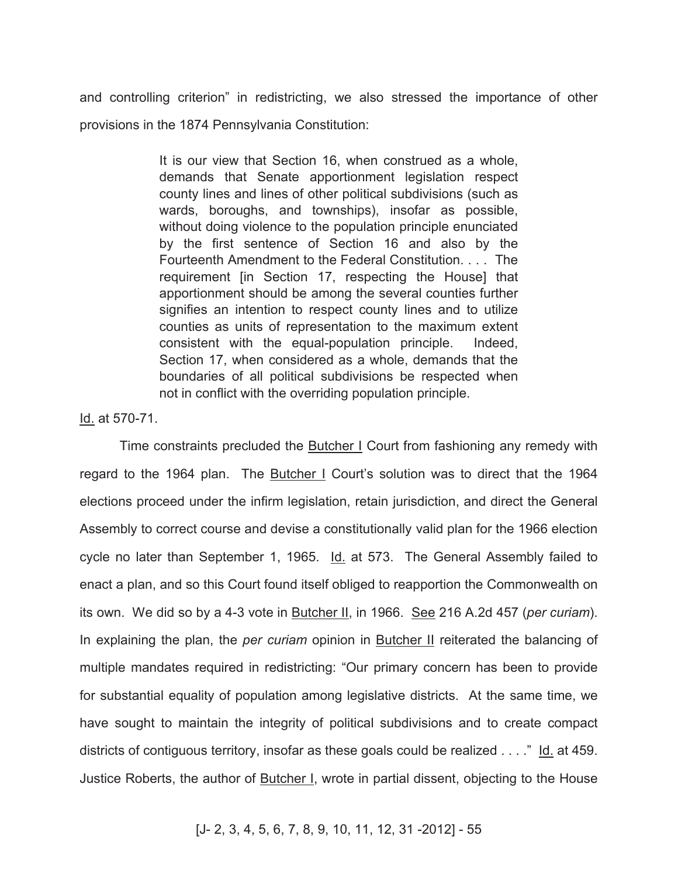and controlling criterion" in redistricting, we also stressed the importance of other provisions in the 1874 Pennsylvania Constitution:

> It is our view that Section 16, when construed as a whole, demands that Senate apportionment legislation respect county lines and lines of other political subdivisions (such as wards, boroughs, and townships), insofar as possible, without doing violence to the population principle enunciated by the first sentence of Section 16 and also by the Fourteenth Amendment to the Federal Constitution. . . . The requirement [in Section 17, respecting the House] that apportionment should be among the several counties further signifies an intention to respect county lines and to utilize counties as units of representation to the maximum extent consistent with the equal-population principle. Indeed, Section 17, when considered as a whole, demands that the boundaries of all political subdivisions be respected when not in conflict with the overriding population principle.

Id. at 570-71.

Time constraints precluded the Butcher I Court from fashioning any remedy with regard to the 1964 plan. The Butcher I Court's solution was to direct that the 1964 elections proceed under the infirm legislation, retain jurisdiction, and direct the General Assembly to correct course and devise a constitutionally valid plan for the 1966 election cycle no later than September 1, 1965. Id. at 573. The General Assembly failed to enact a plan, and so this Court found itself obliged to reapportion the Commonwealth on its own. We did so by a 4-3 vote in Butcher II, in 1966. See 216 A.2d 457 (*per curiam*). In explaining the plan, the *per curiam* opinion in Butcher II reiterated the balancing of multiple mandates required in redistricting: "Our primary concern has been to provide for substantial equality of population among legislative districts. At the same time, we have sought to maintain the integrity of political subdivisions and to create compact districts of contiguous territory, insofar as these goals could be realized . . . ." Id. at 459. Justice Roberts, the author of Butcher I, wrote in partial dissent, objecting to the House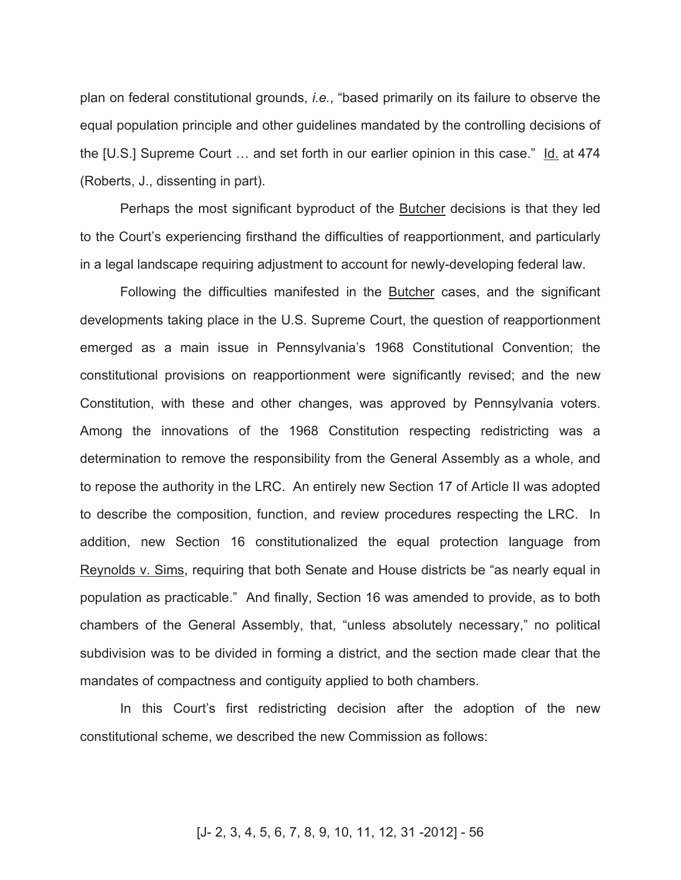plan on federal constitutional grounds, *i.e.*, "based primarily on its failure to observe the equal population principle and other guidelines mandated by the controlling decisions of the [U.S.] Supreme Court … and set forth in our earlier opinion in this case." Id. at 474 (Roberts, J., dissenting in part).

Perhaps the most significant byproduct of the Butcher decisions is that they led to the Court's experiencing firsthand the difficulties of reapportionment, and particularly in a legal landscape requiring adjustment to account for newly-developing federal law.

Following the difficulties manifested in the Butcher cases, and the significant developments taking place in the U.S. Supreme Court, the question of reapportionment emerged as a main issue in Pennsylvania's 1968 Constitutional Convention; the constitutional provisions on reapportionment were significantly revised; and the new Constitution, with these and other changes, was approved by Pennsylvania voters. Among the innovations of the 1968 Constitution respecting redistricting was a determination to remove the responsibility from the General Assembly as a whole, and to repose the authority in the LRC. An entirely new Section 17 of Article II was adopted to describe the composition, function, and review procedures respecting the LRC. In addition, new Section 16 constitutionalized the equal protection language from Reynolds v. Sims, requiring that both Senate and House districts be "as nearly equal in population as practicable." And finally, Section 16 was amended to provide, as to both chambers of the General Assembly, that, "unless absolutely necessary," no political subdivision was to be divided in forming a district, and the section made clear that the mandates of compactness and contiguity applied to both chambers.

In this Court's first redistricting decision after the adoption of the new constitutional scheme, we described the new Commission as follows: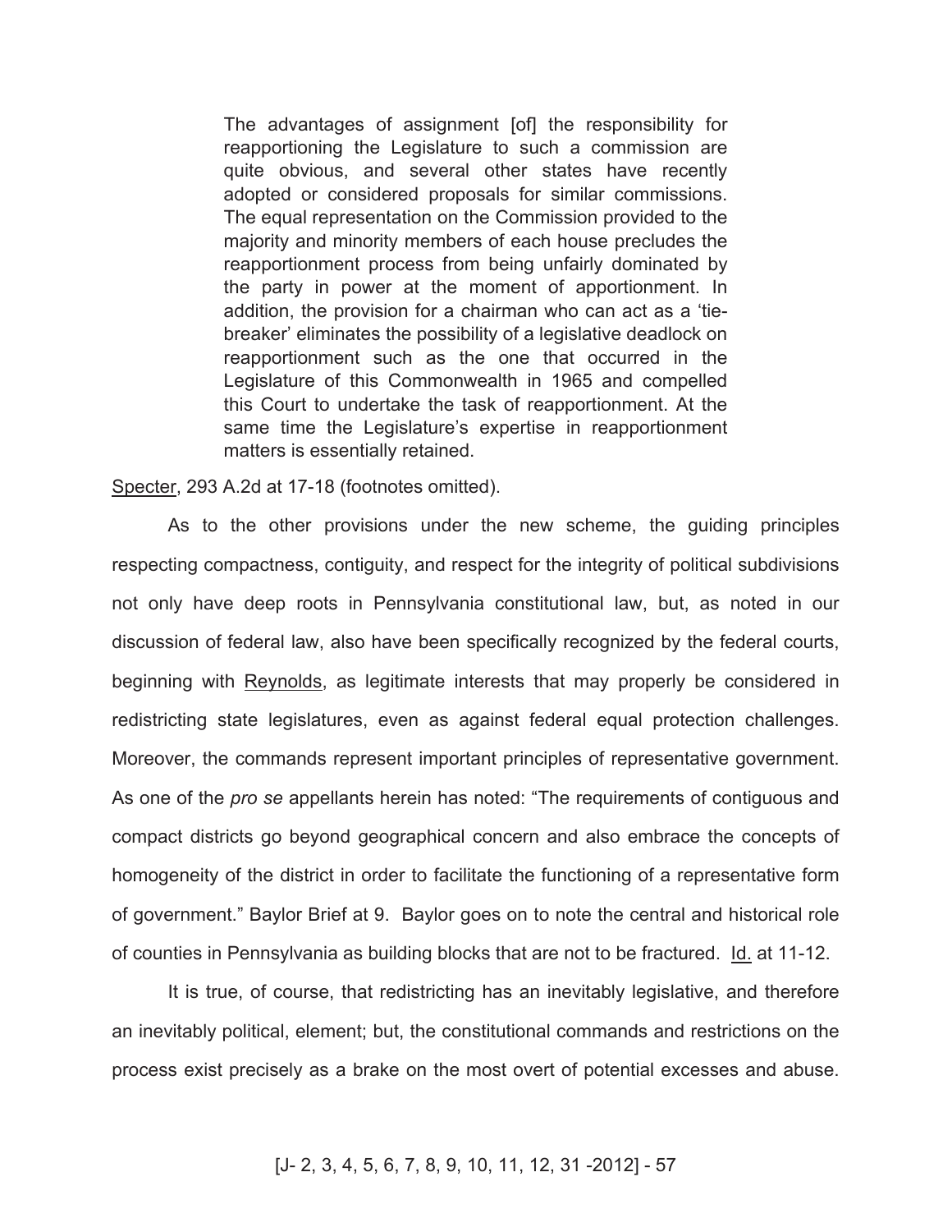> The advantages of assignment [of] the responsibility for reapportioning the Legislature to such a commission are quite obvious, and several other states have recently adopted or considered proposals for similar commissions. The equal representation on the Commission provided to the majority and minority members of each house precludes the reapportionment process from being unfairly dominated by the party in power at the moment of apportionment. In addition, the provision for a chairman who can act as a 'tie-breaker' eliminates the possibility of a legislative deadlock on reapportionment such as the one that occurred in the Legislature of this Commonwealth in 1965 and compelled this Court to undertake the task of reapportionment. At the same time the Legislature's expertise in reapportionment matters is essentially retained.

Specter, 293 A.2d at 17-18 (footnotes omitted).

As to the other provisions under the new scheme, the guiding principles respecting compactness, contiguity, and respect for the integrity of political subdivisions not only have deep roots in Pennsylvania constitutional law, but, as noted in our discussion of federal law, also have been specifically recognized by the federal courts, beginning with Reynolds, as legitimate interests that may properly be considered in redistricting state legislatures, even as against federal equal protection challenges. Moreover, the commands represent important principles of representative government. As one of the *pro se* appellants herein has noted: "The requirements of contiguous and compact districts go beyond geographical concern and also embrace the concepts of homogeneity of the district in order to facilitate the functioning of a representative form of government." Baylor Brief at 9. Baylor goes on to note the central and historical role of counties in Pennsylvania as building blocks that are not to be fractured. Id. at 11-12.

It is true, of course, that redistricting has an inevitably legislative, and therefore an inevitably political, element; but, the constitutional commands and restrictions on the process exist precisely as a brake on the most overt of potential excesses and abuse.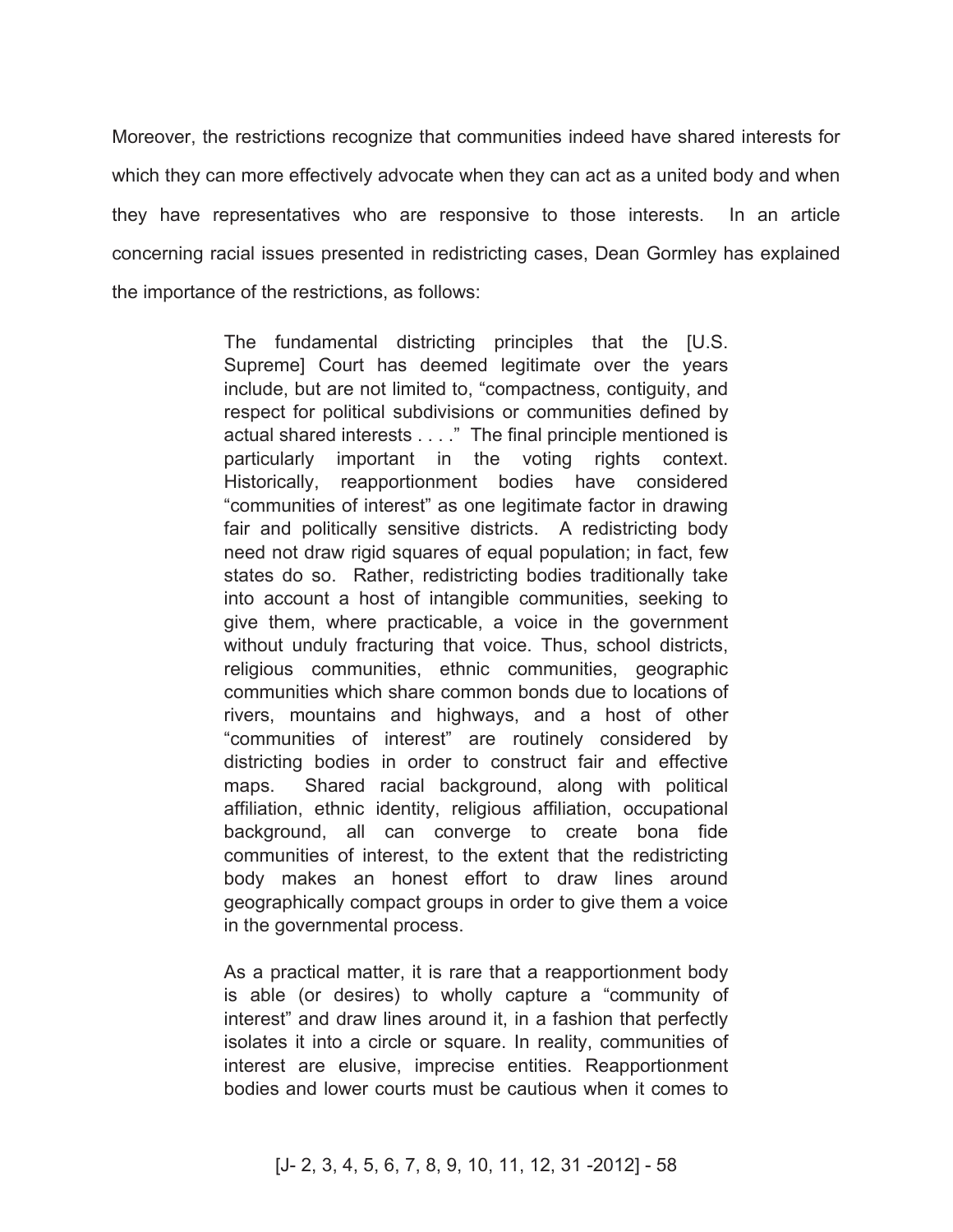Moreover, the restrictions recognize that communities indeed have shared interests for which they can more effectively advocate when they can act as a united body and when they have representatives who are responsive to those interests. In an article concerning racial issues presented in redistricting cases, Dean Gormley has explained the importance of the restrictions, as follows:

> The fundamental districting principles that the [U.S. Supreme] Court has deemed legitimate over the years include, but are not limited to, "compactness, contiguity, and respect for political subdivisions or communities defined by actual shared interests . . . ." The final principle mentioned is particularly important in the voting rights context. Historically, reapportionment bodies have considered "communities of interest" as one legitimate factor in drawing fair and politically sensitive districts. A redistricting body need not draw rigid squares of equal population; in fact, few states do so. Rather, redistricting bodies traditionally take into account a host of intangible communities, seeking to give them, where practicable, a voice in the government without unduly fracturing that voice. Thus, school districts, religious communities, ethnic communities, geographic communities which share common bonds due to locations of rivers, mountains and highways, and a host of other "communities of interest" are routinely considered by districting bodies in order to construct fair and effective maps. Shared racial background, along with political affiliation, ethnic identity, religious affiliation, occupational background, all can converge to create bona fide communities of interest, to the extent that the redistricting body makes an honest effort to draw lines around geographically compact groups in order to give them a voice in the governmental process.
>
> As a practical matter, it is rare that a reapportionment body is able (or desires) to wholly capture a "community of interest" and draw lines around it, in a fashion that perfectly isolates it into a circle or square. In reality, communities of interest are elusive, imprecise entities. Reapportionment bodies and lower courts must be cautious when it comes to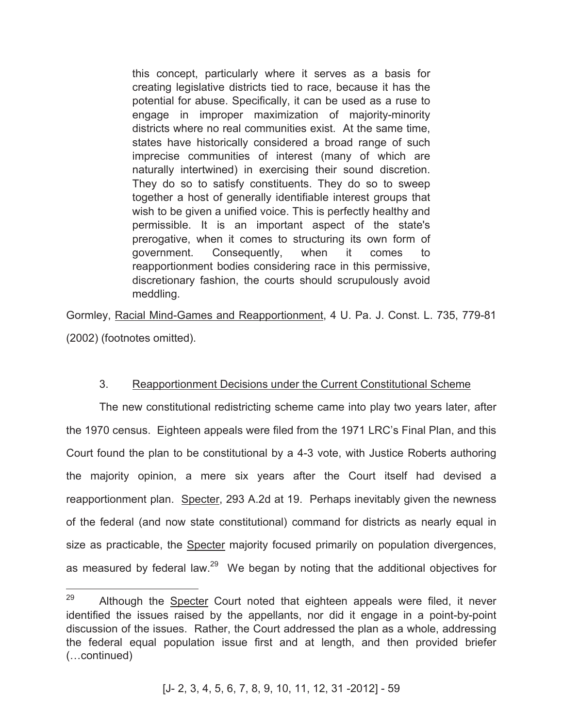> this concept, particularly where it serves as a basis for creating legislative districts tied to race, because it has the potential for abuse. Specifically, it can be used as a ruse to engage in improper maximization of majority-minority districts where no real communities exist. At the same time, states have historically considered a broad range of such imprecise communities of interest (many of which are naturally intertwined) in exercising their sound discretion. They do so to satisfy constituents. They do so to sweep together a host of generally identifiable interest groups that wish to be given a unified voice. This is perfectly healthy and permissible. It is an important aspect of the state's prerogative, when it comes to structuring its own form of government. Consequently, when it comes to reapportionment bodies considering race in this permissive, discretionary fashion, the courts should scrupulously avoid meddling.

Gormley, Racial Mind-Games and Reapportionment, 4 U. Pa. J. Const. L. 735, 779-81 (2002) (footnotes omitted).

### 3. Reapportionment Decisions under the Current Constitutional Scheme

The new constitutional redistricting scheme came into play two years later, after the 1970 census. Eighteen appeals were filed from the 1971 LRC's Final Plan, and this Court found the plan to be constitutional by a 4-3 vote, with Justice Roberts authoring the majority opinion, a mere six years after the Court itself had devised a reapportionment plan. Specter, 293 A.2d at 19. Perhaps inevitably given the newness of the federal (and now state constitutional) command for districts as nearly equal in size as practicable, the Specter majority focused primarily on population divergences, as measured by federal law.[29] We began by noting that the additional objectives for

---

[29] Although the Specter Court noted that eighteen appeals were filed, it never identified the issues raised by the appellants, nor did it engage in a point-by-point discussion of the issues. Rather, the Court addressed the plan as a whole, addressing the federal equal population issue first and at length, and then provided briefer (…continued)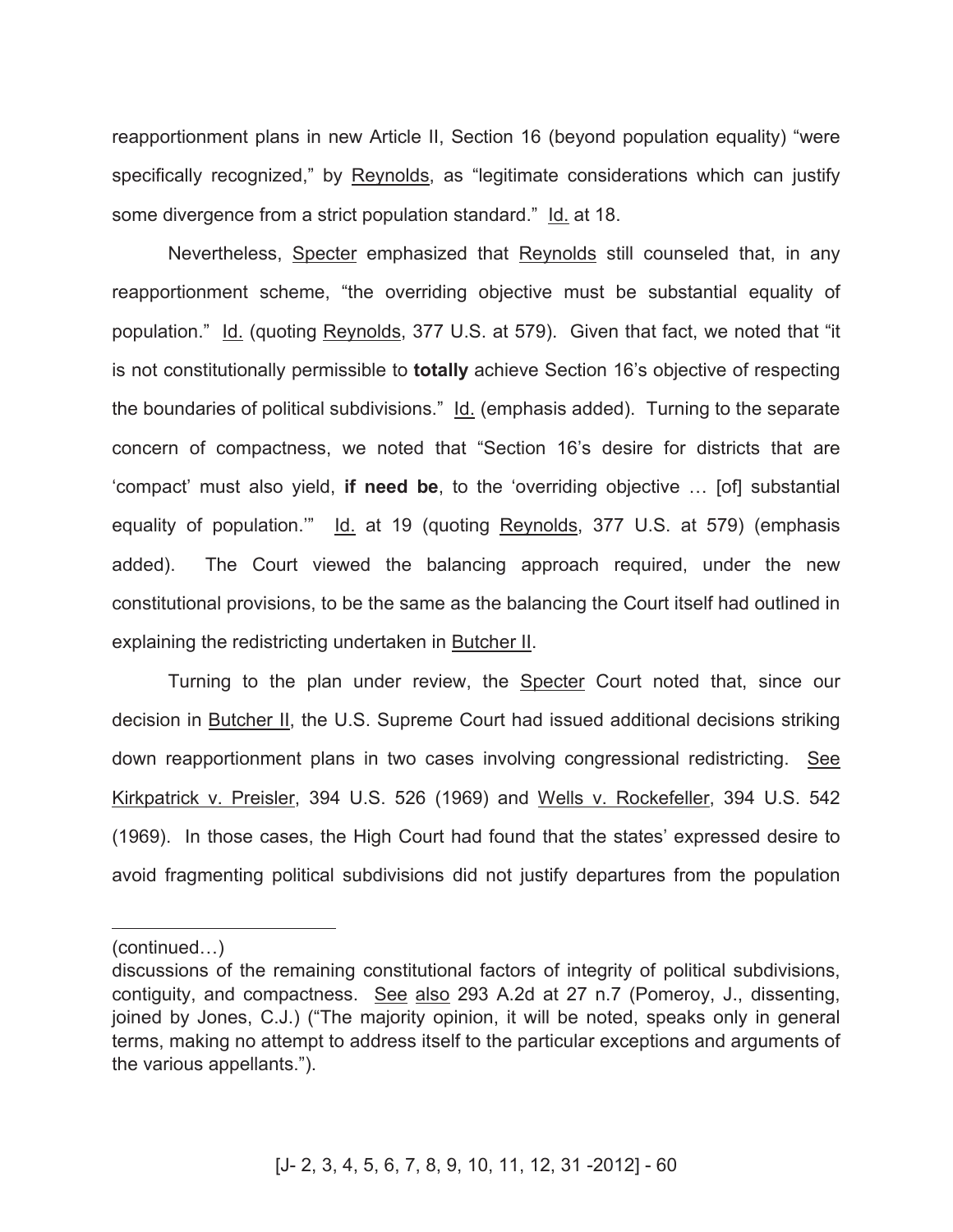reapportionment plans in new Article II, Section 16 (beyond population equality) "were specifically recognized," by Reynolds, as "legitimate considerations which can justify some divergence from a strict population standard." Id. at 18.

Nevertheless, Specter emphasized that Reynolds still counseled that, in any reapportionment scheme, "the overriding objective must be substantial equality of population." Id. (quoting Reynolds, 377 U.S. at 579). Given that fact, we noted that "it is not constitutionally permissible to **totally** achieve Section 16's objective of respecting the boundaries of political subdivisions." Id. (emphasis added). Turning to the separate concern of compactness, we noted that "Section 16's desire for districts that are 'compact' must also yield, **if need be**, to the 'overriding objective … [of] substantial equality of population.'" Id. at 19 (quoting Reynolds, 377 U.S. at 579) (emphasis added). The Court viewed the balancing approach required, under the new constitutional provisions, to be the same as the balancing the Court itself had outlined in explaining the redistricting undertaken in Butcher II.

Turning to the plan under review, the Specter Court noted that, since our decision in Butcher II, the U.S. Supreme Court had issued additional decisions striking down reapportionment plans in two cases involving congressional redistricting. See Kirkpatrick v. Preisler, 394 U.S. 526 (1969) and Wells v. Rockefeller, 394 U.S. 542 (1969). In those cases, the High Court had found that the states' expressed desire to avoid fragmenting political subdivisions did not justify departures from the population

---

(continued…)

discussions of the remaining constitutional factors of integrity of political subdivisions, contiguity, and compactness. See also 293 A.2d at 27 n.7 (Pomeroy, J., dissenting, joined by Jones, C.J.) ("The majority opinion, it will be noted, speaks only in general terms, making no attempt to address itself to the particular exceptions and arguments of the various appellants.").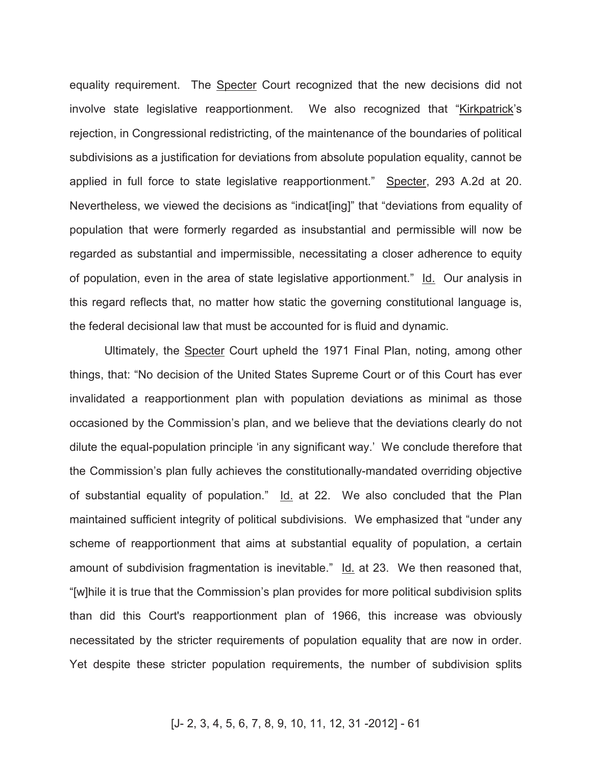equality requirement. The Specter Court recognized that the new decisions did not involve state legislative reapportionment. We also recognized that "Kirkpatrick's rejection, in Congressional redistricting, of the maintenance of the boundaries of political subdivisions as a justification for deviations from absolute population equality, cannot be applied in full force to state legislative reapportionment." Specter, 293 A.2d at 20. Nevertheless, we viewed the decisions as "indicat[ing]" that "deviations from equality of population that were formerly regarded as insubstantial and permissible will now be regarded as substantial and impermissible, necessitating a closer adherence to equity of population, even in the area of state legislative apportionment." Id. Our analysis in this regard reflects that, no matter how static the governing constitutional language is, the federal decisional law that must be accounted for is fluid and dynamic.

Ultimately, the Specter Court upheld the 1971 Final Plan, noting, among other things, that: "No decision of the United States Supreme Court or of this Court has ever invalidated a reapportionment plan with population deviations as minimal as those occasioned by the Commission's plan, and we believe that the deviations clearly do not dilute the equal-population principle 'in any significant way.' We conclude therefore that the Commission's plan fully achieves the constitutionally-mandated overriding objective of substantial equality of population." Id. at 22. We also concluded that the Plan maintained sufficient integrity of political subdivisions. We emphasized that "under any scheme of reapportionment that aims at substantial equality of population, a certain amount of subdivision fragmentation is inevitable." Id. at 23. We then reasoned that, "[w]hile it is true that the Commission's plan provides for more political subdivision splits than did this Court's reapportionment plan of 1966, this increase was obviously necessitated by the stricter requirements of population equality that are now in order. Yet despite these stricter population requirements, the number of subdivision splits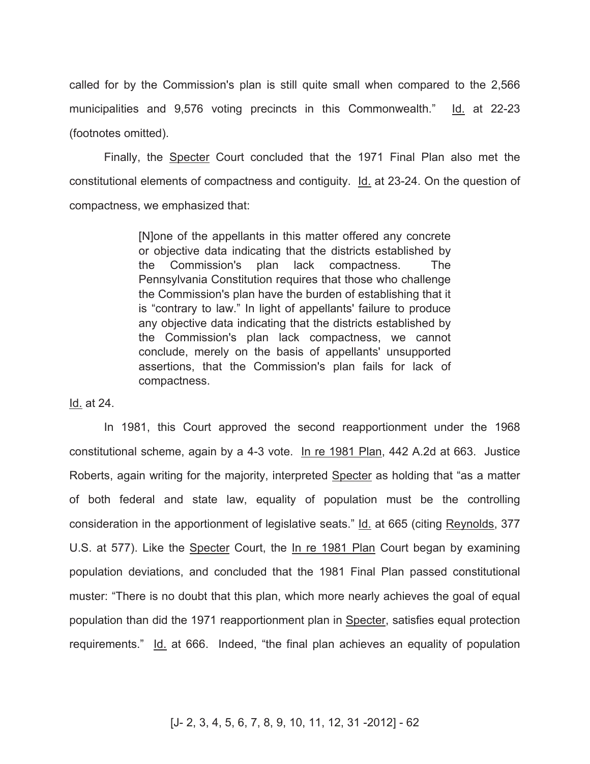called for by the Commission's plan is still quite small when compared to the 2,566 municipalities and 9,576 voting precincts in this Commonwealth." Id. at 22-23 (footnotes omitted).

Finally, the Specter Court concluded that the 1971 Final Plan also met the constitutional elements of compactness and contiguity. Id. at 23-24. On the question of compactness, we emphasized that:

> [N]one of the appellants in this matter offered any concrete or objective data indicating that the districts established by the Commission's plan lack compactness. The Pennsylvania Constitution requires that those who challenge the Commission's plan have the burden of establishing that it is "contrary to law." In light of appellants' failure to produce any objective data indicating that the districts established by the Commission's plan lack compactness, we cannot conclude, merely on the basis of appellants' unsupported assertions, that the Commission's plan fails for lack of compactness.

Id. at 24.

In 1981, this Court approved the second reapportionment under the 1968 constitutional scheme, again by a 4-3 vote. In re 1981 Plan, 442 A.2d at 663. Justice Roberts, again writing for the majority, interpreted Specter as holding that "as a matter of both federal and state law, equality of population must be the controlling consideration in the apportionment of legislative seats." Id. at 665 (citing Reynolds, 377 U.S. at 577). Like the Specter Court, the In re 1981 Plan Court began by examining population deviations, and concluded that the 1981 Final Plan passed constitutional muster: "There is no doubt that this plan, which more nearly achieves the goal of equal population than did the 1971 reapportionment plan in Specter, satisfies equal protection requirements." Id. at 666. Indeed, "the final plan achieves an equality of population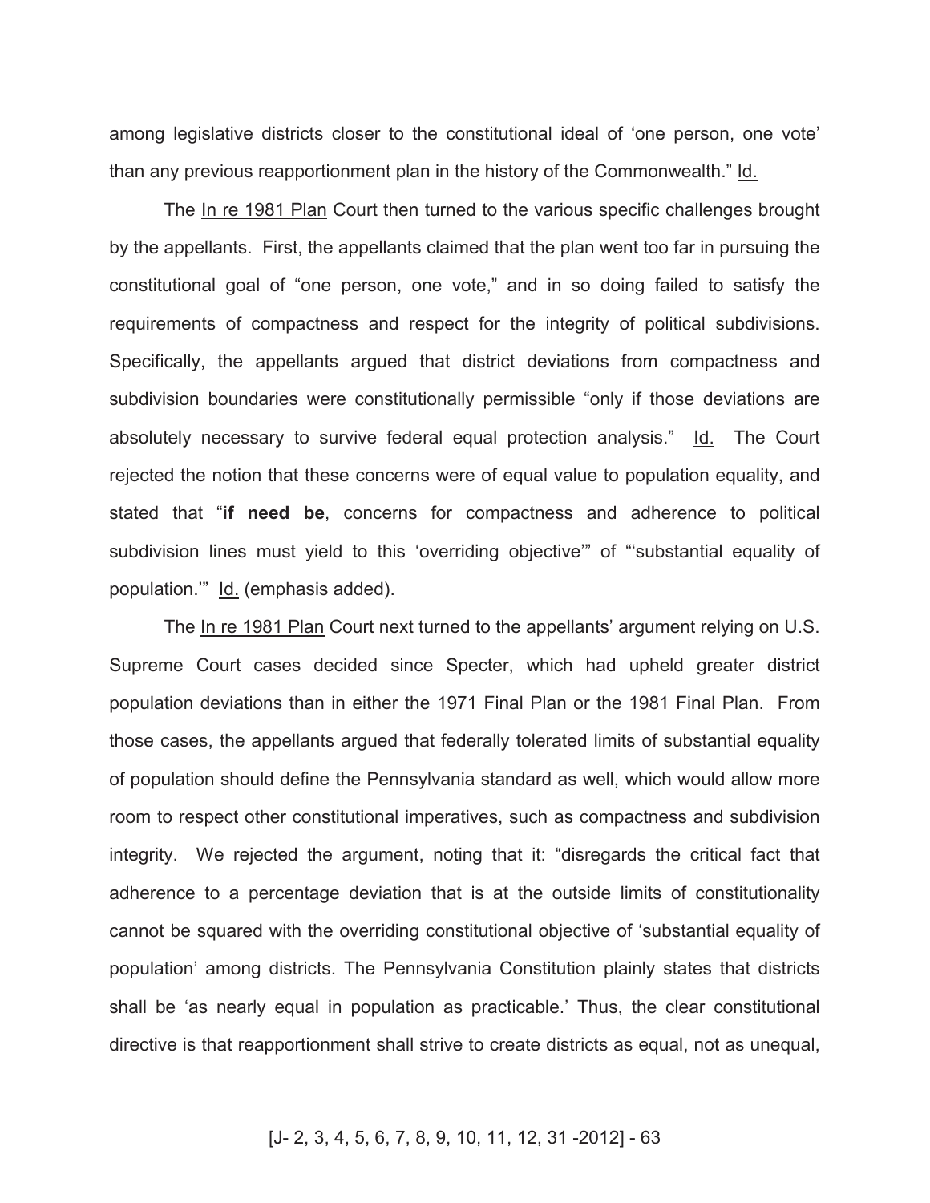among legislative districts closer to the constitutional ideal of 'one person, one vote' than any previous reapportionment plan in the history of the Commonwealth." Id.

The In re 1981 Plan Court then turned to the various specific challenges brought by the appellants. First, the appellants claimed that the plan went too far in pursuing the constitutional goal of "one person, one vote," and in so doing failed to satisfy the requirements of compactness and respect for the integrity of political subdivisions. Specifically, the appellants argued that district deviations from compactness and subdivision boundaries were constitutionally permissible "only if those deviations are absolutely necessary to survive federal equal protection analysis." Id. The Court rejected the notion that these concerns were of equal value to population equality, and stated that "**if need be**, concerns for compactness and adherence to political subdivision lines must yield to this 'overriding objective'" of "'substantial equality of population.'" Id. (emphasis added).

The In re 1981 Plan Court next turned to the appellants' argument relying on U.S. Supreme Court cases decided since Specter, which had upheld greater district population deviations than in either the 1971 Final Plan or the 1981 Final Plan. From those cases, the appellants argued that federally tolerated limits of substantial equality of population should define the Pennsylvania standard as well, which would allow more room to respect other constitutional imperatives, such as compactness and subdivision integrity. We rejected the argument, noting that it: "disregards the critical fact that adherence to a percentage deviation that is at the outside limits of constitutionality cannot be squared with the overriding constitutional objective of 'substantial equality of population' among districts. The Pennsylvania Constitution plainly states that districts shall be 'as nearly equal in population as practicable.' Thus, the clear constitutional directive is that reapportionment shall strive to create districts as equal, not as unequal,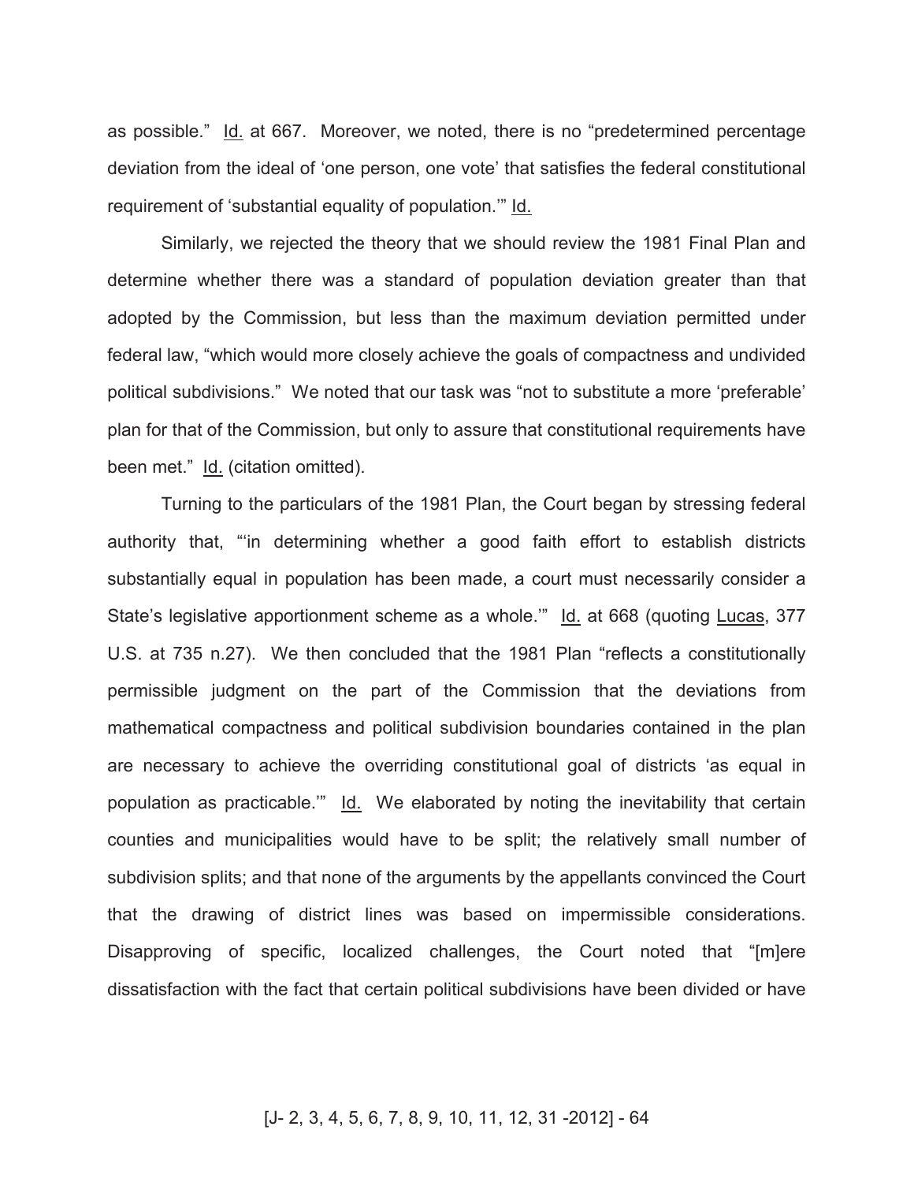as possible." Id. at 667. Moreover, we noted, there is no "predetermined percentage deviation from the ideal of 'one person, one vote' that satisfies the federal constitutional requirement of 'substantial equality of population.'" Id.

Similarly, we rejected the theory that we should review the 1981 Final Plan and determine whether there was a standard of population deviation greater than that adopted by the Commission, but less than the maximum deviation permitted under federal law, "which would more closely achieve the goals of compactness and undivided political subdivisions." We noted that our task was "not to substitute a more 'preferable' plan for that of the Commission, but only to assure that constitutional requirements have been met." Id. (citation omitted).

Turning to the particulars of the 1981 Plan, the Court began by stressing federal authority that, "'in determining whether a good faith effort to establish districts substantially equal in population has been made, a court must necessarily consider a State's legislative apportionment scheme as a whole.'" Id. at 668 (quoting Lucas, 377 U.S. at 735 n.27). We then concluded that the 1981 Plan "reflects a constitutionally permissible judgment on the part of the Commission that the deviations from mathematical compactness and political subdivision boundaries contained in the plan are necessary to achieve the overriding constitutional goal of districts 'as equal in population as practicable.'" Id. We elaborated by noting the inevitability that certain counties and municipalities would have to be split; the relatively small number of subdivision splits; and that none of the arguments by the appellants convinced the Court that the drawing of district lines was based on impermissible considerations. Disapproving of specific, localized challenges, the Court noted that "[m]ere dissatisfaction with the fact that certain political subdivisions have been divided or have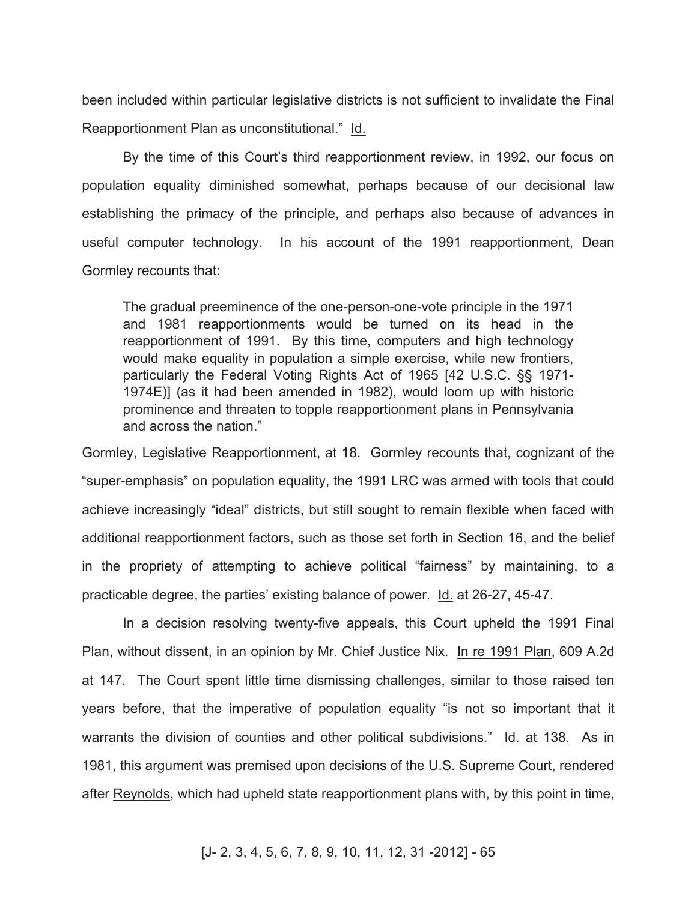been included within particular legislative districts is not sufficient to invalidate the Final Reapportionment Plan as unconstitutional." Id.

By the time of this Court's third reapportionment review, in 1992, our focus on population equality diminished somewhat, perhaps because of our decisional law establishing the primacy of the principle, and perhaps also because of advances in useful computer technology. In his account of the 1991 reapportionment, Dean Gormley recounts that:

> The gradual preeminence of the one-person-one-vote principle in the 1971 and 1981 reapportionments would be turned on its head in the reapportionment of 1991. By this time, computers and high technology would make equality in population a simple exercise, while new frontiers, particularly the Federal Voting Rights Act of 1965 [42 U.S.C. §§ 1971-1974E)] (as it had been amended in 1982), would loom up with historic prominence and threaten to topple reapportionment plans in Pennsylvania and across the nation."

Gormley, Legislative Reapportionment, at 18. Gormley recounts that, cognizant of the "super-emphasis" on population equality, the 1991 LRC was armed with tools that could achieve increasingly "ideal" districts, but still sought to remain flexible when faced with additional reapportionment factors, such as those set forth in Section 16, and the belief in the propriety of attempting to achieve political "fairness" by maintaining, to a practicable degree, the parties' existing balance of power. Id. at 26-27, 45-47.

In a decision resolving twenty-five appeals, this Court upheld the 1991 Final Plan, without dissent, in an opinion by Mr. Chief Justice Nix. In re 1991 Plan, 609 A.2d at 147. The Court spent little time dismissing challenges, similar to those raised ten years before, that the imperative of population equality "is not so important that it warrants the division of counties and other political subdivisions." Id. at 138. As in 1981, this argument was premised upon decisions of the U.S. Supreme Court, rendered after Reynolds, which had upheld state reapportionment plans with, by this point in time,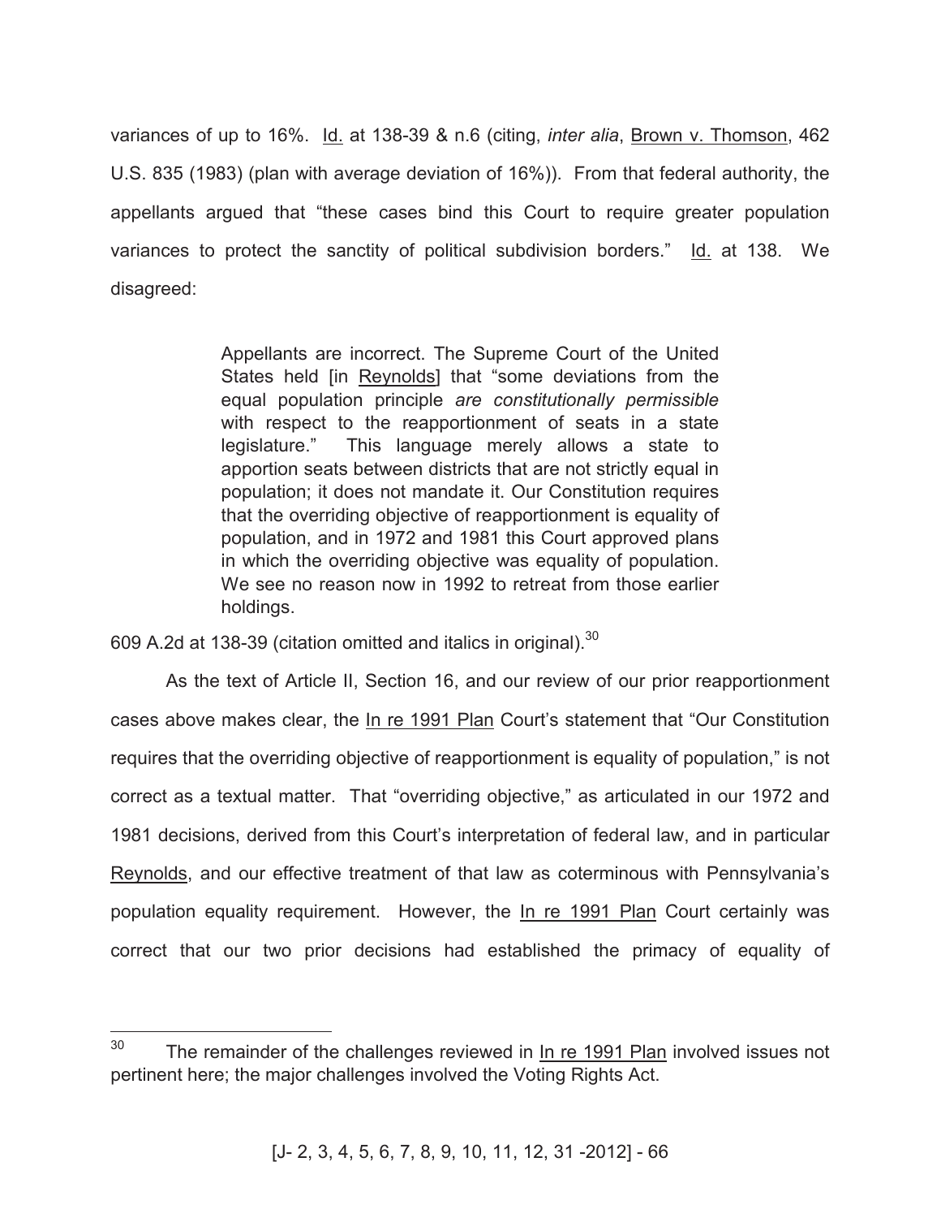variances of up to 16%. Id. at 138-39 & n.6 (citing, *inter alia*, Brown v. Thomson, 462 U.S. 835 (1983) (plan with average deviation of 16%)). From that federal authority, the appellants argued that "these cases bind this Court to require greater population variances to protect the sanctity of political subdivision borders." Id. at 138. We disagreed:

> Appellants are incorrect. The Supreme Court of the United States held [in Reynolds] that "some deviations from the equal population principle *are constitutionally permissible* with respect to the reapportionment of seats in a state legislature." This language merely allows a state to apportion seats between districts that are not strictly equal in population; it does not mandate it. Our Constitution requires that the overriding objective of reapportionment is equality of population, and in 1972 and 1981 this Court approved plans in which the overriding objective was equality of population. We see no reason now in 1992 to retreat from those earlier holdings.

609 A.2d at 138-39 (citation omitted and italics in original).[30]

As the text of Article II, Section 16, and our review of our prior reapportionment cases above makes clear, the In re 1991 Plan Court's statement that "Our Constitution requires that the overriding objective of reapportionment is equality of population," is not correct as a textual matter. That "overriding objective," as articulated in our 1972 and 1981 decisions, derived from this Court's interpretation of federal law, and in particular Reynolds, and our effective treatment of that law as coterminous with Pennsylvania's population equality requirement. However, the In re 1991 Plan Court certainly was correct that our two prior decisions had established the primacy of equality of

[30] The remainder of the challenges reviewed in In re 1991 Plan involved issues not pertinent here; the major challenges involved the Voting Rights Act.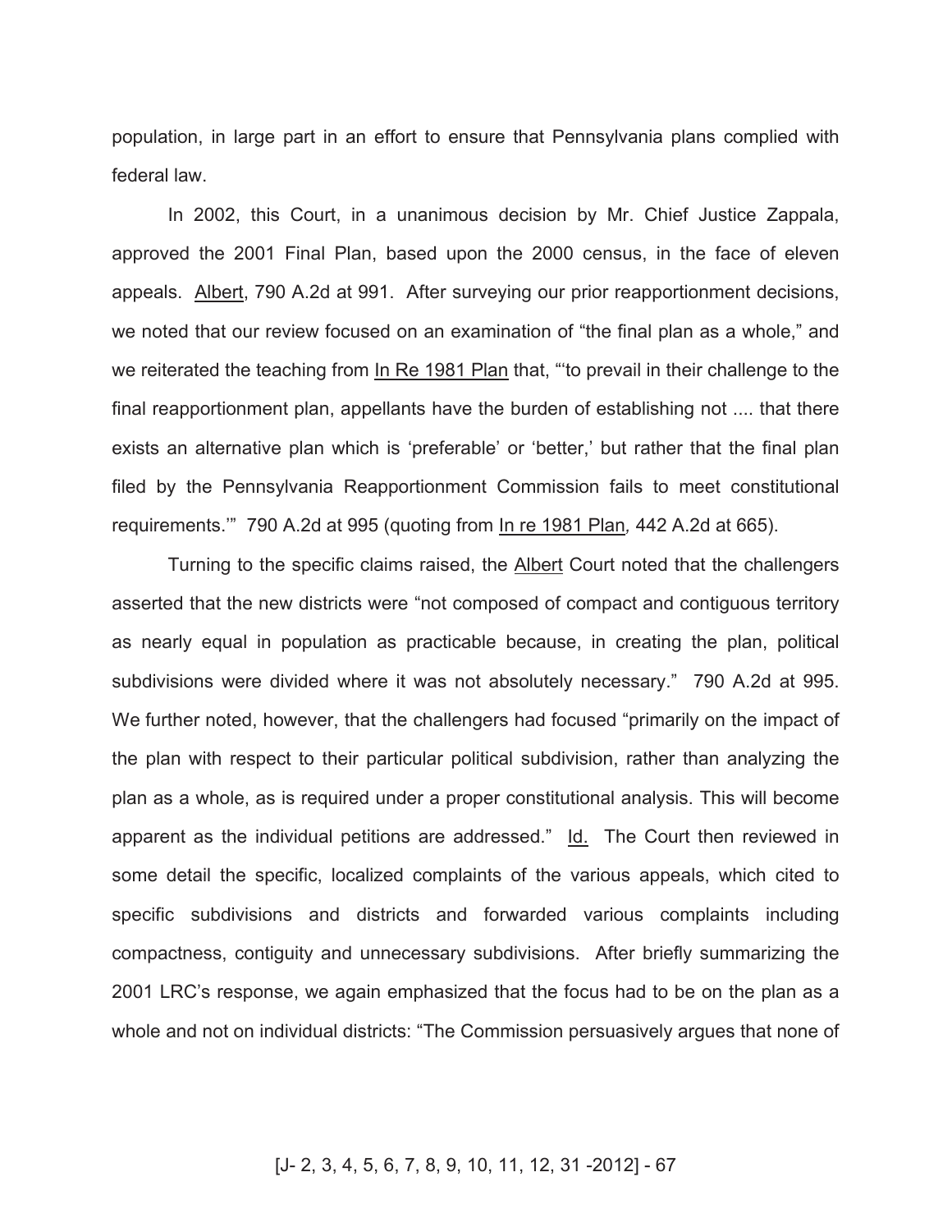population, in large part in an effort to ensure that Pennsylvania plans complied with federal law.

In 2002, this Court, in a unanimous decision by Mr. Chief Justice Zappala, approved the 2001 Final Plan, based upon the 2000 census, in the face of eleven appeals. Albert, 790 A.2d at 991. After surveying our prior reapportionment decisions, we noted that our review focused on an examination of "the final plan as a whole," and we reiterated the teaching from In Re 1981 Plan that, "'to prevail in their challenge to the final reapportionment plan, appellants have the burden of establishing not .... that there exists an alternative plan which is 'preferable' or 'better,' but rather that the final plan filed by the Pennsylvania Reapportionment Commission fails to meet constitutional requirements.'" 790 A.2d at 995 (quoting from In re 1981 Plan*,* 442 A.2d at 665).

Turning to the specific claims raised, the Albert Court noted that the challengers asserted that the new districts were "not composed of compact and contiguous territory as nearly equal in population as practicable because, in creating the plan, political subdivisions were divided where it was not absolutely necessary." 790 A.2d at 995. We further noted, however, that the challengers had focused "primarily on the impact of the plan with respect to their particular political subdivision, rather than analyzing the plan as a whole, as is required under a proper constitutional analysis. This will become apparent as the individual petitions are addressed." Id. The Court then reviewed in some detail the specific, localized complaints of the various appeals, which cited to specific subdivisions and districts and forwarded various complaints including compactness, contiguity and unnecessary subdivisions. After briefly summarizing the 2001 LRC's response, we again emphasized that the focus had to be on the plan as a whole and not on individual districts: "The Commission persuasively argues that none of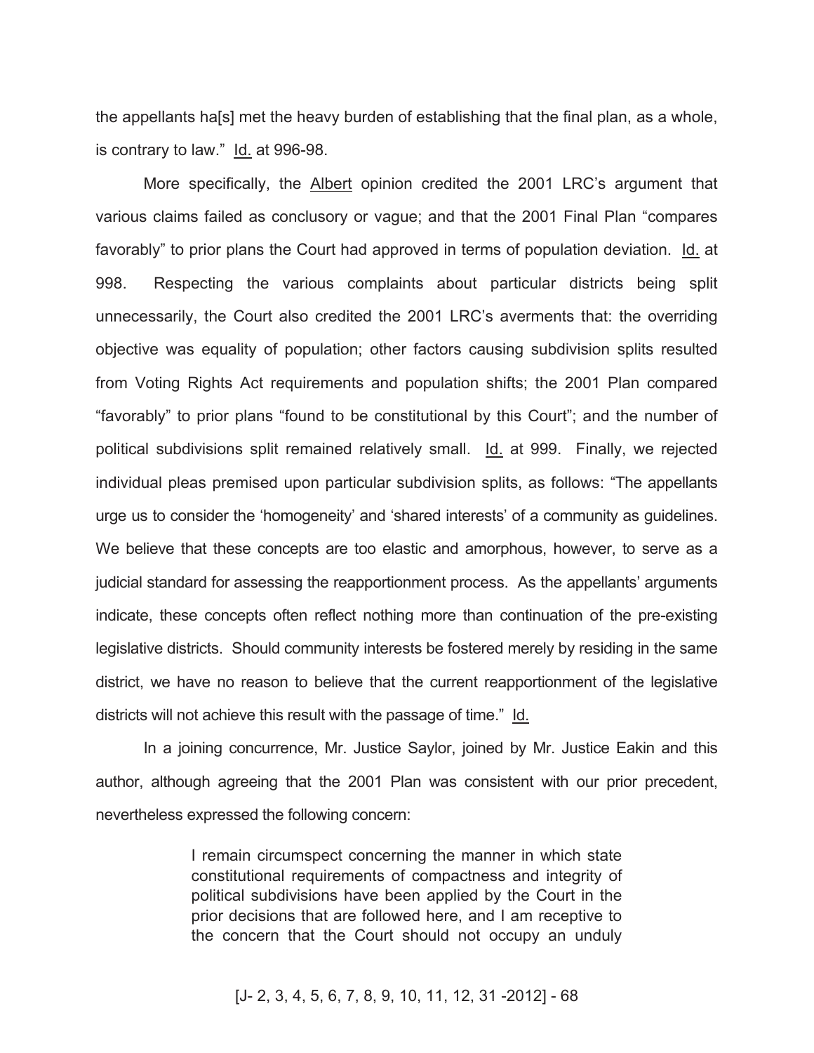the appellants ha[s] met the heavy burden of establishing that the final plan, as a whole, is contrary to law." Id. at 996-98.

More specifically, the Albert opinion credited the 2001 LRC's argument that various claims failed as conclusory or vague; and that the 2001 Final Plan "compares favorably" to prior plans the Court had approved in terms of population deviation. Id. at 998. Respecting the various complaints about particular districts being split unnecessarily, the Court also credited the 2001 LRC's averments that: the overriding objective was equality of population; other factors causing subdivision splits resulted from Voting Rights Act requirements and population shifts; the 2001 Plan compared "favorably" to prior plans "found to be constitutional by this Court"; and the number of political subdivisions split remained relatively small. Id. at 999. Finally, we rejected individual pleas premised upon particular subdivision splits, as follows: "The appellants urge us to consider the 'homogeneity' and 'shared interests' of a community as guidelines. We believe that these concepts are too elastic and amorphous, however, to serve as a judicial standard for assessing the reapportionment process. As the appellants' arguments indicate, these concepts often reflect nothing more than continuation of the pre-existing legislative districts. Should community interests be fostered merely by residing in the same district, we have no reason to believe that the current reapportionment of the legislative districts will not achieve this result with the passage of time." Id.

In a joining concurrence, Mr. Justice Saylor, joined by Mr. Justice Eakin and this author, although agreeing that the 2001 Plan was consistent with our prior precedent, nevertheless expressed the following concern:

> I remain circumspect concerning the manner in which state constitutional requirements of compactness and integrity of political subdivisions have been applied by the Court in the prior decisions that are followed here, and I am receptive to the concern that the Court should not occupy an unduly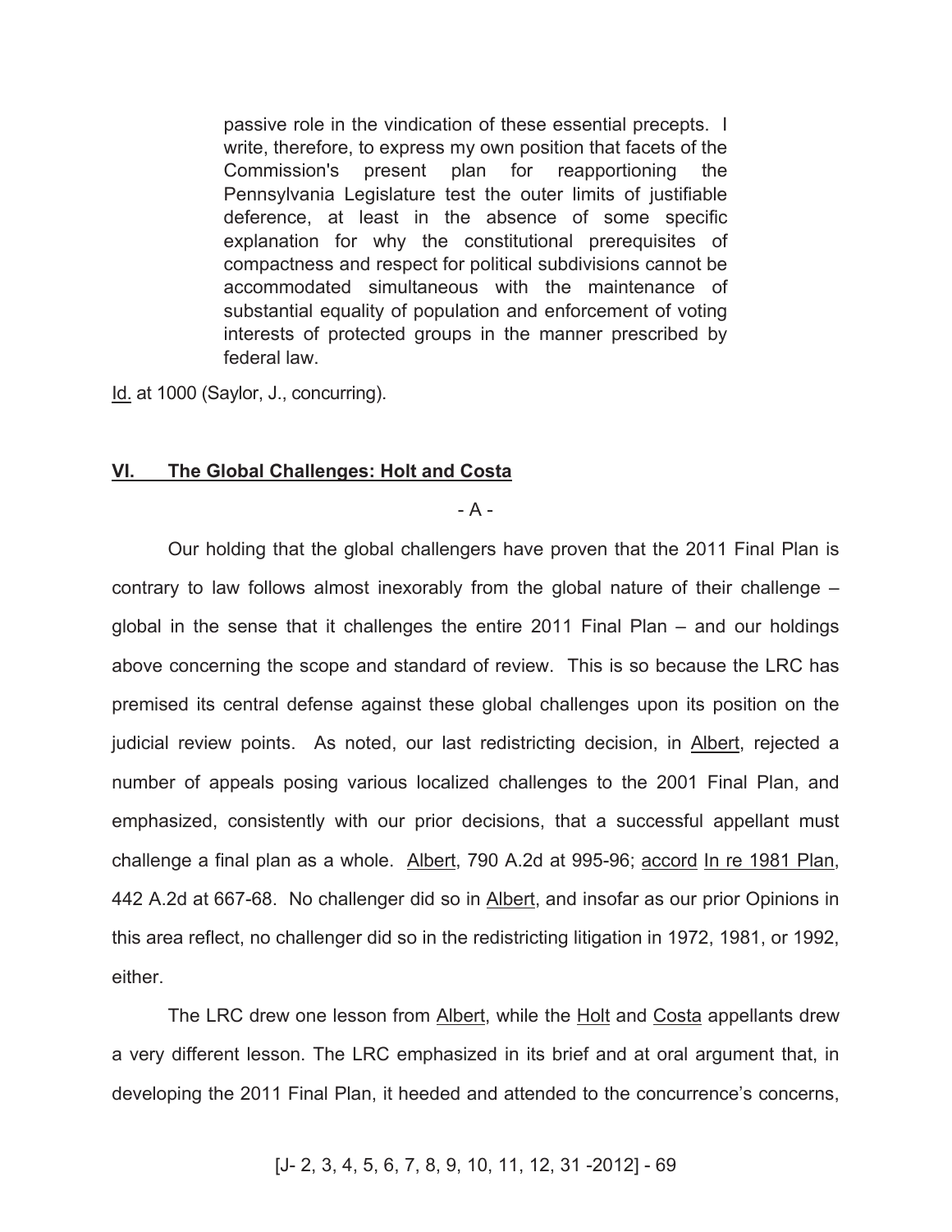> passive role in the vindication of these essential precepts. I write, therefore, to express my own position that facets of the Commission's present plan for reapportioning the Pennsylvania Legislature test the outer limits of justifiable deference, at least in the absence of some specific explanation for why the constitutional prerequisites of compactness and respect for political subdivisions cannot be accommodated simultaneous with the maintenance of substantial equality of population and enforcement of voting interests of protected groups in the manner prescribed by federal law.

Id. at 1000 (Saylor, J., concurring).

## VI. The Global Challenges: Holt and Costa

- A -

Our holding that the global challengers have proven that the 2011 Final Plan is contrary to law follows almost inexorably from the global nature of their challenge – global in the sense that it challenges the entire 2011 Final Plan – and our holdings above concerning the scope and standard of review. This is so because the LRC has premised its central defense against these global challenges upon its position on the judicial review points. As noted, our last redistricting decision, in Albert, rejected a number of appeals posing various localized challenges to the 2001 Final Plan, and emphasized, consistently with our prior decisions, that a successful appellant must challenge a final plan as a whole. Albert, 790 A.2d at 995-96; accord In re 1981 Plan, 442 A.2d at 667-68. No challenger did so in Albert, and insofar as our prior Opinions in this area reflect, no challenger did so in the redistricting litigation in 1972, 1981, or 1992, either.

The LRC drew one lesson from Albert, while the Holt and Costa appellants drew a very different lesson. The LRC emphasized in its brief and at oral argument that, in developing the 2011 Final Plan, it heeded and attended to the concurrence's concerns,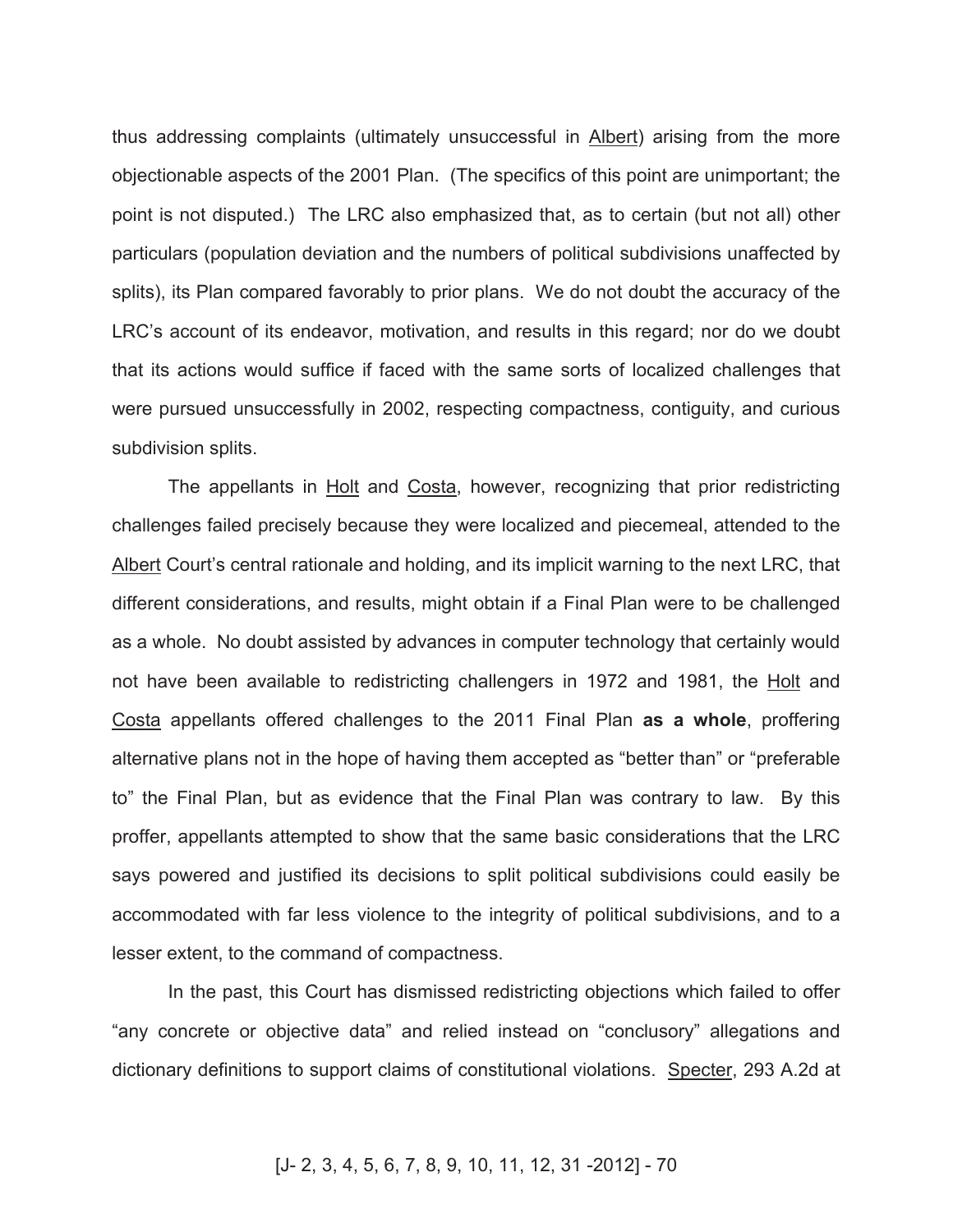thus addressing complaints (ultimately unsuccessful in Albert) arising from the more objectionable aspects of the 2001 Plan. (The specifics of this point are unimportant; the point is not disputed.) The LRC also emphasized that, as to certain (but not all) other particulars (population deviation and the numbers of political subdivisions unaffected by splits), its Plan compared favorably to prior plans. We do not doubt the accuracy of the LRC's account of its endeavor, motivation, and results in this regard; nor do we doubt that its actions would suffice if faced with the same sorts of localized challenges that were pursued unsuccessfully in 2002, respecting compactness, contiguity, and curious subdivision splits.

The appellants in Holt and Costa, however, recognizing that prior redistricting challenges failed precisely because they were localized and piecemeal, attended to the Albert Court's central rationale and holding, and its implicit warning to the next LRC, that different considerations, and results, might obtain if a Final Plan were to be challenged as a whole. No doubt assisted by advances in computer technology that certainly would not have been available to redistricting challengers in 1972 and 1981, the Holt and Costa appellants offered challenges to the 2011 Final Plan **as a whole**, proffering alternative plans not in the hope of having them accepted as "better than" or "preferable to" the Final Plan, but as evidence that the Final Plan was contrary to law. By this proffer, appellants attempted to show that the same basic considerations that the LRC says powered and justified its decisions to split political subdivisions could easily be accommodated with far less violence to the integrity of political subdivisions, and to a lesser extent, to the command of compactness.

In the past, this Court has dismissed redistricting objections which failed to offer "any concrete or objective data" and relied instead on "conclusory" allegations and dictionary definitions to support claims of constitutional violations. Specter, 293 A.2d at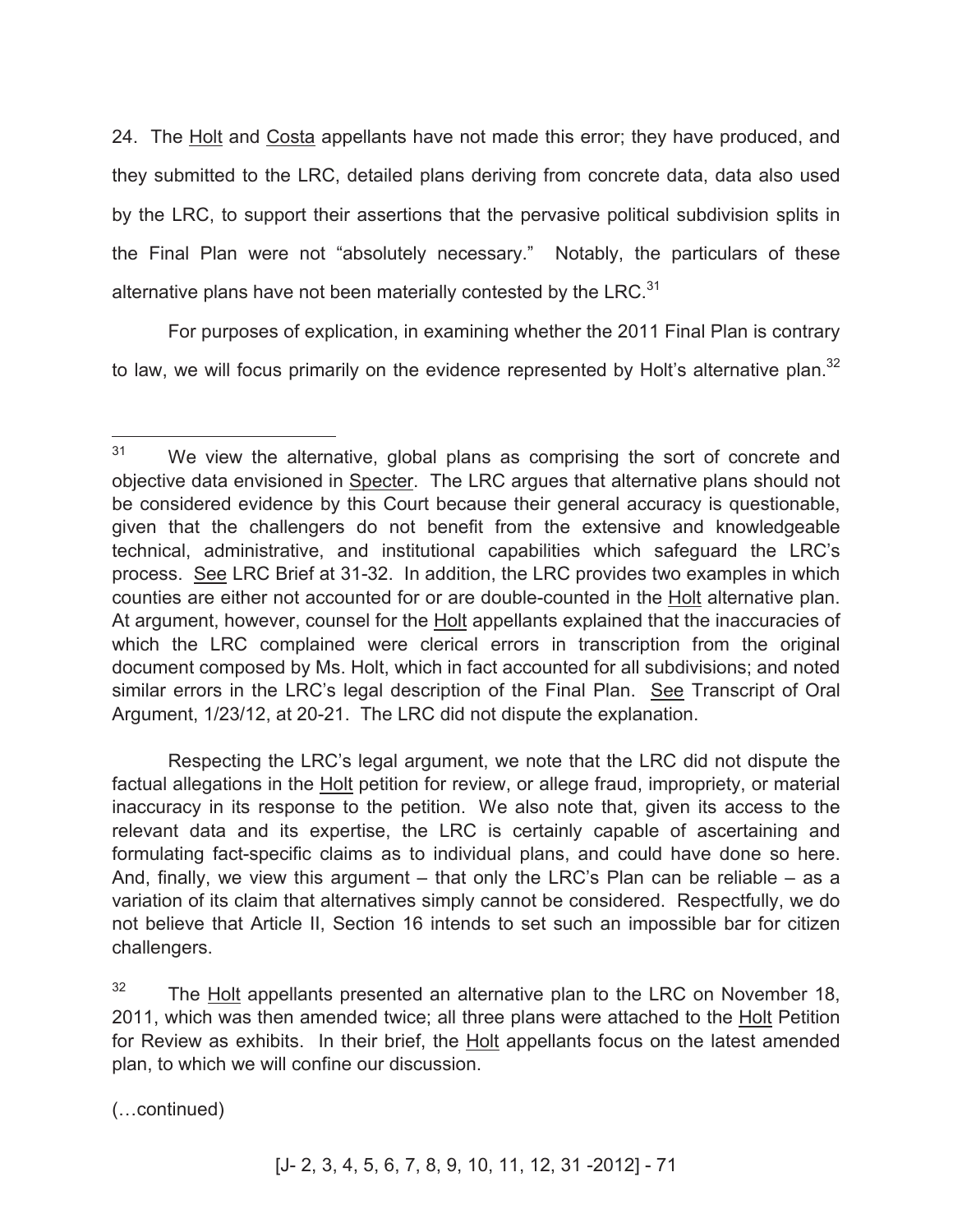24. The Holt and Costa appellants have not made this error; they have produced, and they submitted to the LRC, detailed plans deriving from concrete data, data also used by the LRC, to support their assertions that the pervasive political subdivision splits in the Final Plan were not "absolutely necessary." Notably, the particulars of these alternative plans have not been materially contested by the LRC.[31]

For purposes of explication, in examining whether the 2011 Final Plan is contrary to law, we will focus primarily on the evidence represented by Holt's alternative plan.[32]

---

[31] We view the alternative, global plans as comprising the sort of concrete and objective data envisioned in Specter. The LRC argues that alternative plans should not be considered evidence by this Court because their general accuracy is questionable, given that the challengers do not benefit from the extensive and knowledgeable technical, administrative, and institutional capabilities which safeguard the LRC's process. See LRC Brief at 31-32. In addition, the LRC provides two examples in which counties are either not accounted for or are double-counted in the Holt alternative plan. At argument, however, counsel for the Holt appellants explained that the inaccuracies of which the LRC complained were clerical errors in transcription from the original document composed by Ms. Holt, which in fact accounted for all subdivisions; and noted similar errors in the LRC's legal description of the Final Plan. See Transcript of Oral Argument, 1/23/12, at 20-21. The LRC did not dispute the explanation.

Respecting the LRC's legal argument, we note that the LRC did not dispute the factual allegations in the Holt petition for review, or allege fraud, impropriety, or material inaccuracy in its response to the petition. We also note that, given its access to the relevant data and its expertise, the LRC is certainly capable of ascertaining and formulating fact-specific claims as to individual plans, and could have done so here. And, finally, we view this argument – that only the LRC's Plan can be reliable – as a variation of its claim that alternatives simply cannot be considered. Respectfully, we do not believe that Article II, Section 16 intends to set such an impossible bar for citizen challengers.

[32] The Holt appellants presented an alternative plan to the LRC on November 18, 2011, which was then amended twice; all three plans were attached to the Holt Petition for Review as exhibits. In their brief, the Holt appellants focus on the latest amended plan, to which we will confine our discussion.

(…continued)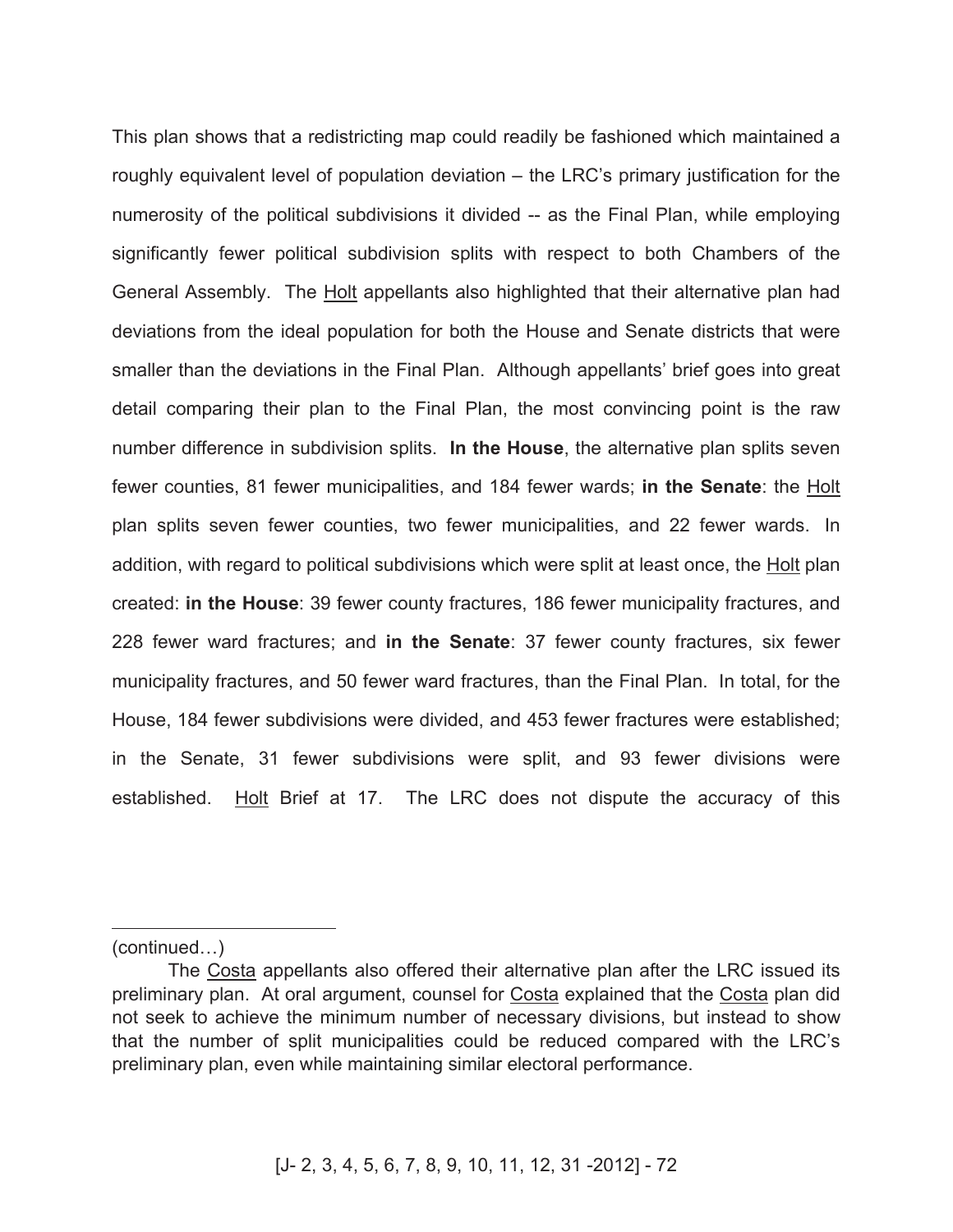This plan shows that a redistricting map could readily be fashioned which maintained a roughly equivalent level of population deviation – the LRC's primary justification for the numerosity of the political subdivisions it divided -- as the Final Plan, while employing significantly fewer political subdivision splits with respect to both Chambers of the General Assembly. The Holt appellants also highlighted that their alternative plan had deviations from the ideal population for both the House and Senate districts that were smaller than the deviations in the Final Plan. Although appellants' brief goes into great detail comparing their plan to the Final Plan, the most convincing point is the raw number difference in subdivision splits. **In the House**, the alternative plan splits seven fewer counties, 81 fewer municipalities, and 184 fewer wards; **in the Senate**: the Holt plan splits seven fewer counties, two fewer municipalities, and 22 fewer wards. In addition, with regard to political subdivisions which were split at least once, the Holt plan created: **in the House**: 39 fewer county fractures, 186 fewer municipality fractures, and 228 fewer ward fractures; and **in the Senate**: 37 fewer county fractures, six fewer municipality fractures, and 50 fewer ward fractures, than the Final Plan. In total, for the House, 184 fewer subdivisions were divided, and 453 fewer fractures were established; in the Senate, 31 fewer subdivisions were split, and 93 fewer divisions were established. Holt Brief at 17. The LRC does not dispute the accuracy of this

---

(continued…)

The Costa appellants also offered their alternative plan after the LRC issued its preliminary plan. At oral argument, counsel for Costa explained that the Costa plan did not seek to achieve the minimum number of necessary divisions, but instead to show that the number of split municipalities could be reduced compared with the LRC's preliminary plan, even while maintaining similar electoral performance.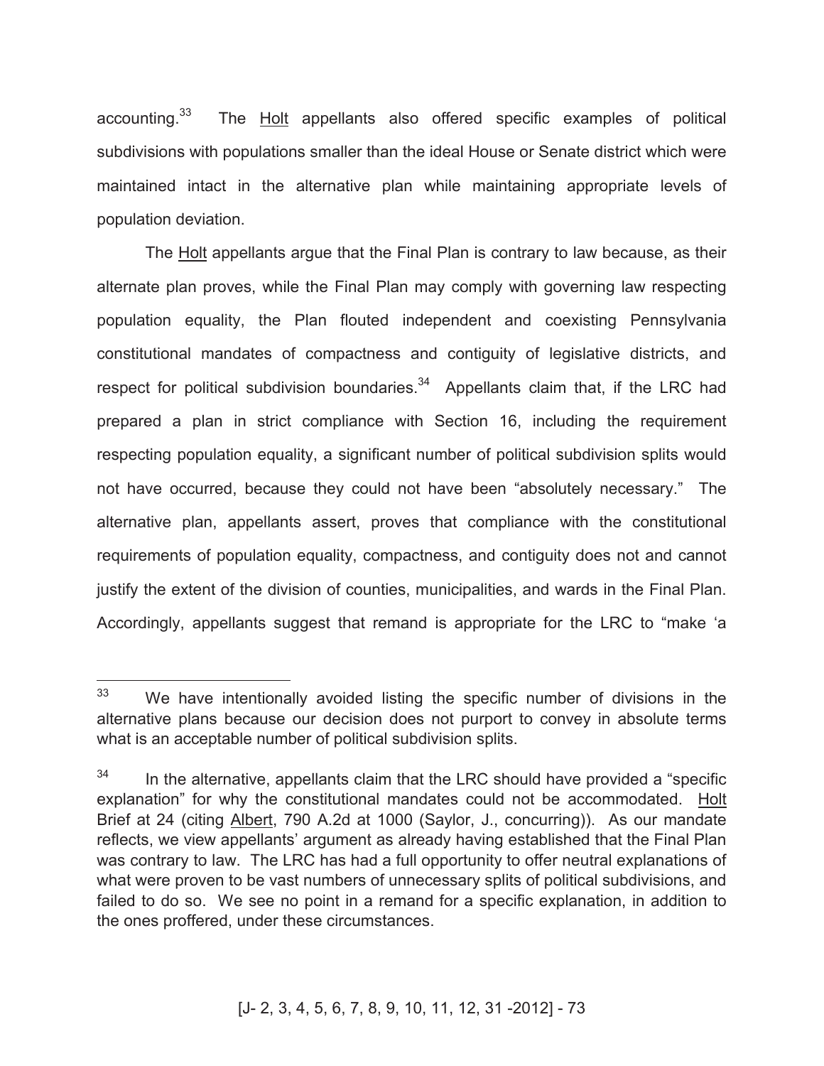accounting.[33] The Holt appellants also offered specific examples of political subdivisions with populations smaller than the ideal House or Senate district which were maintained intact in the alternative plan while maintaining appropriate levels of population deviation.

The Holt appellants argue that the Final Plan is contrary to law because, as their alternate plan proves, while the Final Plan may comply with governing law respecting population equality, the Plan flouted independent and coexisting Pennsylvania constitutional mandates of compactness and contiguity of legislative districts, and respect for political subdivision boundaries.[34] Appellants claim that, if the LRC had prepared a plan in strict compliance with Section 16, including the requirement respecting population equality, a significant number of political subdivision splits would not have occurred, because they could not have been "absolutely necessary." The alternative plan, appellants assert, proves that compliance with the constitutional requirements of population equality, compactness, and contiguity does not and cannot justify the extent of the division of counties, municipalities, and wards in the Final Plan. Accordingly, appellants suggest that remand is appropriate for the LRC to "make 'a

---

[33] We have intentionally avoided listing the specific number of divisions in the alternative plans because our decision does not purport to convey in absolute terms what is an acceptable number of political subdivision splits.

[34] In the alternative, appellants claim that the LRC should have provided a "specific explanation" for why the constitutional mandates could not be accommodated. Holt Brief at 24 (citing Albert, 790 A.2d at 1000 (Saylor, J., concurring)). As our mandate reflects, we view appellants' argument as already having established that the Final Plan was contrary to law. The LRC has had a full opportunity to offer neutral explanations of what were proven to be vast numbers of unnecessary splits of political subdivisions, and failed to do so. We see no point in a remand for a specific explanation, in addition to the ones proffered, under these circumstances.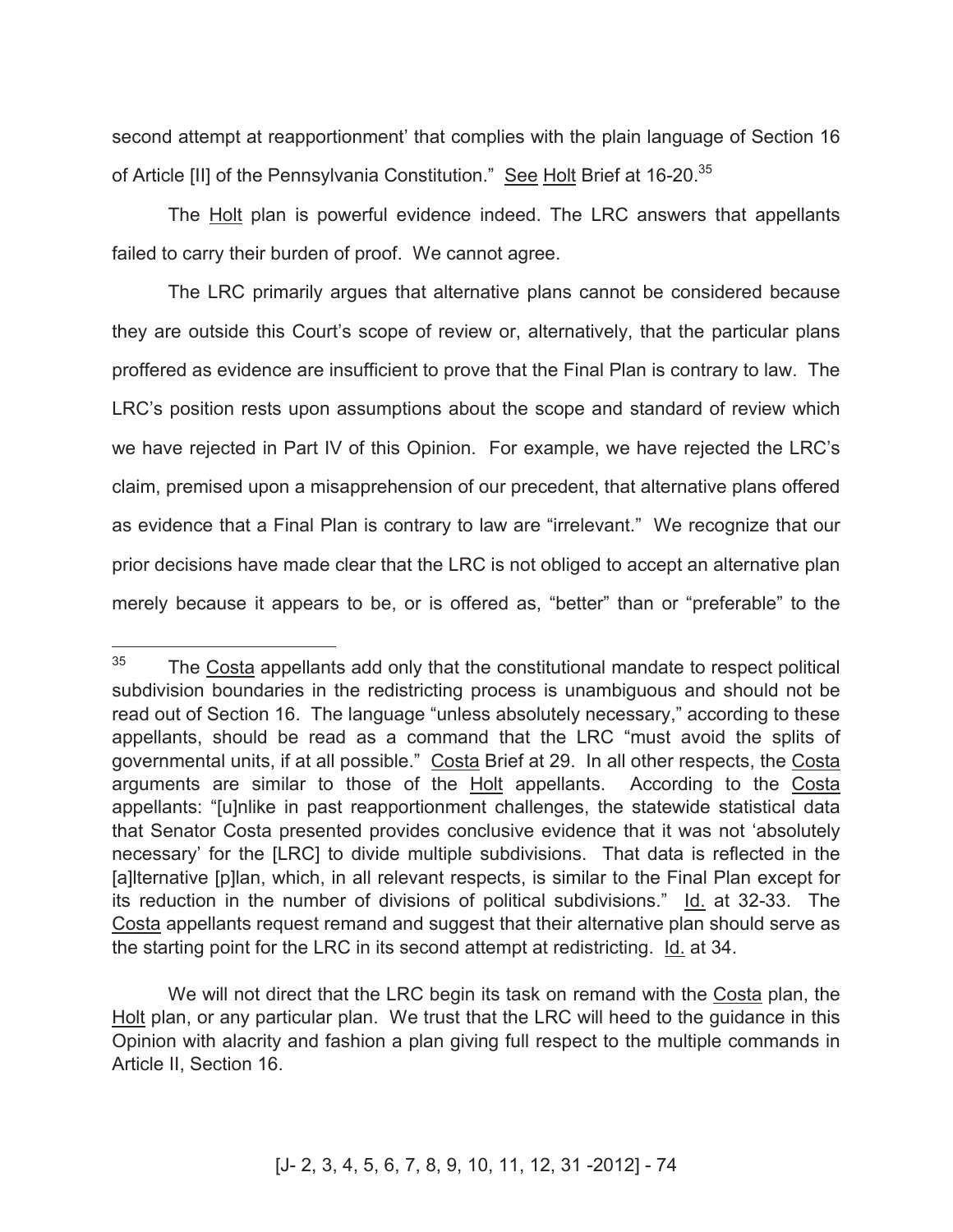second attempt at reapportionment' that complies with the plain language of Section 16 of Article [II] of the Pennsylvania Constitution." See Holt Brief at 16-20.[35]

The Holt plan is powerful evidence indeed. The LRC answers that appellants failed to carry their burden of proof. We cannot agree.

The LRC primarily argues that alternative plans cannot be considered because they are outside this Court's scope of review or, alternatively, that the particular plans proffered as evidence are insufficient to prove that the Final Plan is contrary to law. The LRC's position rests upon assumptions about the scope and standard of review which we have rejected in Part IV of this Opinion. For example, we have rejected the LRC's claim, premised upon a misapprehension of our precedent, that alternative plans offered as evidence that a Final Plan is contrary to law are "irrelevant." We recognize that our prior decisions have made clear that the LRC is not obliged to accept an alternative plan merely because it appears to be, or is offered as, "better" than or "preferable" to the

---

[35] The Costa appellants add only that the constitutional mandate to respect political subdivision boundaries in the redistricting process is unambiguous and should not be read out of Section 16. The language "unless absolutely necessary," according to these appellants, should be read as a command that the LRC "must avoid the splits of governmental units, if at all possible." Costa Brief at 29. In all other respects, the Costa arguments are similar to those of the Holt appellants. According to the Costa appellants: "[u]nlike in past reapportionment challenges, the statewide statistical data that Senator Costa presented provides conclusive evidence that it was not 'absolutely necessary' for the [LRC] to divide multiple subdivisions. That data is reflected in the [a]lternative [p]lan, which, in all relevant respects, is similar to the Final Plan except for its reduction in the number of divisions of political subdivisions." Id. at 32-33. The Costa appellants request remand and suggest that their alternative plan should serve as the starting point for the LRC in its second attempt at redistricting. Id. at 34.

We will not direct that the LRC begin its task on remand with the Costa plan, the Holt plan, or any particular plan. We trust that the LRC will heed to the guidance in this Opinion with alacrity and fashion a plan giving full respect to the multiple commands in Article II, Section 16.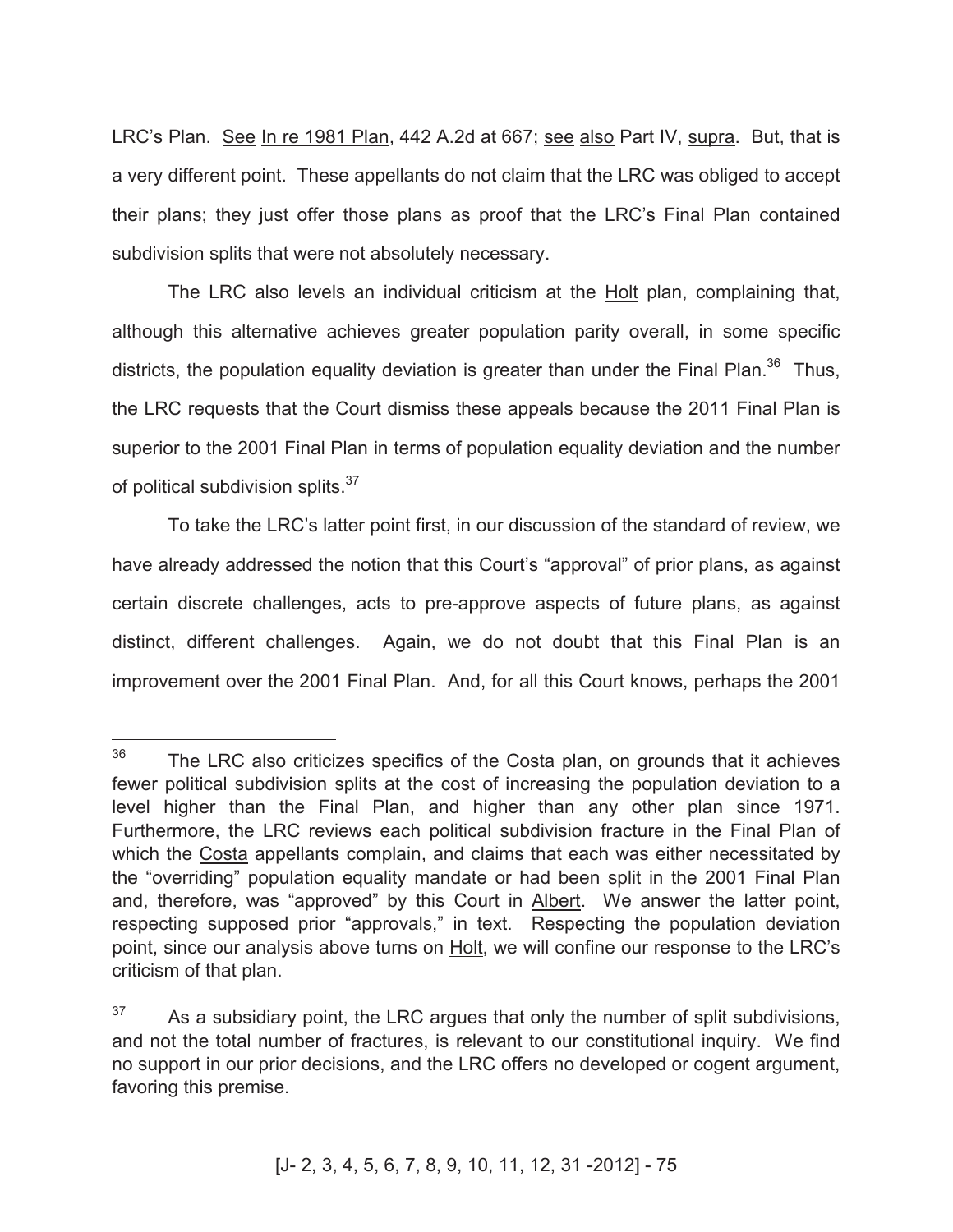LRC's Plan. See In re 1981 Plan, 442 A.2d at 667; see also Part IV, supra. But, that is a very different point. These appellants do not claim that the LRC was obliged to accept their plans; they just offer those plans as proof that the LRC's Final Plan contained subdivision splits that were not absolutely necessary.

The LRC also levels an individual criticism at the Holt plan, complaining that, although this alternative achieves greater population parity overall, in some specific districts, the population equality deviation is greater than under the Final Plan.[36] Thus, the LRC requests that the Court dismiss these appeals because the 2011 Final Plan is superior to the 2001 Final Plan in terms of population equality deviation and the number of political subdivision splits.[37]

To take the LRC's latter point first, in our discussion of the standard of review, we have already addressed the notion that this Court's "approval" of prior plans, as against certain discrete challenges, acts to pre-approve aspects of future plans, as against distinct, different challenges. Again, we do not doubt that this Final Plan is an improvement over the 2001 Final Plan. And, for all this Court knows, perhaps the 2001

---

[36] The LRC also criticizes specifics of the Costa plan, on grounds that it achieves fewer political subdivision splits at the cost of increasing the population deviation to a level higher than the Final Plan, and higher than any other plan since 1971. Furthermore, the LRC reviews each political subdivision fracture in the Final Plan of which the Costa appellants complain, and claims that each was either necessitated by the "overriding" population equality mandate or had been split in the 2001 Final Plan and, therefore, was "approved" by this Court in Albert. We answer the latter point, respecting supposed prior "approvals," in text. Respecting the population deviation point, since our analysis above turns on Holt, we will confine our response to the LRC's criticism of that plan.

[37] As a subsidiary point, the LRC argues that only the number of split subdivisions, and not the total number of fractures, is relevant to our constitutional inquiry. We find no support in our prior decisions, and the LRC offers no developed or cogent argument, favoring this premise.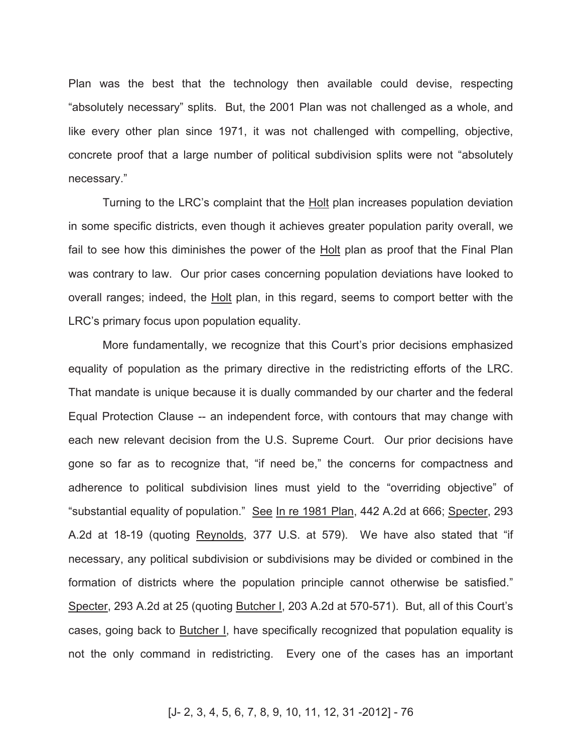Plan was the best that the technology then available could devise, respecting "absolutely necessary" splits. But, the 2001 Plan was not challenged as a whole, and like every other plan since 1971, it was not challenged with compelling, objective, concrete proof that a large number of political subdivision splits were not "absolutely necessary."

Turning to the LRC's complaint that the Holt plan increases population deviation in some specific districts, even though it achieves greater population parity overall, we fail to see how this diminishes the power of the Holt plan as proof that the Final Plan was contrary to law. Our prior cases concerning population deviations have looked to overall ranges; indeed, the Holt plan, in this regard, seems to comport better with the LRC's primary focus upon population equality.

More fundamentally, we recognize that this Court's prior decisions emphasized equality of population as the primary directive in the redistricting efforts of the LRC. That mandate is unique because it is dually commanded by our charter and the federal Equal Protection Clause -- an independent force, with contours that may change with each new relevant decision from the U.S. Supreme Court. Our prior decisions have gone so far as to recognize that, "if need be," the concerns for compactness and adherence to political subdivision lines must yield to the "overriding objective" of "substantial equality of population." See In re 1981 Plan, 442 A.2d at 666; Specter, 293 A.2d at 18-19 (quoting Reynolds, 377 U.S. at 579). We have also stated that "if necessary, any political subdivision or subdivisions may be divided or combined in the formation of districts where the population principle cannot otherwise be satisfied." Specter, 293 A.2d at 25 (quoting Butcher I, 203 A.2d at 570-571). But, all of this Court's cases, going back to Butcher I, have specifically recognized that population equality is not the only command in redistricting. Every one of the cases has an important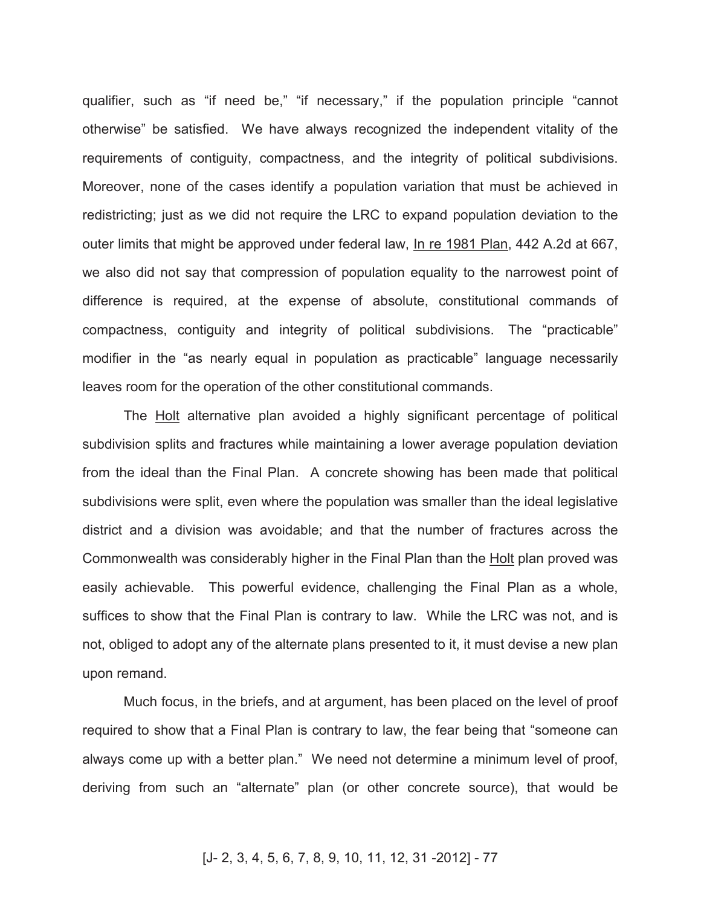qualifier, such as "if need be," "if necessary," if the population principle "cannot otherwise" be satisfied. We have always recognized the independent vitality of the requirements of contiguity, compactness, and the integrity of political subdivisions. Moreover, none of the cases identify a population variation that must be achieved in redistricting; just as we did not require the LRC to expand population deviation to the outer limits that might be approved under federal law, In re 1981 Plan, 442 A.2d at 667, we also did not say that compression of population equality to the narrowest point of difference is required, at the expense of absolute, constitutional commands of compactness, contiguity and integrity of political subdivisions. The "practicable" modifier in the "as nearly equal in population as practicable" language necessarily leaves room for the operation of the other constitutional commands.

The Holt alternative plan avoided a highly significant percentage of political subdivision splits and fractures while maintaining a lower average population deviation from the ideal than the Final Plan. A concrete showing has been made that political subdivisions were split, even where the population was smaller than the ideal legislative district and a division was avoidable; and that the number of fractures across the Commonwealth was considerably higher in the Final Plan than the Holt plan proved was easily achievable. This powerful evidence, challenging the Final Plan as a whole, suffices to show that the Final Plan is contrary to law. While the LRC was not, and is not, obliged to adopt any of the alternate plans presented to it, it must devise a new plan upon remand.

Much focus, in the briefs, and at argument, has been placed on the level of proof required to show that a Final Plan is contrary to law, the fear being that "someone can always come up with a better plan." We need not determine a minimum level of proof, deriving from such an "alternate" plan (or other concrete source), that would be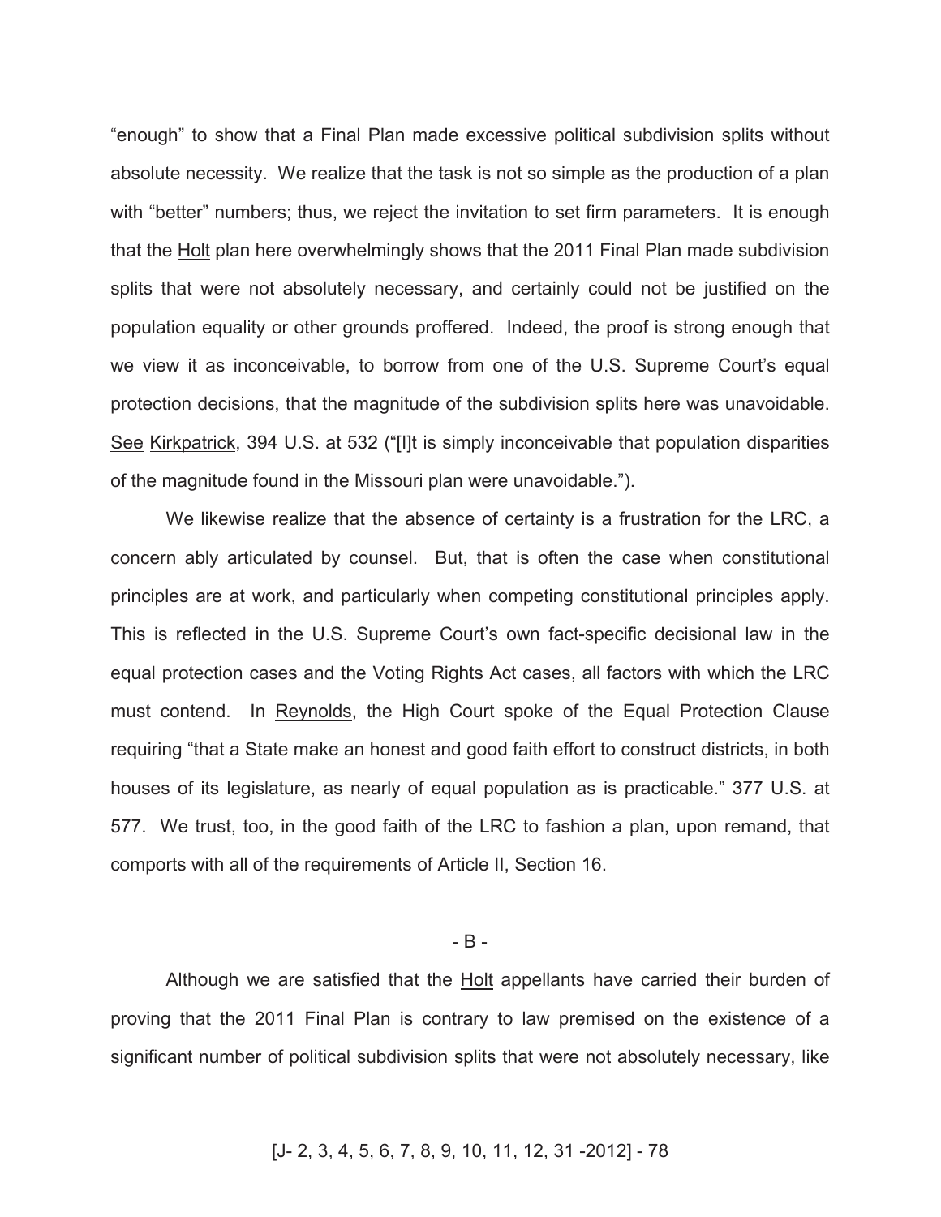"enough" to show that a Final Plan made excessive political subdivision splits without absolute necessity. We realize that the task is not so simple as the production of a plan with "better" numbers; thus, we reject the invitation to set firm parameters. It is enough that the Holt plan here overwhelmingly shows that the 2011 Final Plan made subdivision splits that were not absolutely necessary, and certainly could not be justified on the population equality or other grounds proffered. Indeed, the proof is strong enough that we view it as inconceivable, to borrow from one of the U.S. Supreme Court's equal protection decisions, that the magnitude of the subdivision splits here was unavoidable. See Kirkpatrick, 394 U.S. at 532 ("[I]t is simply inconceivable that population disparities of the magnitude found in the Missouri plan were unavoidable.").

We likewise realize that the absence of certainty is a frustration for the LRC, a concern ably articulated by counsel. But, that is often the case when constitutional principles are at work, and particularly when competing constitutional principles apply. This is reflected in the U.S. Supreme Court's own fact-specific decisional law in the equal protection cases and the Voting Rights Act cases, all factors with which the LRC must contend. In Reynolds, the High Court spoke of the Equal Protection Clause requiring "that a State make an honest and good faith effort to construct districts, in both houses of its legislature, as nearly of equal population as is practicable." 377 U.S. at 577. We trust, too, in the good faith of the LRC to fashion a plan, upon remand, that comports with all of the requirements of Article II, Section 16.

- B -

Although we are satisfied that the Holt appellants have carried their burden of proving that the 2011 Final Plan is contrary to law premised on the existence of a significant number of political subdivision splits that were not absolutely necessary, like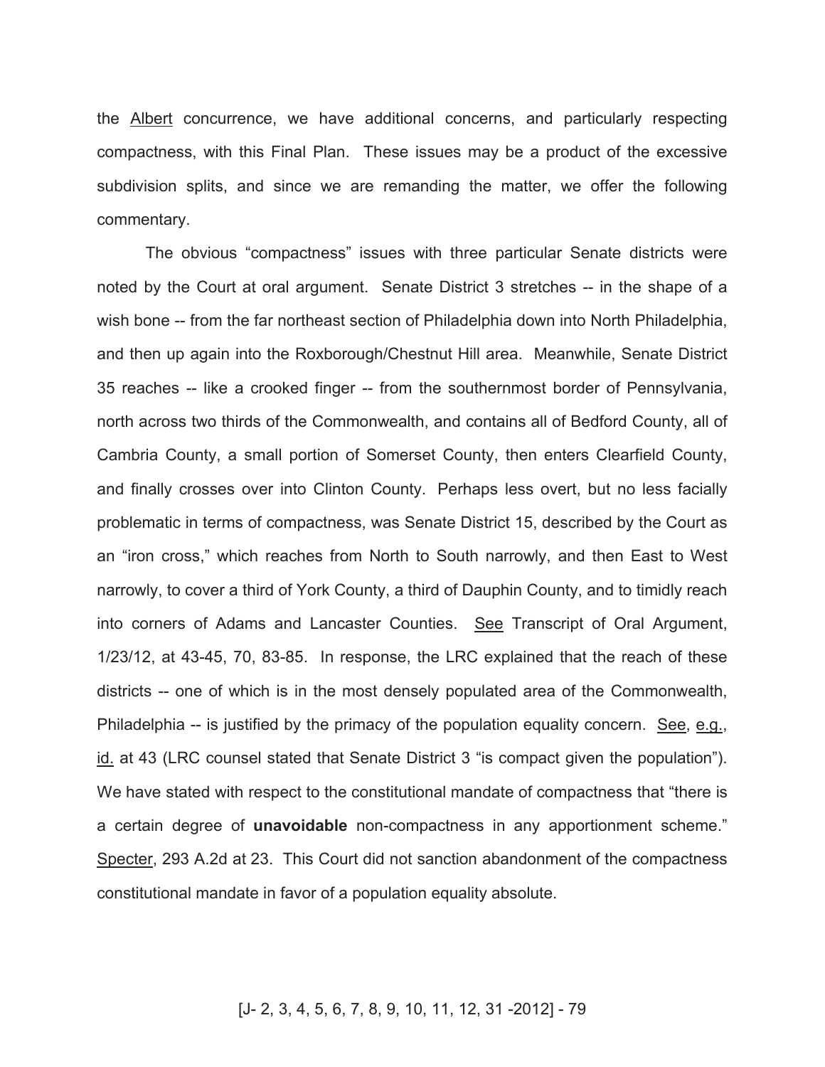the Albert concurrence, we have additional concerns, and particularly respecting compactness, with this Final Plan. These issues may be a product of the excessive subdivision splits, and since we are remanding the matter, we offer the following commentary.

The obvious "compactness" issues with three particular Senate districts were noted by the Court at oral argument. Senate District 3 stretches -- in the shape of a wish bone -- from the far northeast section of Philadelphia down into North Philadelphia, and then up again into the Roxborough/Chestnut Hill area. Meanwhile, Senate District 35 reaches -- like a crooked finger -- from the southernmost border of Pennsylvania, north across two thirds of the Commonwealth, and contains all of Bedford County, all of Cambria County, a small portion of Somerset County, then enters Clearfield County, and finally crosses over into Clinton County. Perhaps less overt, but no less facially problematic in terms of compactness, was Senate District 15, described by the Court as an "iron cross," which reaches from North to South narrowly, and then East to West narrowly, to cover a third of York County, a third of Dauphin County, and to timidly reach into corners of Adams and Lancaster Counties. See Transcript of Oral Argument, 1/23/12, at 43-45, 70, 83-85. In response, the LRC explained that the reach of these districts -- one of which is in the most densely populated area of the Commonwealth, Philadelphia -- is justified by the primacy of the population equality concern. See, e.g., id. at 43 (LRC counsel stated that Senate District 3 "is compact given the population"). We have stated with respect to the constitutional mandate of compactness that "there is a certain degree of **unavoidable** non-compactness in any apportionment scheme." Specter, 293 A.2d at 23. This Court did not sanction abandonment of the compactness constitutional mandate in favor of a population equality absolute.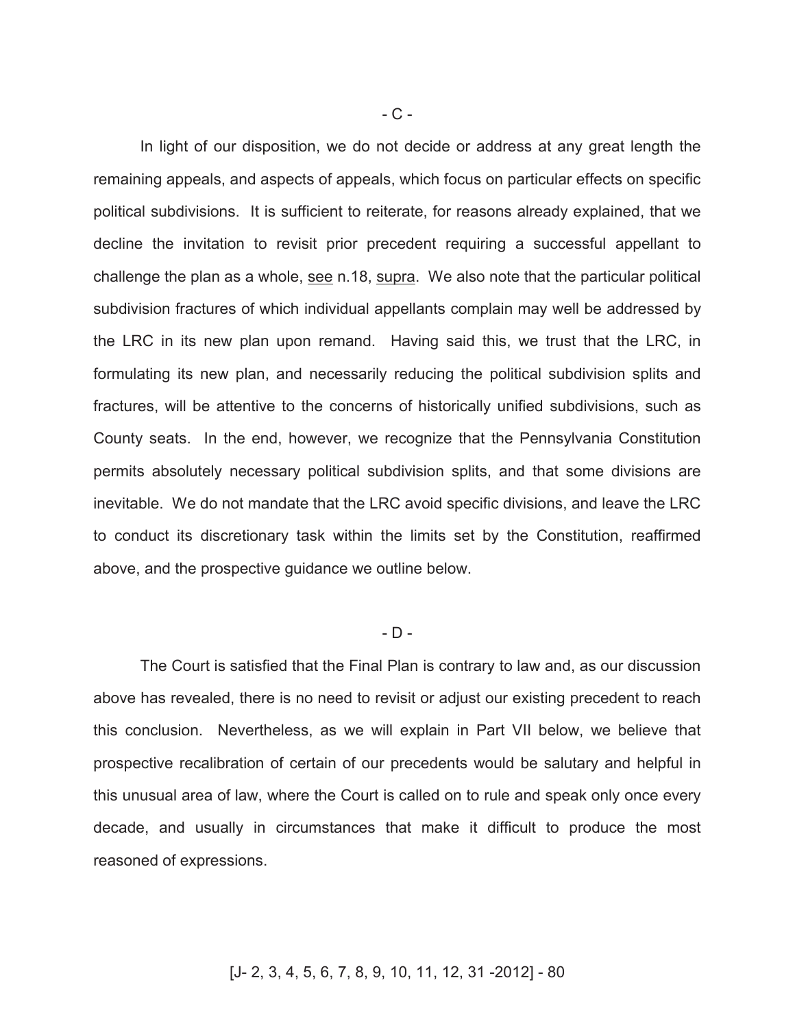- C -

In light of our disposition, we do not decide or address at any great length the remaining appeals, and aspects of appeals, which focus on particular effects on specific political subdivisions. It is sufficient to reiterate, for reasons already explained, that we decline the invitation to revisit prior precedent requiring a successful appellant to challenge the plan as a whole, see n.18, supra. We also note that the particular political subdivision fractures of which individual appellants complain may well be addressed by the LRC in its new plan upon remand. Having said this, we trust that the LRC, in formulating its new plan, and necessarily reducing the political subdivision splits and fractures, will be attentive to the concerns of historically unified subdivisions, such as County seats. In the end, however, we recognize that the Pennsylvania Constitution permits absolutely necessary political subdivision splits, and that some divisions are inevitable. We do not mandate that the LRC avoid specific divisions, and leave the LRC to conduct its discretionary task within the limits set by the Constitution, reaffirmed above, and the prospective guidance we outline below.

- D -

The Court is satisfied that the Final Plan is contrary to law and, as our discussion above has revealed, there is no need to revisit or adjust our existing precedent to reach this conclusion. Nevertheless, as we will explain in Part VII below, we believe that prospective recalibration of certain of our precedents would be salutary and helpful in this unusual area of law, where the Court is called on to rule and speak only once every decade, and usually in circumstances that make it difficult to produce the most reasoned of expressions.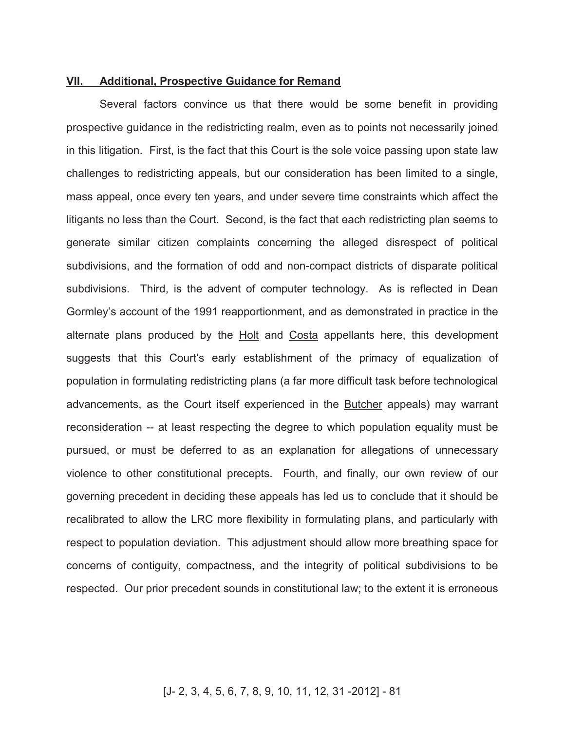## VII. Additional, Prospective Guidance for Remand

Several factors convince us that there would be some benefit in providing prospective guidance in the redistricting realm, even as to points not necessarily joined in this litigation. First, is the fact that this Court is the sole voice passing upon state law challenges to redistricting appeals, but our consideration has been limited to a single, mass appeal, once every ten years, and under severe time constraints which affect the litigants no less than the Court. Second, is the fact that each redistricting plan seems to generate similar citizen complaints concerning the alleged disrespect of political subdivisions, and the formation of odd and non-compact districts of disparate political subdivisions. Third, is the advent of computer technology. As is reflected in Dean Gormley's account of the 1991 reapportionment, and as demonstrated in practice in the alternate plans produced by the Holt and Costa appellants here, this development suggests that this Court's early establishment of the primacy of equalization of population in formulating redistricting plans (a far more difficult task before technological advancements, as the Court itself experienced in the Butcher appeals) may warrant reconsideration -- at least respecting the degree to which population equality must be pursued, or must be deferred to as an explanation for allegations of unnecessary violence to other constitutional precepts. Fourth, and finally, our own review of our governing precedent in deciding these appeals has led us to conclude that it should be recalibrated to allow the LRC more flexibility in formulating plans, and particularly with respect to population deviation. This adjustment should allow more breathing space for concerns of contiguity, compactness, and the integrity of political subdivisions to be respected. Our prior precedent sounds in constitutional law; to the extent it is erroneous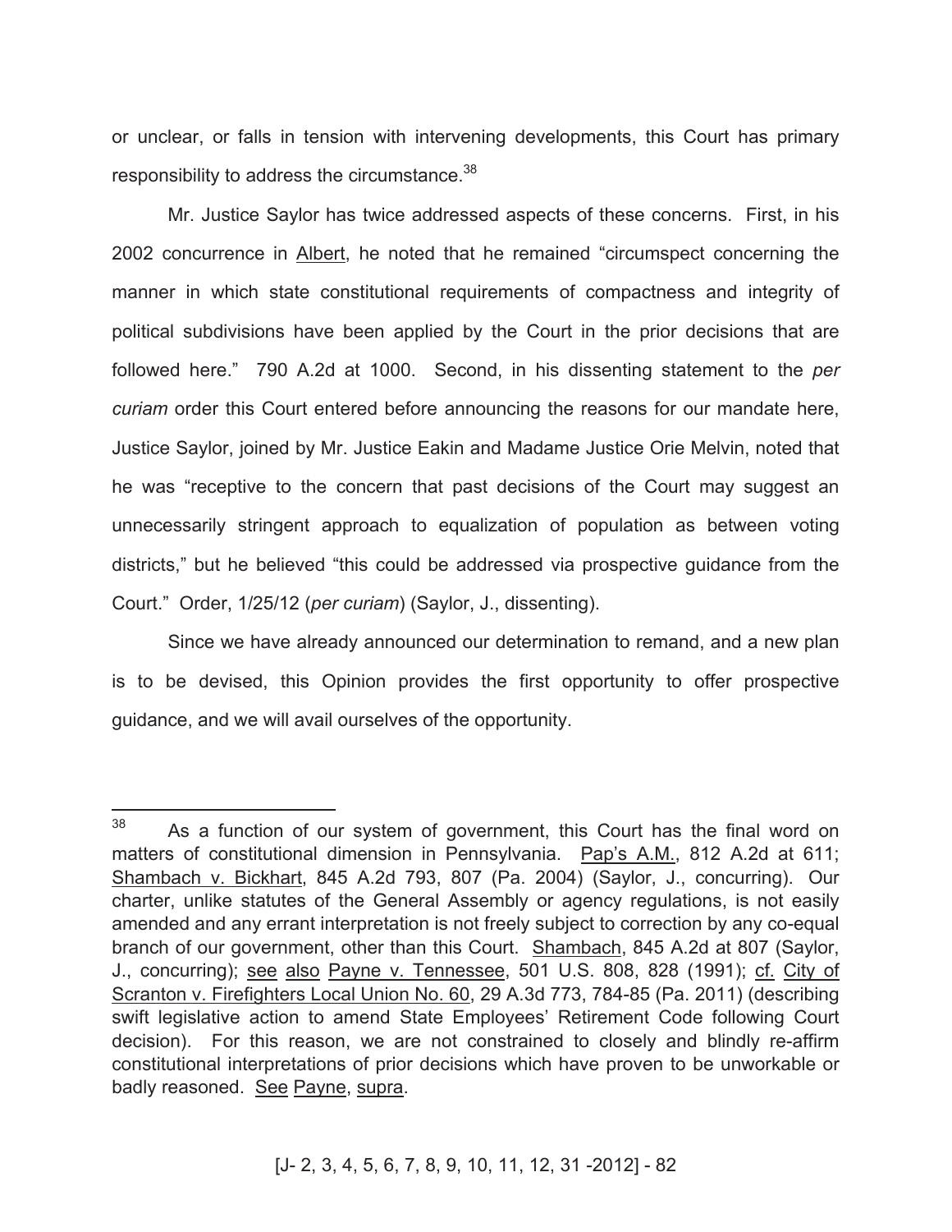or unclear, or falls in tension with intervening developments, this Court has primary responsibility to address the circumstance.[38]

Mr. Justice Saylor has twice addressed aspects of these concerns. First, in his 2002 concurrence in Albert, he noted that he remained "circumspect concerning the manner in which state constitutional requirements of compactness and integrity of political subdivisions have been applied by the Court in the prior decisions that are followed here." 790 A.2d at 1000. Second, in his dissenting statement to the *per curiam* order this Court entered before announcing the reasons for our mandate here, Justice Saylor, joined by Mr. Justice Eakin and Madame Justice Orie Melvin, noted that he was "receptive to the concern that past decisions of the Court may suggest an unnecessarily stringent approach to equalization of population as between voting districts," but he believed "this could be addressed via prospective guidance from the Court." Order, 1/25/12 (*per curiam*) (Saylor, J., dissenting).

Since we have already announced our determination to remand, and a new plan is to be devised, this Opinion provides the first opportunity to offer prospective guidance, and we will avail ourselves of the opportunity.

---

[38] As a function of our system of government, this Court has the final word on matters of constitutional dimension in Pennsylvania. Pap's A.M., 812 A.2d at 611; Shambach v. Bickhart, 845 A.2d 793, 807 (Pa. 2004) (Saylor, J., concurring). Our charter, unlike statutes of the General Assembly or agency regulations, is not easily amended and any errant interpretation is not freely subject to correction by any co-equal branch of our government, other than this Court. Shambach, 845 A.2d at 807 (Saylor, J., concurring); see also Payne v. Tennessee, 501 U.S. 808, 828 (1991); cf. City of Scranton v. Firefighters Local Union No. 60, 29 A.3d 773, 784-85 (Pa. 2011) (describing swift legislative action to amend State Employees' Retirement Code following Court decision). For this reason, we are not constrained to closely and blindly re-affirm constitutional interpretations of prior decisions which have proven to be unworkable or badly reasoned. See Payne, supra.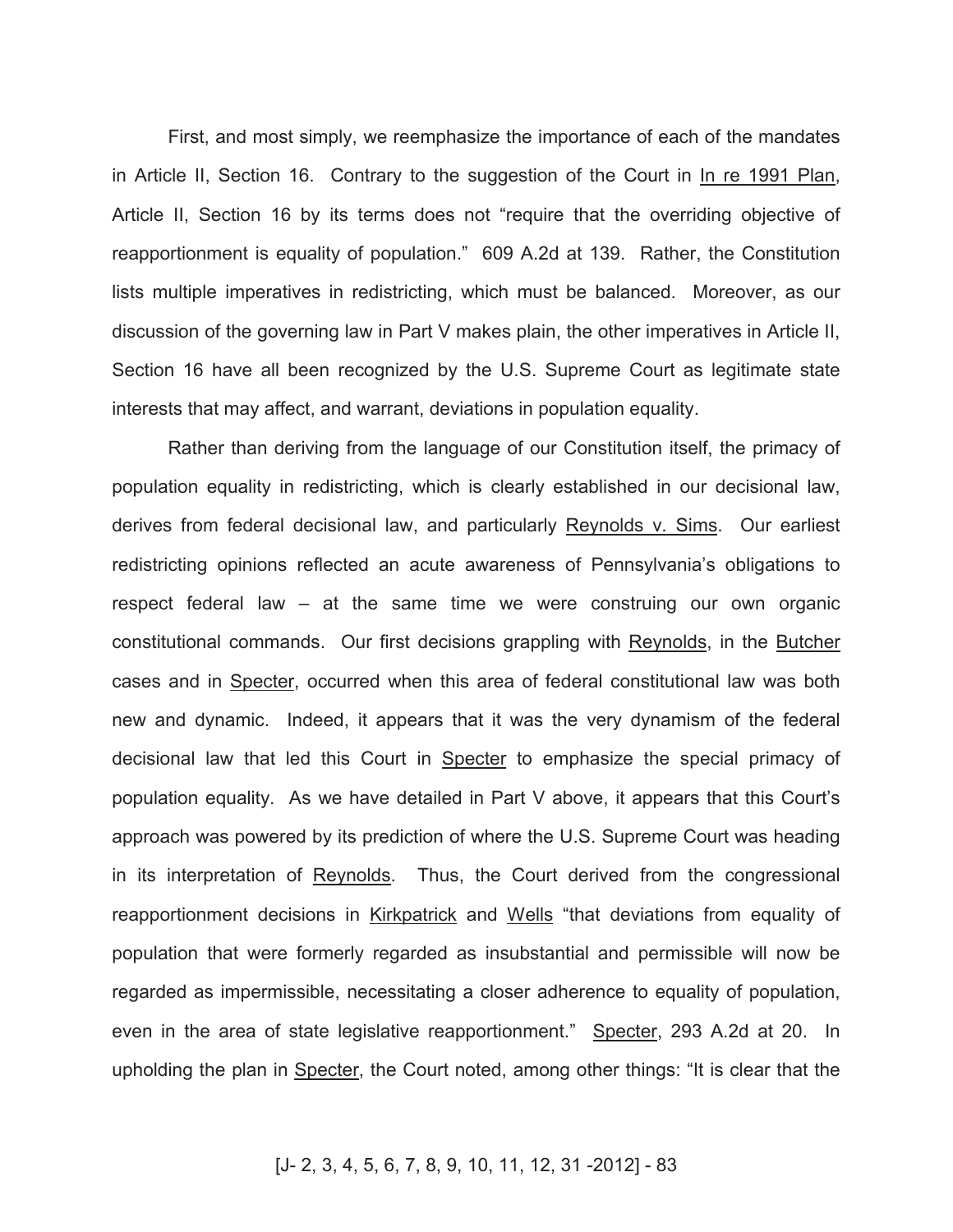First, and most simply, we reemphasize the importance of each of the mandates in Article II, Section 16. Contrary to the suggestion of the Court in In re 1991 Plan, Article II, Section 16 by its terms does not "require that the overriding objective of reapportionment is equality of population." 609 A.2d at 139. Rather, the Constitution lists multiple imperatives in redistricting, which must be balanced. Moreover, as our discussion of the governing law in Part V makes plain, the other imperatives in Article II, Section 16 have all been recognized by the U.S. Supreme Court as legitimate state interests that may affect, and warrant, deviations in population equality.

Rather than deriving from the language of our Constitution itself, the primacy of population equality in redistricting, which is clearly established in our decisional law, derives from federal decisional law, and particularly Reynolds v. Sims. Our earliest redistricting opinions reflected an acute awareness of Pennsylvania's obligations to respect federal law – at the same time we were construing our own organic constitutional commands. Our first decisions grappling with Reynolds, in the Butcher cases and in Specter, occurred when this area of federal constitutional law was both new and dynamic. Indeed, it appears that it was the very dynamism of the federal decisional law that led this Court in Specter to emphasize the special primacy of population equality. As we have detailed in Part V above, it appears that this Court's approach was powered by its prediction of where the U.S. Supreme Court was heading in its interpretation of Reynolds. Thus, the Court derived from the congressional reapportionment decisions in Kirkpatrick and Wells "that deviations from equality of population that were formerly regarded as insubstantial and permissible will now be regarded as impermissible, necessitating a closer adherence to equality of population, even in the area of state legislative reapportionment." Specter, 293 A.2d at 20. In upholding the plan in Specter, the Court noted, among other things: "It is clear that the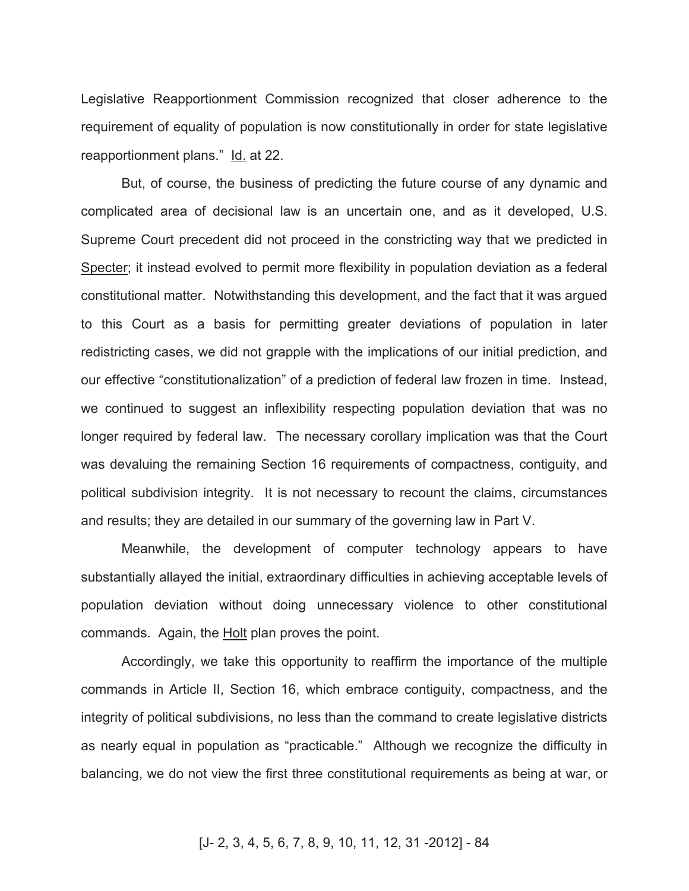Legislative Reapportionment Commission recognized that closer adherence to the requirement of equality of population is now constitutionally in order for state legislative reapportionment plans." Id. at 22.

But, of course, the business of predicting the future course of any dynamic and complicated area of decisional law is an uncertain one, and as it developed, U.S. Supreme Court precedent did not proceed in the constricting way that we predicted in Specter; it instead evolved to permit more flexibility in population deviation as a federal constitutional matter. Notwithstanding this development, and the fact that it was argued to this Court as a basis for permitting greater deviations of population in later redistricting cases, we did not grapple with the implications of our initial prediction, and our effective "constitutionalization" of a prediction of federal law frozen in time. Instead, we continued to suggest an inflexibility respecting population deviation that was no longer required by federal law. The necessary corollary implication was that the Court was devaluing the remaining Section 16 requirements of compactness, contiguity, and political subdivision integrity. It is not necessary to recount the claims, circumstances and results; they are detailed in our summary of the governing law in Part V.

Meanwhile, the development of computer technology appears to have substantially allayed the initial, extraordinary difficulties in achieving acceptable levels of population deviation without doing unnecessary violence to other constitutional commands. Again, the Holt plan proves the point.

Accordingly, we take this opportunity to reaffirm the importance of the multiple commands in Article II, Section 16, which embrace contiguity, compactness, and the integrity of political subdivisions, no less than the command to create legislative districts as nearly equal in population as "practicable." Although we recognize the difficulty in balancing, we do not view the first three constitutional requirements as being at war, or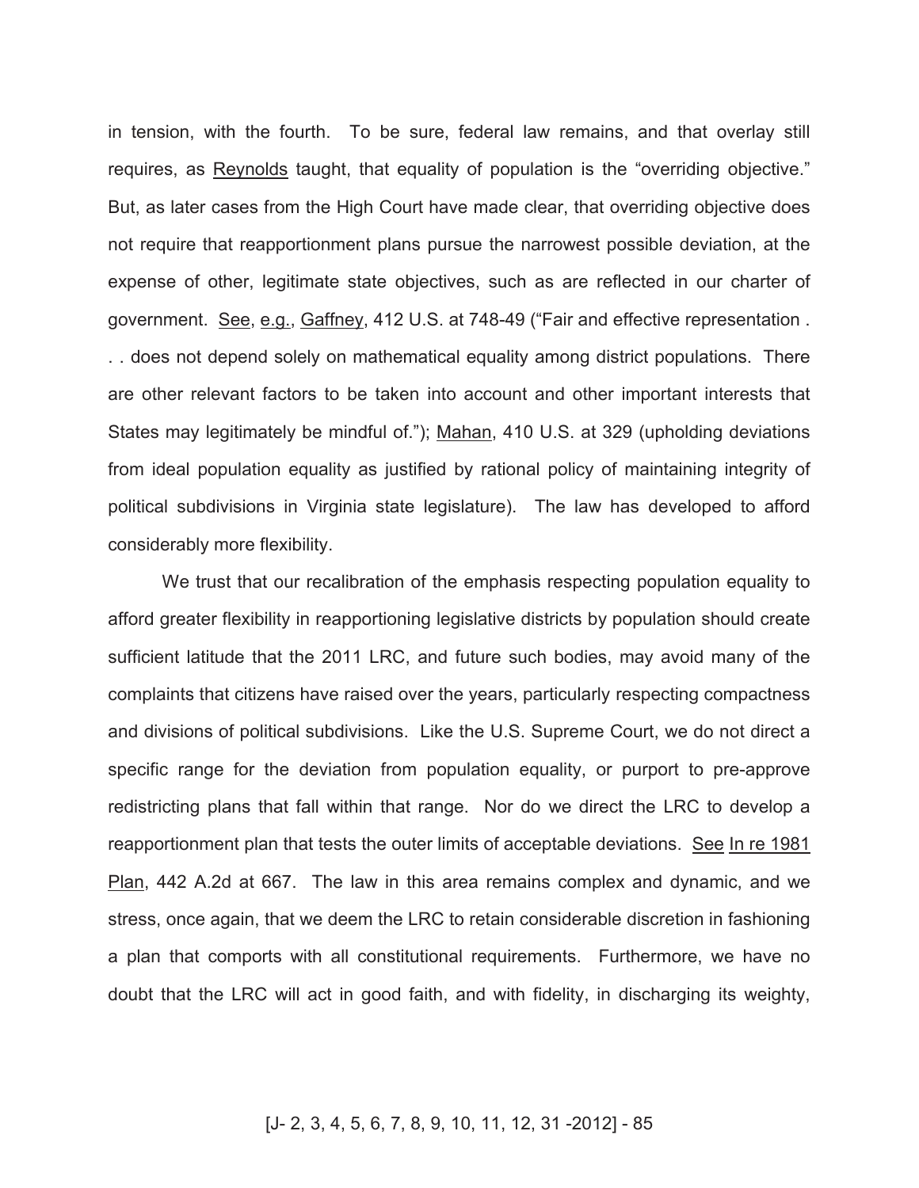in tension, with the fourth. To be sure, federal law remains, and that overlay still requires, as Reynolds taught, that equality of population is the "overriding objective." But, as later cases from the High Court have made clear, that overriding objective does not require that reapportionment plans pursue the narrowest possible deviation, at the expense of other, legitimate state objectives, such as are reflected in our charter of government. See, e.g., Gaffney, 412 U.S. at 748-49 ("Fair and effective representation . . . does not depend solely on mathematical equality among district populations. There are other relevant factors to be taken into account and other important interests that States may legitimately be mindful of."); Mahan, 410 U.S. at 329 (upholding deviations from ideal population equality as justified by rational policy of maintaining integrity of political subdivisions in Virginia state legislature). The law has developed to afford considerably more flexibility.

We trust that our recalibration of the emphasis respecting population equality to afford greater flexibility in reapportioning legislative districts by population should create sufficient latitude that the 2011 LRC, and future such bodies, may avoid many of the complaints that citizens have raised over the years, particularly respecting compactness and divisions of political subdivisions. Like the U.S. Supreme Court, we do not direct a specific range for the deviation from population equality, or purport to pre-approve redistricting plans that fall within that range. Nor do we direct the LRC to develop a reapportionment plan that tests the outer limits of acceptable deviations. See In re 1981 Plan, 442 A.2d at 667. The law in this area remains complex and dynamic, and we stress, once again, that we deem the LRC to retain considerable discretion in fashioning a plan that comports with all constitutional requirements. Furthermore, we have no doubt that the LRC will act in good faith, and with fidelity, in discharging its weighty,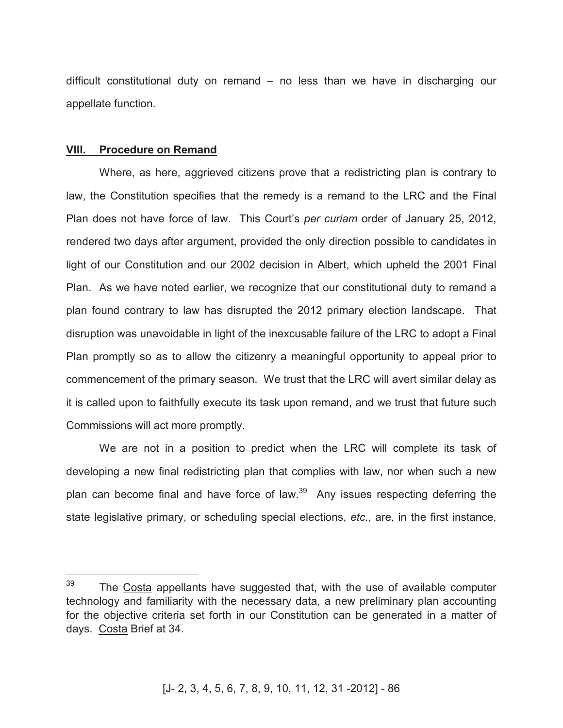difficult constitutional duty on remand – no less than we have in discharging our appellate function.

## **VIII. Procedure on Remand**

Where, as here, aggrieved citizens prove that a redistricting plan is contrary to law, the Constitution specifies that the remedy is a remand to the LRC and the Final Plan does not have force of law. This Court's *per curiam* order of January 25, 2012, rendered two days after argument, provided the only direction possible to candidates in light of our Constitution and our 2002 decision in Albert, which upheld the 2001 Final Plan. As we have noted earlier, we recognize that our constitutional duty to remand a plan found contrary to law has disrupted the 2012 primary election landscape. That disruption was unavoidable in light of the inexcusable failure of the LRC to adopt a Final Plan promptly so as to allow the citizenry a meaningful opportunity to appeal prior to commencement of the primary season. We trust that the LRC will avert similar delay as it is called upon to faithfully execute its task upon remand, and we trust that future such Commissions will act more promptly.

We are not in a position to predict when the LRC will complete its task of developing a new final redistricting plan that complies with law, nor when such a new plan can become final and have force of law.[39] Any issues respecting deferring the state legislative primary, or scheduling special elections, *etc.*, are, in the first instance,

---

[39] The Costa appellants have suggested that, with the use of available computer technology and familiarity with the necessary data, a new preliminary plan accounting for the objective criteria set forth in our Constitution can be generated in a matter of days. Costa Brief at 34.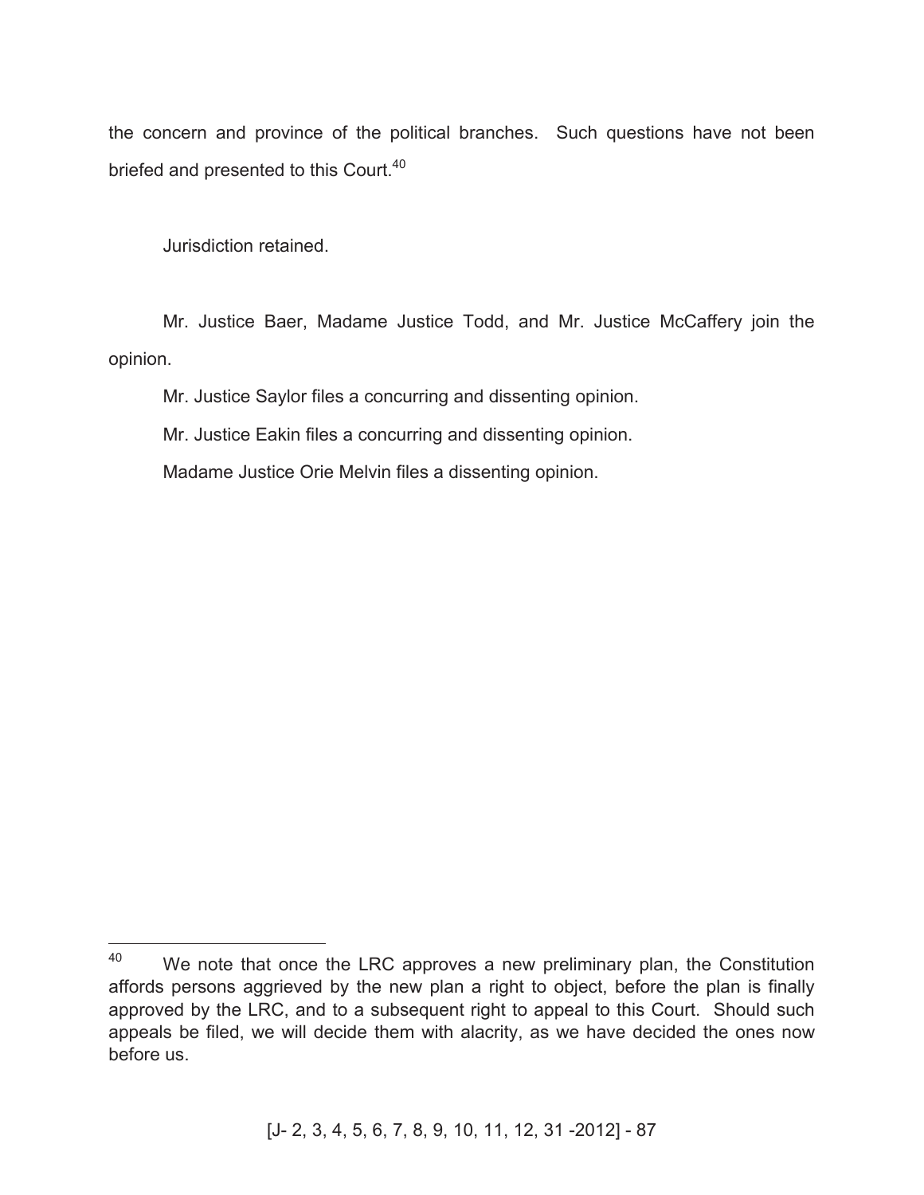the concern and province of the political branches. Such questions have not been briefed and presented to this Court.[40]

Jurisdiction retained.

Mr. Justice Baer, Madame Justice Todd, and Mr. Justice McCaffery join the opinion.

Mr. Justice Saylor files a concurring and dissenting opinion.

Mr. Justice Eakin files a concurring and dissenting opinion.

Madame Justice Orie Melvin files a dissenting opinion.

---

[40] We note that once the LRC approves a new preliminary plan, the Constitution affords persons aggrieved by the new plan a right to object, before the plan is finally approved by the LRC, and to a subsequent right to appeal to this Court. Should such appeals be filed, we will decide them with alacrity, as we have decided the ones now before us.